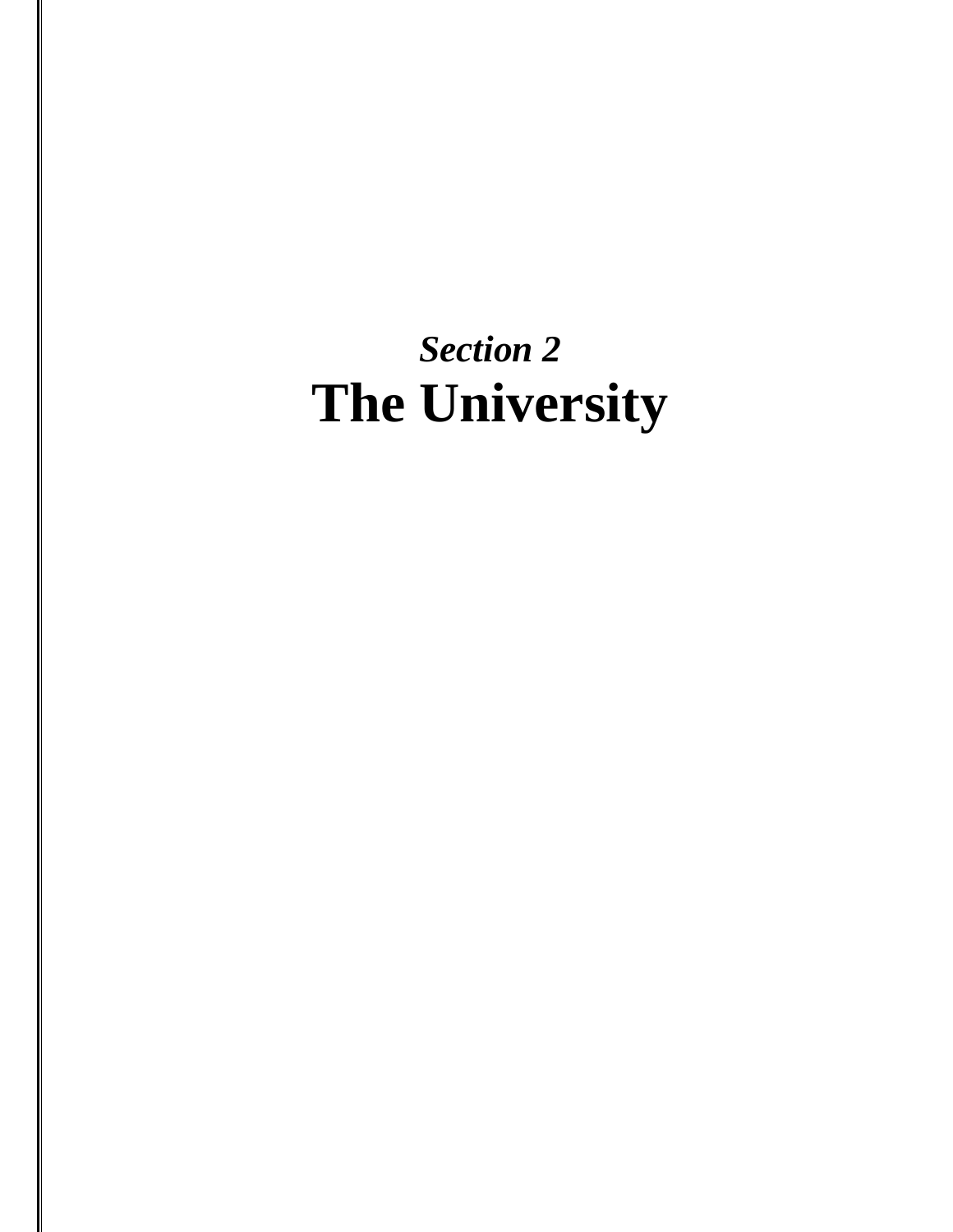*Section 2*

# The University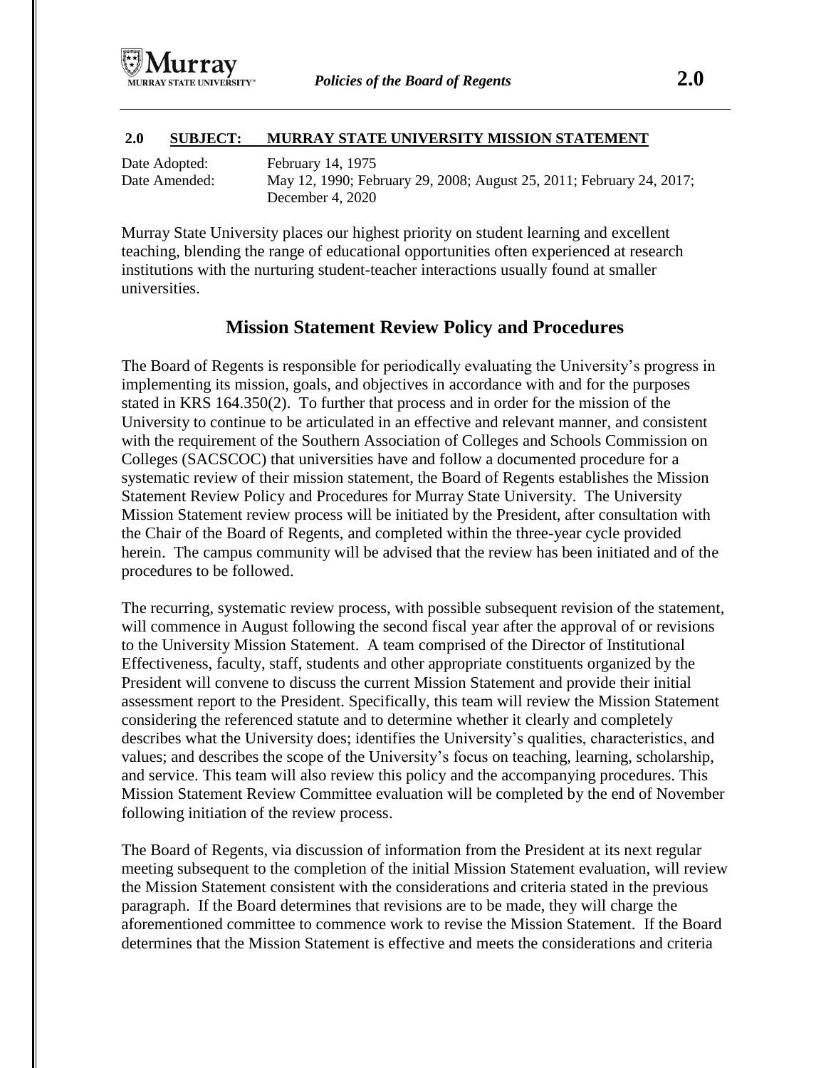## 2.0 SUBJECT: MURRAY STATE UNIVERSITY MISSION STATEMENT

Date Adopted: February 14, 1975
Date Amended: May 12, 1990; February 29, 2008; August 25, 2011; February 24, 2017; December 4, 2020

Murray State University places our highest priority on student learning and excellent teaching, blending the range of educational opportunities often experienced at research institutions with the nurturing student-teacher interactions usually found at smaller universities.

### Mission Statement Review Policy and Procedures

The Board of Regents is responsible for periodically evaluating the University's progress in implementing its mission, goals, and objectives in accordance with and for the purposes stated in KRS 164.350(2). To further that process and in order for the mission of the University to continue to be articulated in an effective and relevant manner, and consistent with the requirement of the Southern Association of Colleges and Schools Commission on Colleges (SACSCOC) that universities have and follow a documented procedure for a systematic review of their mission statement, the Board of Regents establishes the Mission Statement Review Policy and Procedures for Murray State University. The University Mission Statement review process will be initiated by the President, after consultation with the Chair of the Board of Regents, and completed within the three-year cycle provided herein. The campus community will be advised that the review has been initiated and of the procedures to be followed.

The recurring, systematic review process, with possible subsequent revision of the statement, will commence in August following the second fiscal year after the approval of or revisions to the University Mission Statement. A team comprised of the Director of Institutional Effectiveness, faculty, staff, students and other appropriate constituents organized by the President will convene to discuss the current Mission Statement and provide their initial assessment report to the President. Specifically, this team will review the Mission Statement considering the referenced statute and to determine whether it clearly and completely describes what the University does; identifies the University's qualities, characteristics, and values; and describes the scope of the University's focus on teaching, learning, scholarship, and service. This team will also review this policy and the accompanying procedures. This Mission Statement Review Committee evaluation will be completed by the end of November following initiation of the review process.

The Board of Regents, via discussion of information from the President at its next regular meeting subsequent to the completion of the initial Mission Statement evaluation, will review the Mission Statement consistent with the considerations and criteria stated in the previous paragraph. If the Board determines that revisions are to be made, they will charge the aforementioned committee to commence work to revise the Mission Statement. If the Board determines that the Mission Statement is effective and meets the considerations and criteria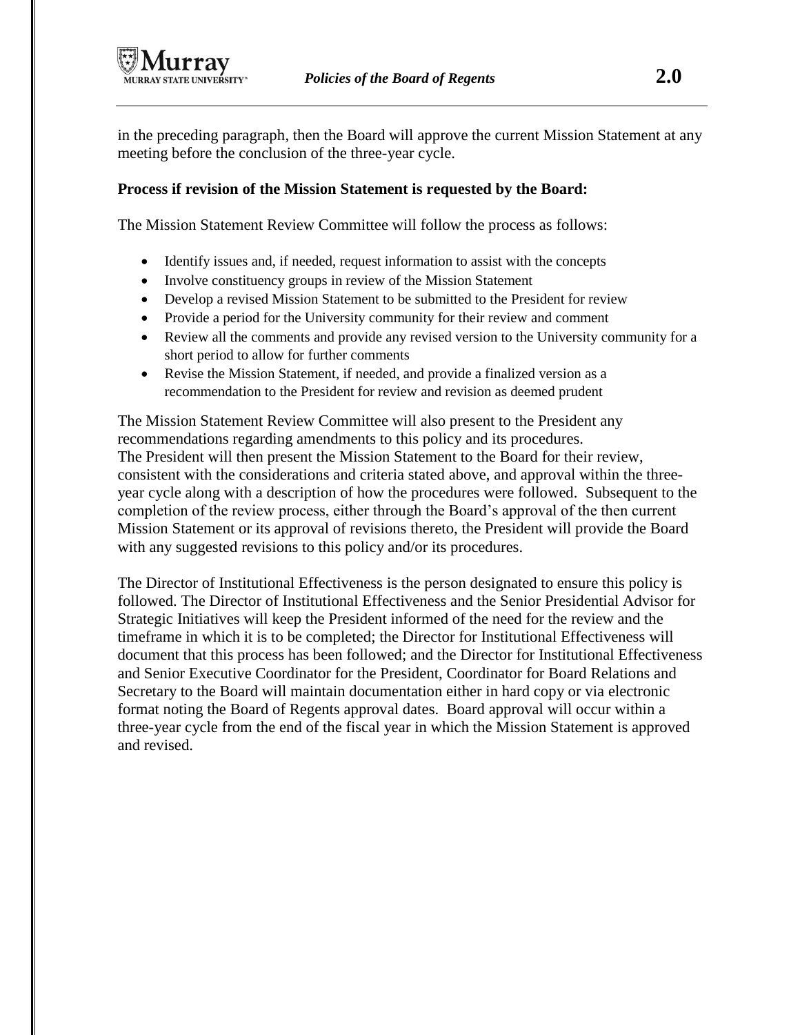in the preceding paragraph, then the Board will approve the current Mission Statement at any meeting before the conclusion of the three-year cycle.

**Process if revision of the Mission Statement is requested by the Board:**

The Mission Statement Review Committee will follow the process as follows:

- Identify issues and, if needed, request information to assist with the concepts
- Involve constituency groups in review of the Mission Statement
- Develop a revised Mission Statement to be submitted to the President for review
- Provide a period for the University community for their review and comment
- Review all the comments and provide any revised version to the University community for a short period to allow for further comments
- Revise the Mission Statement, if needed, and provide a finalized version as a recommendation to the President for review and revision as deemed prudent

The Mission Statement Review Committee will also present to the President any recommendations regarding amendments to this policy and its procedures.
The President will then present the Mission Statement to the Board for their review, consistent with the considerations and criteria stated above, and approval within the three-year cycle along with a description of how the procedures were followed. Subsequent to the completion of the review process, either through the Board's approval of the then current Mission Statement or its approval of revisions thereto, the President will provide the Board with any suggested revisions to this policy and/or its procedures.

The Director of Institutional Effectiveness is the person designated to ensure this policy is followed. The Director of Institutional Effectiveness and the Senior Presidential Advisor for Strategic Initiatives will keep the President informed of the need for the review and the timeframe in which it is to be completed; the Director for Institutional Effectiveness will document that this process has been followed; and the Director for Institutional Effectiveness and Senior Executive Coordinator for the President, Coordinator for Board Relations and Secretary to the Board will maintain documentation either in hard copy or via electronic format noting the Board of Regents approval dates. Board approval will occur within a three-year cycle from the end of the fiscal year in which the Mission Statement is approved and revised.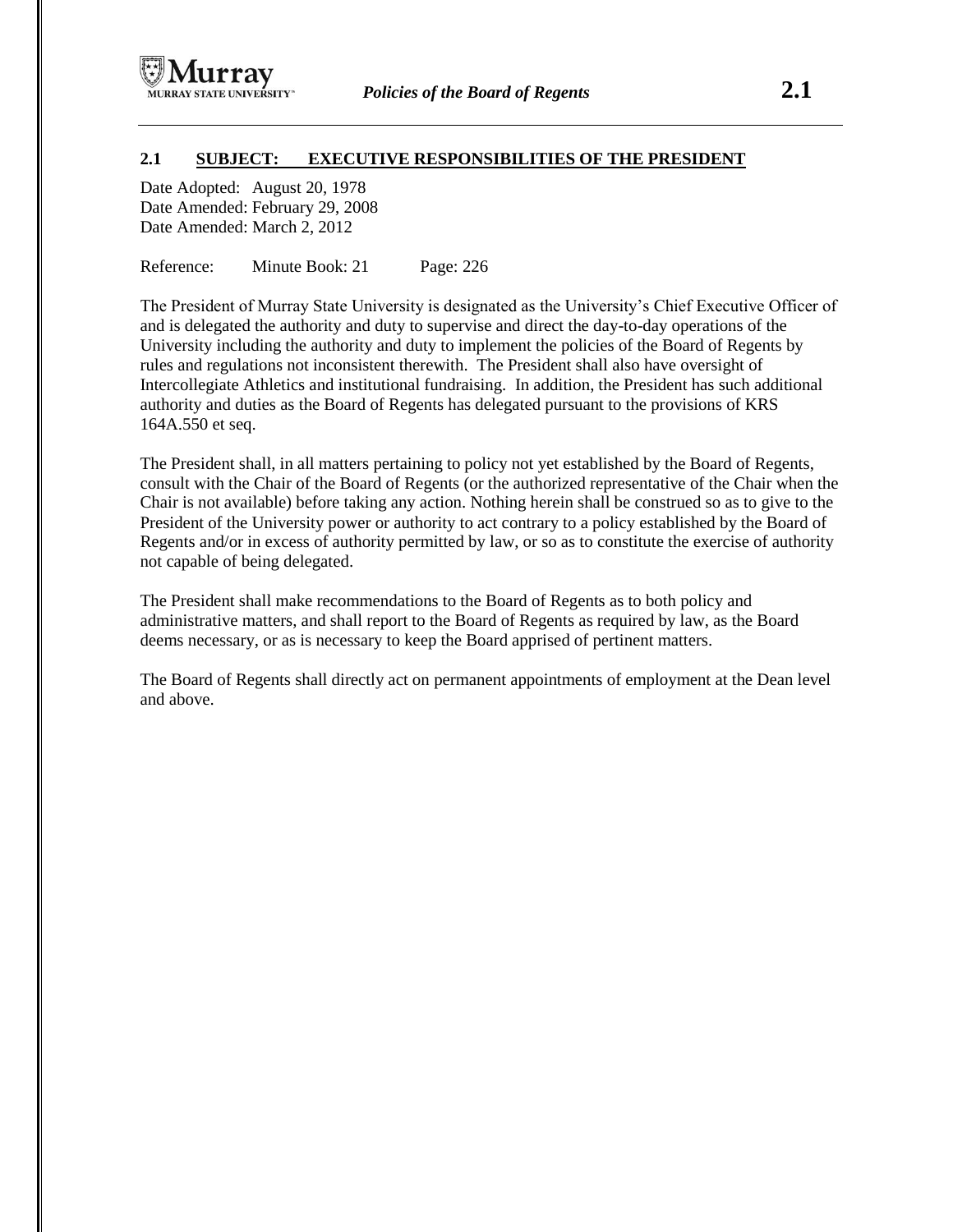## 2.1 SUBJECT: EXECUTIVE RESPONSIBILITIES OF THE PRESIDENT

Date Adopted: August 20, 1978
Date Amended: February 29, 2008
Date Amended: March 2, 2012

Reference: Minute Book: 21 Page: 226

The President of Murray State University is designated as the University's Chief Executive Officer of and is delegated the authority and duty to supervise and direct the day-to-day operations of the University including the authority and duty to implement the policies of the Board of Regents by rules and regulations not inconsistent therewith. The President shall also have oversight of Intercollegiate Athletics and institutional fundraising. In addition, the President has such additional authority and duties as the Board of Regents has delegated pursuant to the provisions of KRS 164A.550 et seq.

The President shall, in all matters pertaining to policy not yet established by the Board of Regents, consult with the Chair of the Board of Regents (or the authorized representative of the Chair when the Chair is not available) before taking any action. Nothing herein shall be construed so as to give to the President of the University power or authority to act contrary to a policy established by the Board of Regents and/or in excess of authority permitted by law, or so as to constitute the exercise of authority not capable of being delegated.

The President shall make recommendations to the Board of Regents as to both policy and administrative matters, and shall report to the Board of Regents as required by law, as the Board deems necessary, or as is necessary to keep the Board apprised of pertinent matters.

The Board of Regents shall directly act on permanent appointments of employment at the Dean level and above.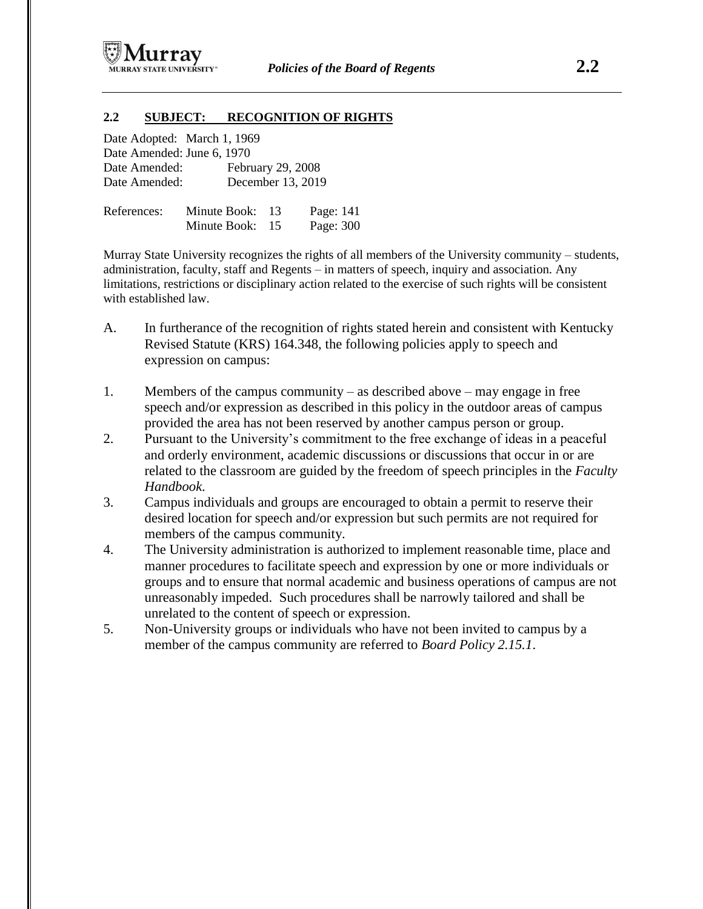## 2.2 SUBJECT: RECOGNITION OF RIGHTS

Date Adopted: March 1, 1969
Date Amended: June 6, 1970
Date Amended: February 29, 2008
Date Amended: December 13, 2019

| References: | Minute Book: 13 | Page: 141 |
|---|---|---|
| | Minute Book: 15 | Page: 300 |

Murray State University recognizes the rights of all members of the University community – students, administration, faculty, staff and Regents – in matters of speech, inquiry and association. Any limitations, restrictions or disciplinary action related to the exercise of such rights will be consistent with established law.

A. In furtherance of the recognition of rights stated herein and consistent with Kentucky Revised Statute (KRS) 164.348, the following policies apply to speech and expression on campus:

1. Members of the campus community – as described above – may engage in free speech and/or expression as described in this policy in the outdoor areas of campus provided the area has not been reserved by another campus person or group.
2. Pursuant to the University's commitment to the free exchange of ideas in a peaceful and orderly environment, academic discussions or discussions that occur in or are related to the classroom are guided by the freedom of speech principles in the *Faculty Handbook.*
3. Campus individuals and groups are encouraged to obtain a permit to reserve their desired location for speech and/or expression but such permits are not required for members of the campus community.
4. The University administration is authorized to implement reasonable time, place and manner procedures to facilitate speech and expression by one or more individuals or groups and to ensure that normal academic and business operations of campus are not unreasonably impeded. Such procedures shall be narrowly tailored and shall be unrelated to the content of speech or expression.
5. Non-University groups or individuals who have not been invited to campus by a member of the campus community are referred to *Board Policy 2.15.1*.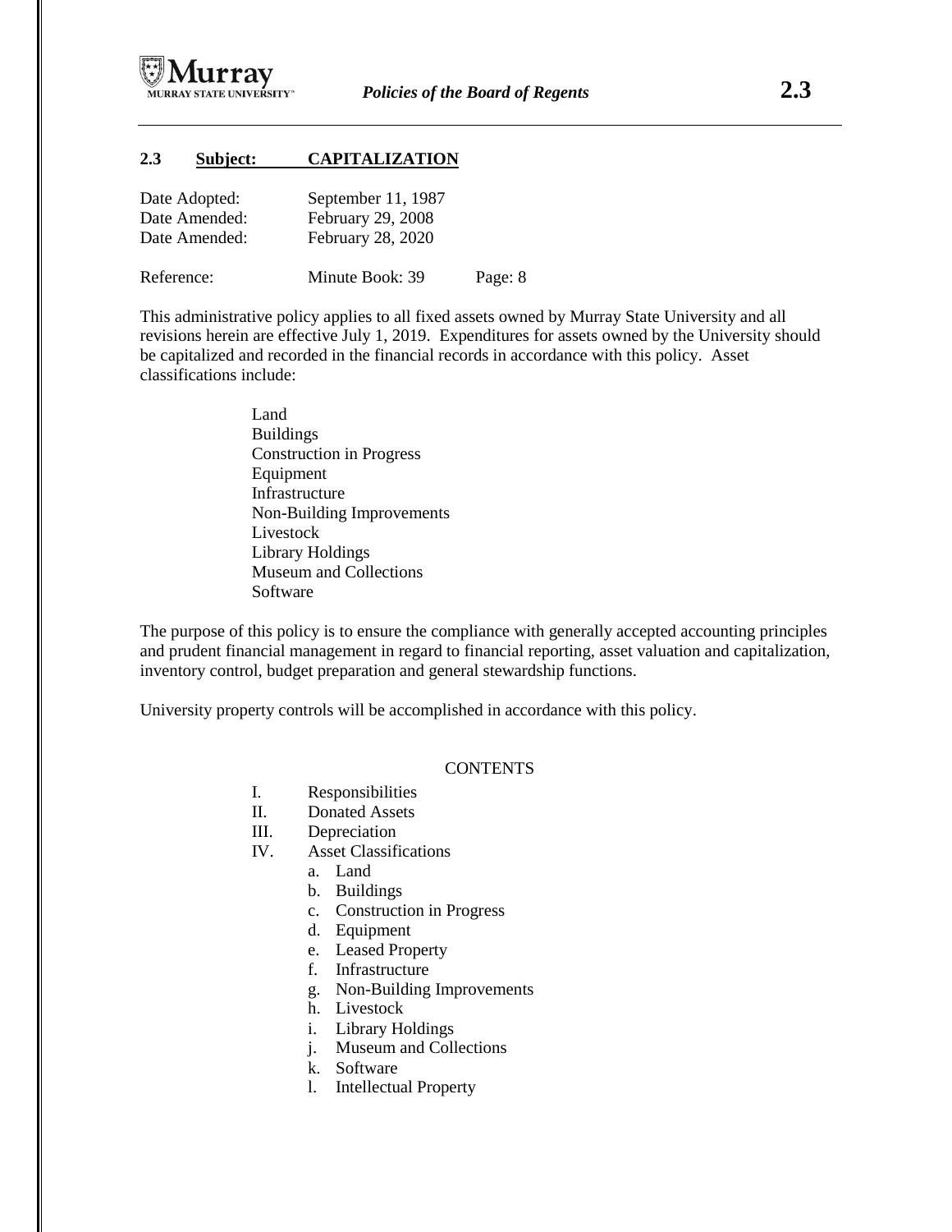## 2.3 Subject: CAPITALIZATION

Date Adopted: September 11, 1987
Date Amended: February 29, 2008
Date Amended: February 28, 2020

Reference: Minute Book: 39 Page: 8

This administrative policy applies to all fixed assets owned by Murray State University and all revisions herein are effective July 1, 2019. Expenditures for assets owned by the University should be capitalized and recorded in the financial records in accordance with this policy. Asset classifications include:

- Land
- Buildings
- Construction in Progress
- Equipment
- Infrastructure
- Non-Building Improvements
- Livestock
- Library Holdings
- Museum and Collections
- Software

The purpose of this policy is to ensure the compliance with generally accepted accounting principles and prudent financial management in regard to financial reporting, asset valuation and capitalization, inventory control, budget preparation and general stewardship functions.

University property controls will be accomplished in accordance with this policy.

### CONTENTS

- I. Responsibilities
- II. Donated Assets
- III. Depreciation
- IV. Asset Classifications
  - a. Land
  - b. Buildings
  - c. Construction in Progress
  - d. Equipment
  - e. Leased Property
  - f. Infrastructure
  - g. Non-Building Improvements
  - h. Livestock
  - i. Library Holdings
  - j. Museum and Collections
  - k. Software
  - l. Intellectual Property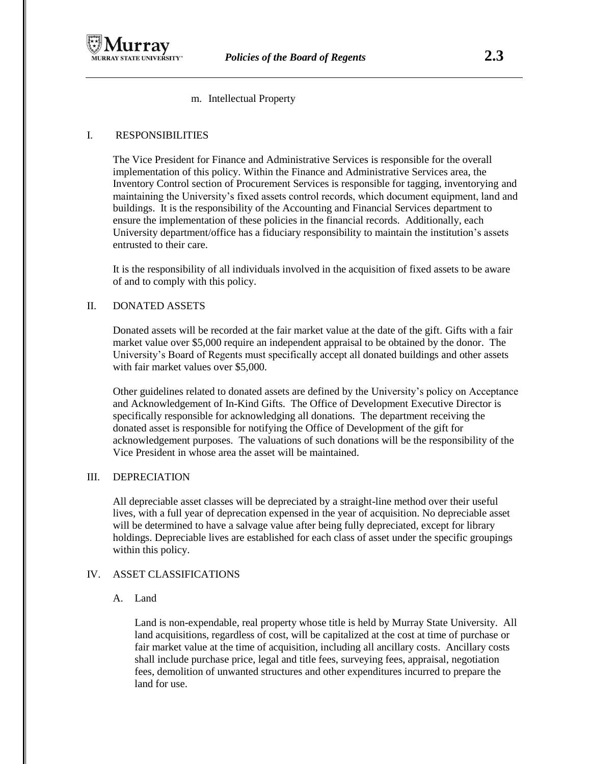m. Intellectual Property

## I. RESPONSIBILITIES

The Vice President for Finance and Administrative Services is responsible for the overall implementation of this policy. Within the Finance and Administrative Services area, the Inventory Control section of Procurement Services is responsible for tagging, inventorying and maintaining the University's fixed assets control records, which document equipment, land and buildings. It is the responsibility of the Accounting and Financial Services department to ensure the implementation of these policies in the financial records. Additionally, each University department/office has a fiduciary responsibility to maintain the institution's assets entrusted to their care.

It is the responsibility of all individuals involved in the acquisition of fixed assets to be aware of and to comply with this policy.

## II. DONATED ASSETS

Donated assets will be recorded at the fair market value at the date of the gift. Gifts with a fair market value over $5,000 require an independent appraisal to be obtained by the donor. The University's Board of Regents must specifically accept all donated buildings and other assets with fair market values over $5,000.

Other guidelines related to donated assets are defined by the University's policy on Acceptance and Acknowledgement of In-Kind Gifts. The Office of Development Executive Director is specifically responsible for acknowledging all donations. The department receiving the donated asset is responsible for notifying the Office of Development of the gift for acknowledgement purposes. The valuations of such donations will be the responsibility of the Vice President in whose area the asset will be maintained.

## III. DEPRECIATION

All depreciable asset classes will be depreciated by a straight-line method over their useful lives, with a full year of deprecation expensed in the year of acquisition. No depreciable asset will be determined to have a salvage value after being fully depreciated, except for library holdings. Depreciable lives are established for each class of asset under the specific groupings within this policy.

## IV. ASSET CLASSIFICATIONS

### A. Land

Land is non-expendable, real property whose title is held by Murray State University. All land acquisitions, regardless of cost, will be capitalized at the cost at time of purchase or fair market value at the time of acquisition, including all ancillary costs. Ancillary costs shall include purchase price, legal and title fees, surveying fees, appraisal, negotiation fees, demolition of unwanted structures and other expenditures incurred to prepare the land for use.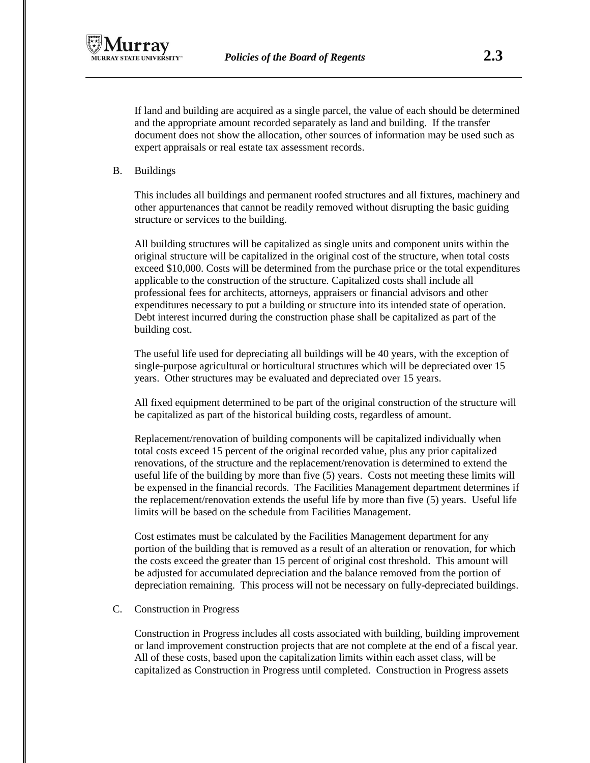If land and building are acquired as a single parcel, the value of each should be determined and the appropriate amount recorded separately as land and building. If the transfer document does not show the allocation, other sources of information may be used such as expert appraisals or real estate tax assessment records.

B. Buildings

This includes all buildings and permanent roofed structures and all fixtures, machinery and other appurtenances that cannot be readily removed without disrupting the basic guiding structure or services to the building.

All building structures will be capitalized as single units and component units within the original structure will be capitalized in the original cost of the structure, when total costs exceed $10,000. Costs will be determined from the purchase price or the total expenditures applicable to the construction of the structure. Capitalized costs shall include all professional fees for architects, attorneys, appraisers or financial advisors and other expenditures necessary to put a building or structure into its intended state of operation. Debt interest incurred during the construction phase shall be capitalized as part of the building cost.

The useful life used for depreciating all buildings will be 40 years, with the exception of single-purpose agricultural or horticultural structures which will be depreciated over 15 years. Other structures may be evaluated and depreciated over 15 years.

All fixed equipment determined to be part of the original construction of the structure will be capitalized as part of the historical building costs, regardless of amount.

Replacement/renovation of building components will be capitalized individually when total costs exceed 15 percent of the original recorded value, plus any prior capitalized renovations, of the structure and the replacement/renovation is determined to extend the useful life of the building by more than five (5) years. Costs not meeting these limits will be expensed in the financial records. The Facilities Management department determines if the replacement/renovation extends the useful life by more than five (5) years. Useful life limits will be based on the schedule from Facilities Management.

Cost estimates must be calculated by the Facilities Management department for any portion of the building that is removed as a result of an alteration or renovation, for which the costs exceed the greater than 15 percent of original cost threshold. This amount will be adjusted for accumulated depreciation and the balance removed from the portion of depreciation remaining. This process will not be necessary on fully-depreciated buildings.

C. Construction in Progress

Construction in Progress includes all costs associated with building, building improvement or land improvement construction projects that are not complete at the end of a fiscal year. All of these costs, based upon the capitalization limits within each asset class, will be capitalized as Construction in Progress until completed. Construction in Progress assets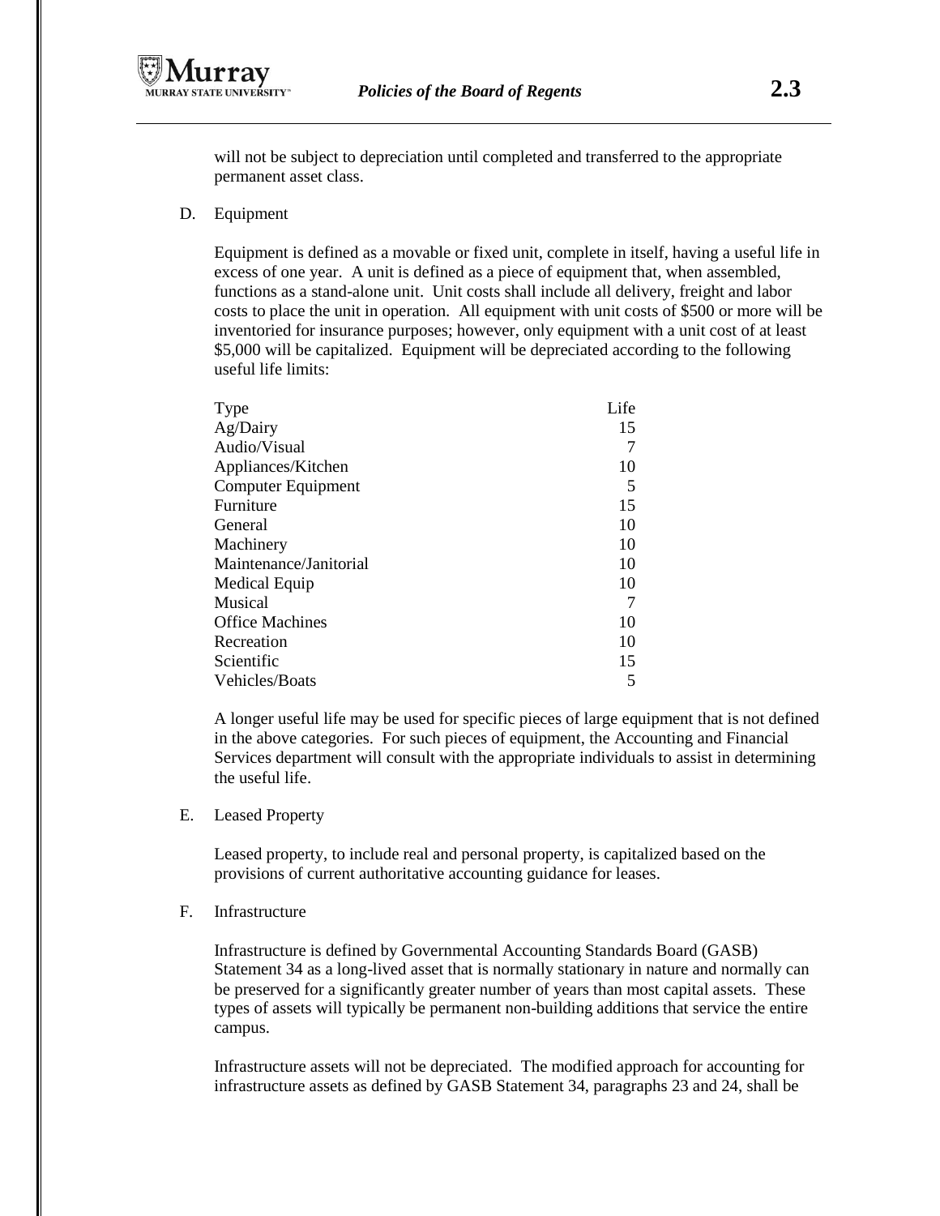will not be subject to depreciation until completed and transferred to the appropriate permanent asset class.

D. Equipment

Equipment is defined as a movable or fixed unit, complete in itself, having a useful life in excess of one year. A unit is defined as a piece of equipment that, when assembled, functions as a stand-alone unit. Unit costs shall include all delivery, freight and labor costs to place the unit in operation. All equipment with unit costs of $500 or more will be inventoried for insurance purposes; however, only equipment with a unit cost of at least $5,000 will be capitalized. Equipment will be depreciated according to the following useful life limits:

| Type | Life |
|---|---|
| Ag/Dairy | 15 |
| Audio/Visual | 7 |
| Appliances/Kitchen | 10 |
| Computer Equipment | 5 |
| Furniture | 15 |
| General | 10 |
| Machinery | 10 |
| Maintenance/Janitorial | 10 |
| Medical Equip | 10 |
| Musical | 7 |
| Office Machines | 10 |
| Recreation | 10 |
| Scientific | 15 |
| Vehicles/Boats | 5 |

A longer useful life may be used for specific pieces of large equipment that is not defined in the above categories. For such pieces of equipment, the Accounting and Financial Services department will consult with the appropriate individuals to assist in determining the useful life.

E. Leased Property

Leased property, to include real and personal property, is capitalized based on the provisions of current authoritative accounting guidance for leases.

F. Infrastructure

Infrastructure is defined by Governmental Accounting Standards Board (GASB) Statement 34 as a long-lived asset that is normally stationary in nature and normally can be preserved for a significantly greater number of years than most capital assets. These types of assets will typically be permanent non-building additions that service the entire campus.

Infrastructure assets will not be depreciated. The modified approach for accounting for infrastructure assets as defined by GASB Statement 34, paragraphs 23 and 24, shall be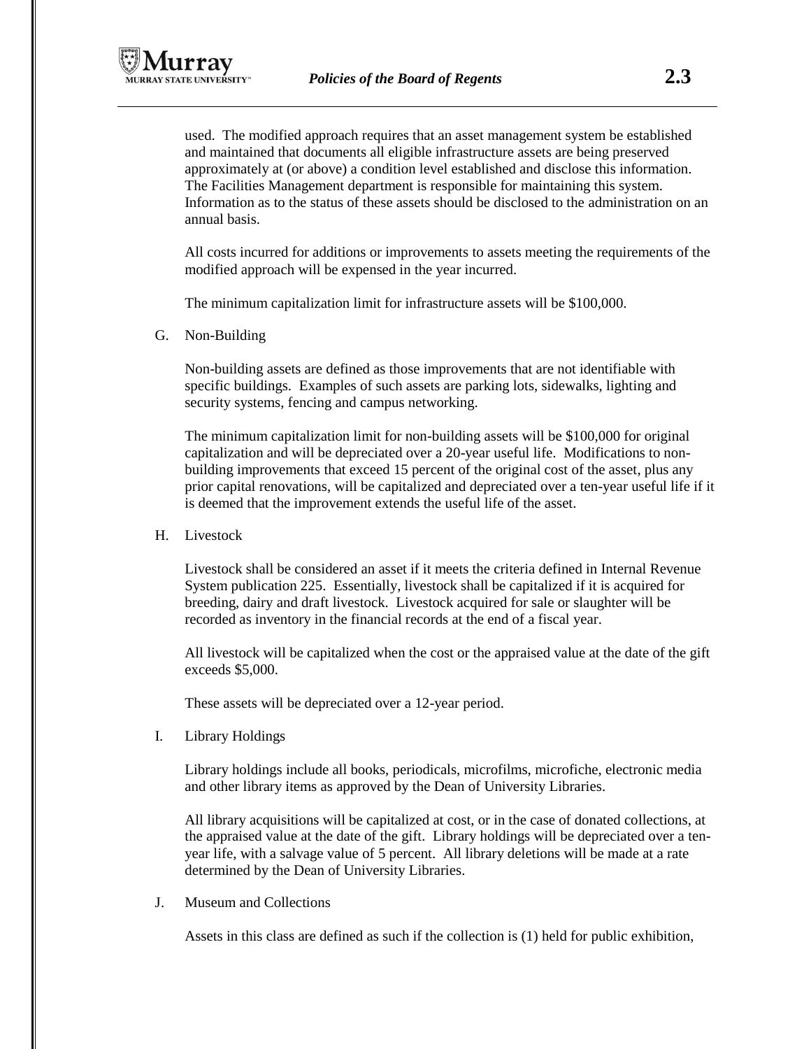used. The modified approach requires that an asset management system be established and maintained that documents all eligible infrastructure assets are being preserved approximately at (or above) a condition level established and disclose this information. The Facilities Management department is responsible for maintaining this system. Information as to the status of these assets should be disclosed to the administration on an annual basis.

All costs incurred for additions or improvements to assets meeting the requirements of the modified approach will be expensed in the year incurred.

The minimum capitalization limit for infrastructure assets will be $100,000.

G. Non-Building

Non-building assets are defined as those improvements that are not identifiable with specific buildings. Examples of such assets are parking lots, sidewalks, lighting and security systems, fencing and campus networking.

The minimum capitalization limit for non-building assets will be $100,000 for original capitalization and will be depreciated over a 20-year useful life. Modifications to non-building improvements that exceed 15 percent of the original cost of the asset, plus any prior capital renovations, will be capitalized and depreciated over a ten-year useful life if it is deemed that the improvement extends the useful life of the asset.

H. Livestock

Livestock shall be considered an asset if it meets the criteria defined in Internal Revenue System publication 225. Essentially, livestock shall be capitalized if it is acquired for breeding, dairy and draft livestock. Livestock acquired for sale or slaughter will be recorded as inventory in the financial records at the end of a fiscal year.

All livestock will be capitalized when the cost or the appraised value at the date of the gift exceeds $5,000.

These assets will be depreciated over a 12-year period.

I. Library Holdings

Library holdings include all books, periodicals, microfilms, microfiche, electronic media and other library items as approved by the Dean of University Libraries.

All library acquisitions will be capitalized at cost, or in the case of donated collections, at the appraised value at the date of the gift. Library holdings will be depreciated over a ten-year life, with a salvage value of 5 percent. All library deletions will be made at a rate determined by the Dean of University Libraries.

J. Museum and Collections

Assets in this class are defined as such if the collection is (1) held for public exhibition,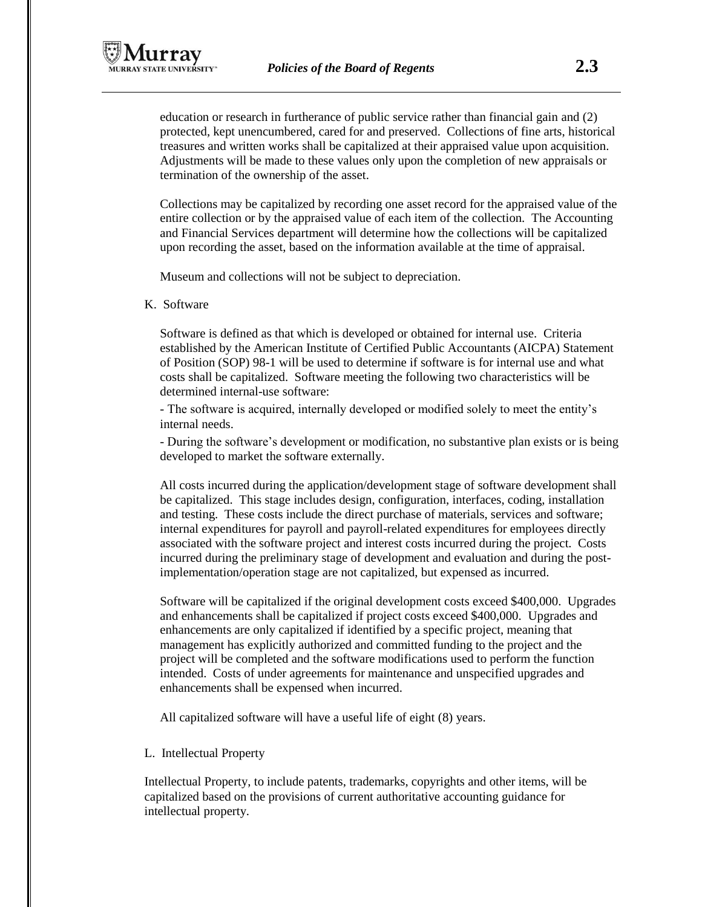education or research in furtherance of public service rather than financial gain and (2) protected, kept unencumbered, cared for and preserved. Collections of fine arts, historical treasures and written works shall be capitalized at their appraised value upon acquisition. Adjustments will be made to these values only upon the completion of new appraisals or termination of the ownership of the asset.

Collections may be capitalized by recording one asset record for the appraised value of the entire collection or by the appraised value of each item of the collection. The Accounting and Financial Services department will determine how the collections will be capitalized upon recording the asset, based on the information available at the time of appraisal.

Museum and collections will not be subject to depreciation.

K. Software

Software is defined as that which is developed or obtained for internal use. Criteria established by the American Institute of Certified Public Accountants (AICPA) Statement of Position (SOP) 98-1 will be used to determine if software is for internal use and what costs shall be capitalized. Software meeting the following two characteristics will be determined internal-use software:

- The software is acquired, internally developed or modified solely to meet the entity's internal needs.
- During the software's development or modification, no substantive plan exists or is being developed to market the software externally.

All costs incurred during the application/development stage of software development shall be capitalized. This stage includes design, configuration, interfaces, coding, installation and testing. These costs include the direct purchase of materials, services and software; internal expenditures for payroll and payroll-related expenditures for employees directly associated with the software project and interest costs incurred during the project. Costs incurred during the preliminary stage of development and evaluation and during the post-implementation/operation stage are not capitalized, but expensed as incurred.

Software will be capitalized if the original development costs exceed $400,000. Upgrades and enhancements shall be capitalized if project costs exceed $400,000. Upgrades and enhancements are only capitalized if identified by a specific project, meaning that management has explicitly authorized and committed funding to the project and the project will be completed and the software modifications used to perform the function intended. Costs of under agreements for maintenance and unspecified upgrades and enhancements shall be expensed when incurred.

All capitalized software will have a useful life of eight (8) years.

L. Intellectual Property

Intellectual Property, to include patents, trademarks, copyrights and other items, will be capitalized based on the provisions of current authoritative accounting guidance for intellectual property.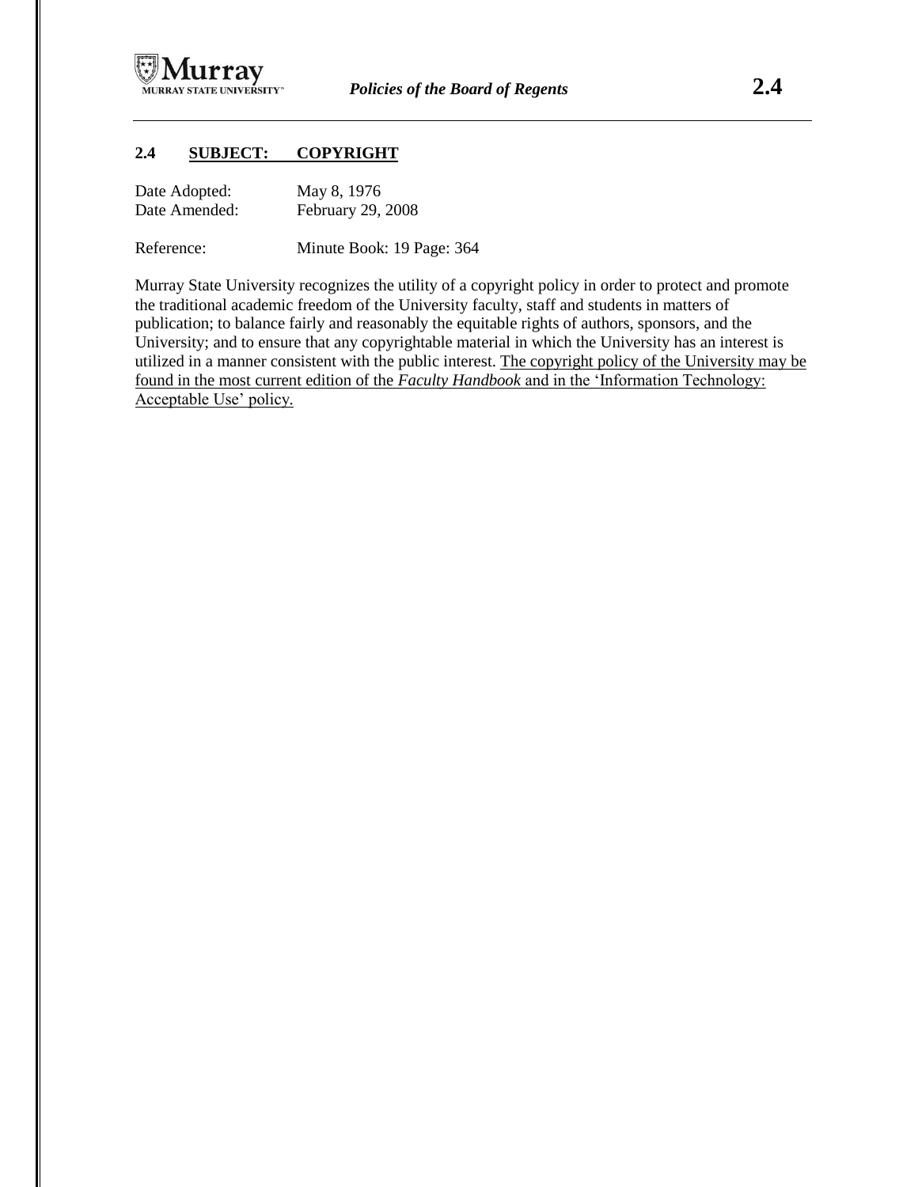## 2.4 SUBJECT: COPYRIGHT

Date Adopted: May 8, 1976
Date Amended: February 29, 2008

Reference: Minute Book: 19 Page: 364

Murray State University recognizes the utility of a copyright policy in order to protect and promote the traditional academic freedom of the University faculty, staff and students in matters of publication; to balance fairly and reasonably the equitable rights of authors, sponsors, and the University; and to ensure that any copyrightable material in which the University has an interest is utilized in a manner consistent with the public interest. The copyright policy of the University may be found in the most current edition of the *Faculty Handbook* and in the 'Information Technology: Acceptable Use' policy.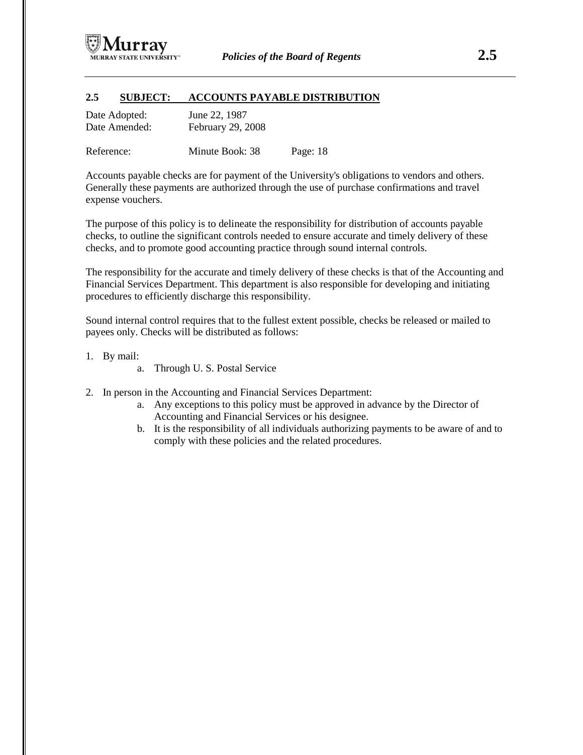## 2.5 SUBJECT: ACCOUNTS PAYABLE DISTRIBUTION

Date Adopted: June 22, 1987
Date Amended: February 29, 2008

Reference: Minute Book: 38 Page: 18

Accounts payable checks are for payment of the University's obligations to vendors and others. Generally these payments are authorized through the use of purchase confirmations and travel expense vouchers.

The purpose of this policy is to delineate the responsibility for distribution of accounts payable checks, to outline the significant controls needed to ensure accurate and timely delivery of these checks, and to promote good accounting practice through sound internal controls.

The responsibility for the accurate and timely delivery of these checks is that of the Accounting and Financial Services Department. This department is also responsible for developing and initiating procedures to efficiently discharge this responsibility.

Sound internal control requires that to the fullest extent possible, checks be released or mailed to payees only. Checks will be distributed as follows:

1. By mail:
   a. Through U. S. Postal Service
2. In person in the Accounting and Financial Services Department:
   a. Any exceptions to this policy must be approved in advance by the Director of Accounting and Financial Services or his designee.
   b. It is the responsibility of all individuals authorizing payments to be aware of and to comply with these policies and the related procedures.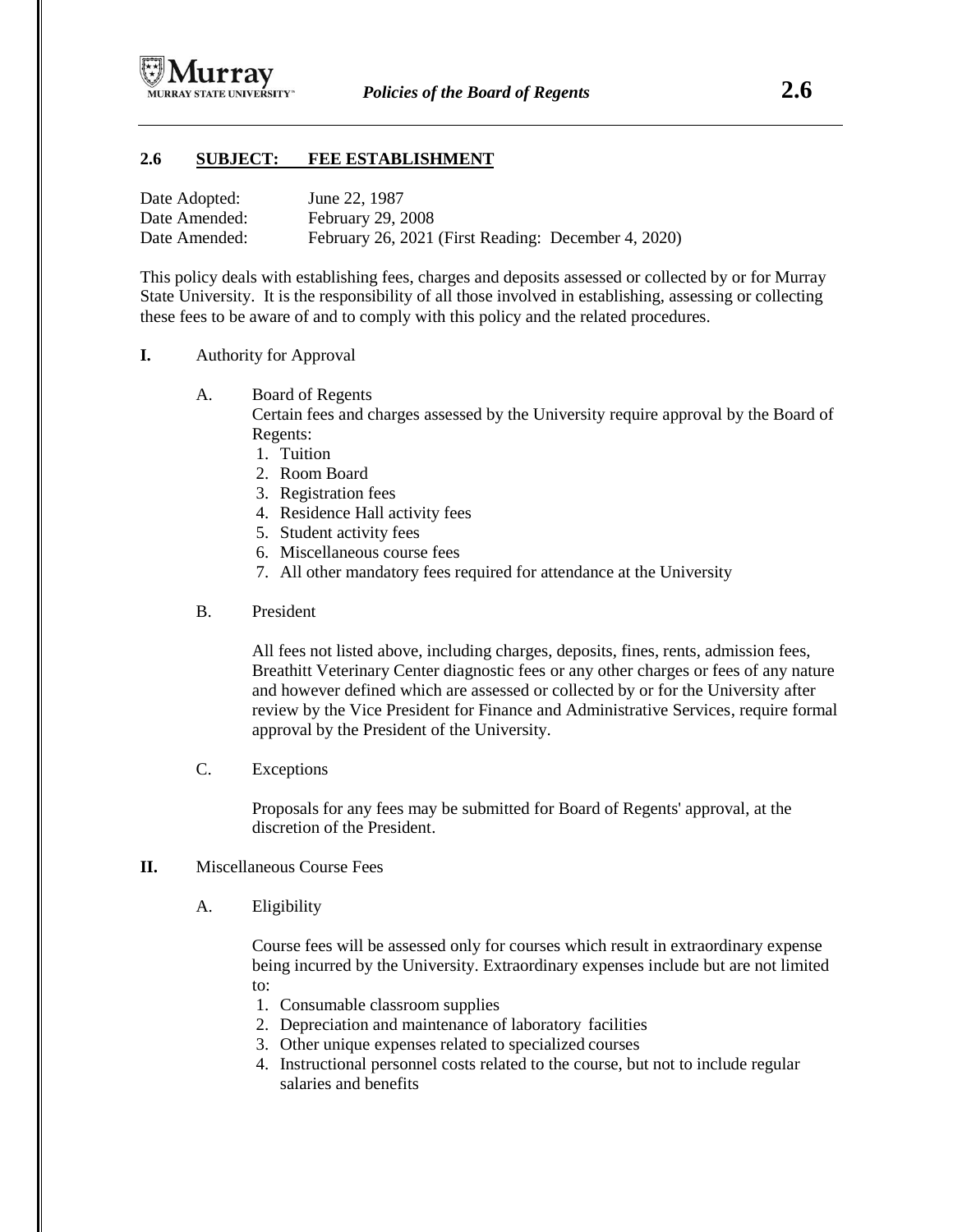## 2.6 SUBJECT: FEE ESTABLISHMENT

Date Adopted: June 22, 1987
Date Amended: February 29, 2008
Date Amended: February 26, 2021 (First Reading: December 4, 2020)

This policy deals with establishing fees, charges and deposits assessed or collected by or for Murray State University. It is the responsibility of all those involved in establishing, assessing or collecting these fees to be aware of and to comply with this policy and the related procedures.

**I.** Authority for Approval

A. Board of Regents

Certain fees and charges assessed by the University require approval by the Board of Regents:

1. Tuition
2. Room Board
3. Registration fees
4. Residence Hall activity fees
5. Student activity fees
6. Miscellaneous course fees
7. All other mandatory fees required for attendance at the University

B. President

All fees not listed above, including charges, deposits, fines, rents, admission fees, Breathitt Veterinary Center diagnostic fees or any other charges or fees of any nature and however defined which are assessed or collected by or for the University after review by the Vice President for Finance and Administrative Services, require formal approval by the President of the University.

C. Exceptions

Proposals for any fees may be submitted for Board of Regents' approval, at the discretion of the President.

**II.** Miscellaneous Course Fees

A. Eligibility

Course fees will be assessed only for courses which result in extraordinary expense being incurred by the University. Extraordinary expenses include but are not limited to:

1. Consumable classroom supplies
2. Depreciation and maintenance of laboratory facilities
3. Other unique expenses related to specialized courses
4. Instructional personnel costs related to the course, but not to include regular salaries and benefits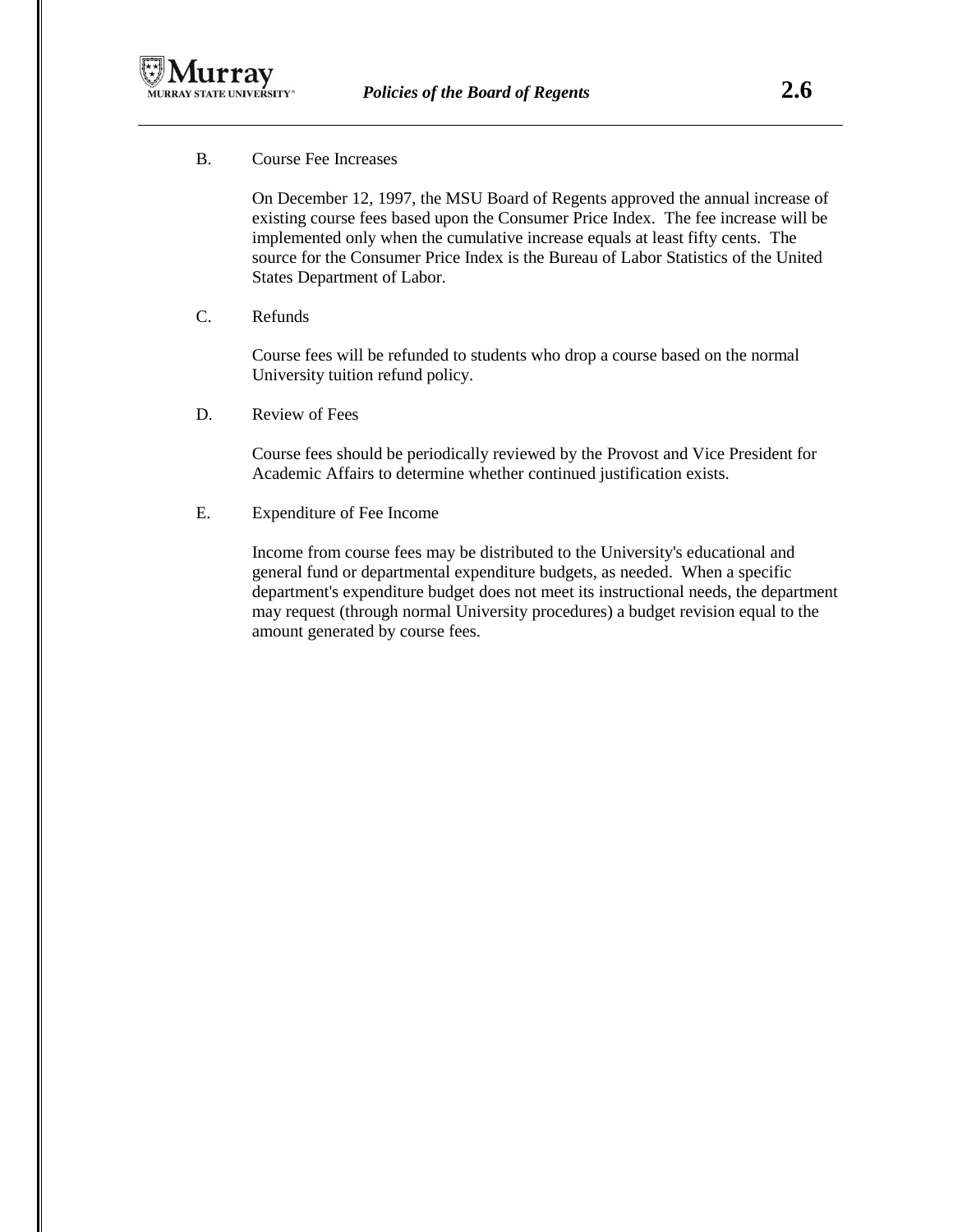B. Course Fee Increases

On December 12, 1997, the MSU Board of Regents approved the annual increase of existing course fees based upon the Consumer Price Index. The fee increase will be implemented only when the cumulative increase equals at least fifty cents. The source for the Consumer Price Index is the Bureau of Labor Statistics of the United States Department of Labor.

C. Refunds

Course fees will be refunded to students who drop a course based on the normal University tuition refund policy.

D. Review of Fees

Course fees should be periodically reviewed by the Provost and Vice President for Academic Affairs to determine whether continued justification exists.

E. Expenditure of Fee Income

Income from course fees may be distributed to the University's educational and general fund or departmental expenditure budgets, as needed. When a specific department's expenditure budget does not meet its instructional needs, the department may request (through normal University procedures) a budget revision equal to the amount generated by course fees.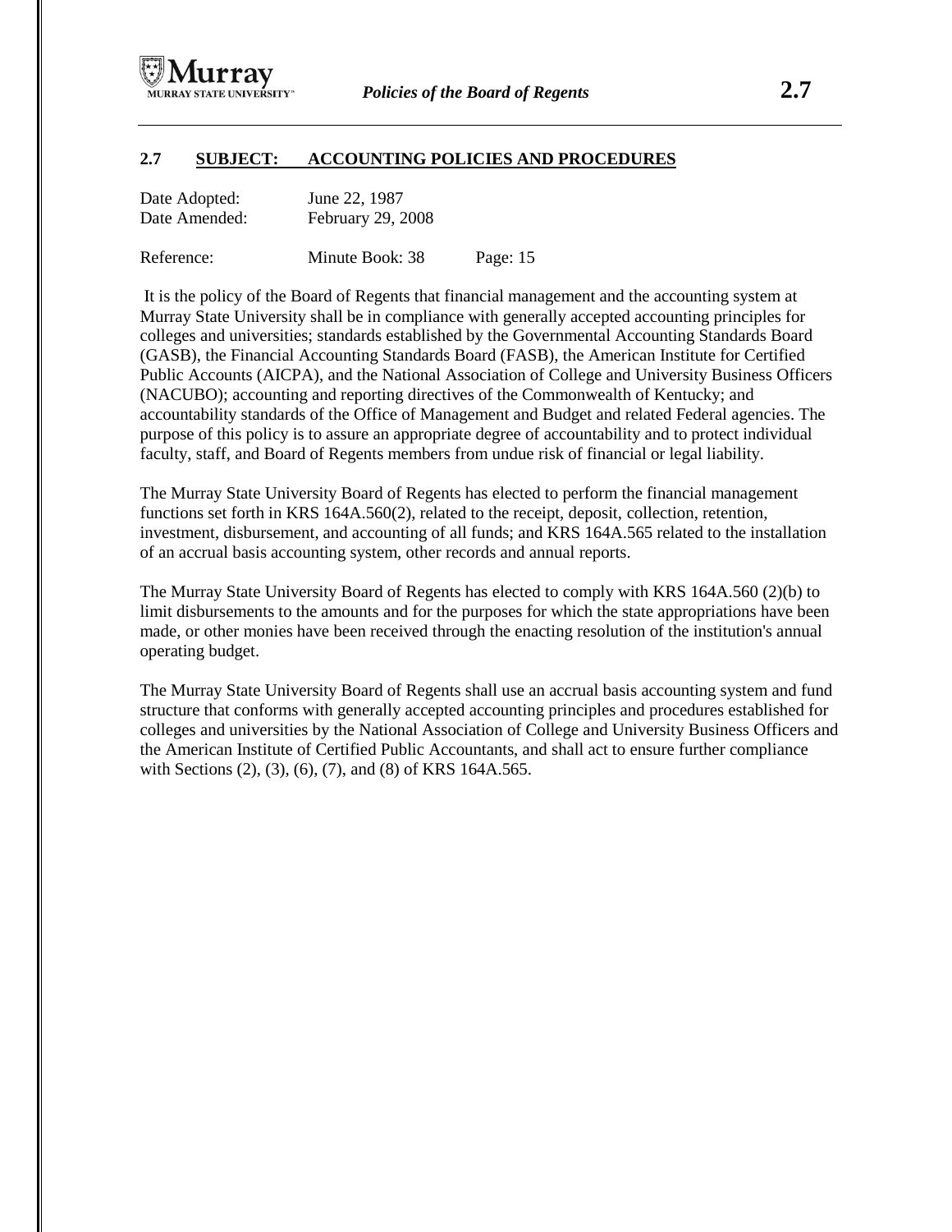## 2.7 SUBJECT: ACCOUNTING POLICIES AND PROCEDURES

Date Adopted: June 22, 1987
Date Amended: February 29, 2008

Reference: Minute Book: 38 Page: 15

It is the policy of the Board of Regents that financial management and the accounting system at Murray State University shall be in compliance with generally accepted accounting principles for colleges and universities; standards established by the Governmental Accounting Standards Board (GASB), the Financial Accounting Standards Board (FASB), the American Institute for Certified Public Accounts (AICPA), and the National Association of College and University Business Officers (NACUBO); accounting and reporting directives of the Commonwealth of Kentucky; and accountability standards of the Office of Management and Budget and related Federal agencies. The purpose of this policy is to assure an appropriate degree of accountability and to protect individual faculty, staff, and Board of Regents members from undue risk of financial or legal liability.

The Murray State University Board of Regents has elected to perform the financial management functions set forth in KRS 164A.560(2), related to the receipt, deposit, collection, retention, investment, disbursement, and accounting of all funds; and KRS 164A.565 related to the installation of an accrual basis accounting system, other records and annual reports.

The Murray State University Board of Regents has elected to comply with KRS 164A.560 (2)(b) to limit disbursements to the amounts and for the purposes for which the state appropriations have been made, or other monies have been received through the enacting resolution of the institution's annual operating budget.

The Murray State University Board of Regents shall use an accrual basis accounting system and fund structure that conforms with generally accepted accounting principles and procedures established for colleges and universities by the National Association of College and University Business Officers and the American Institute of Certified Public Accountants, and shall act to ensure further compliance with Sections (2), (3), (6), (7), and (8) of KRS 164A.565.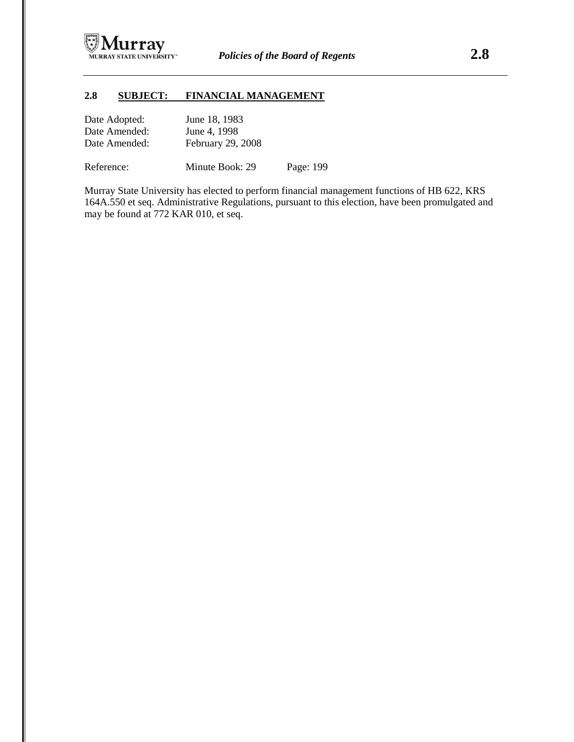## 2.8 SUBJECT: FINANCIAL MANAGEMENT

| | |
|---|---|
| Date Adopted: | June 18, 1983 |
| Date Amended: | June 4, 1998 |
| Date Amended: | February 29, 2008 |

Reference: Minute Book: 29 Page: 199

Murray State University has elected to perform financial management functions of HB 622, KRS 164A.550 et seq. Administrative Regulations, pursuant to this election, have been promulgated and may be found at 772 KAR 010, et seq.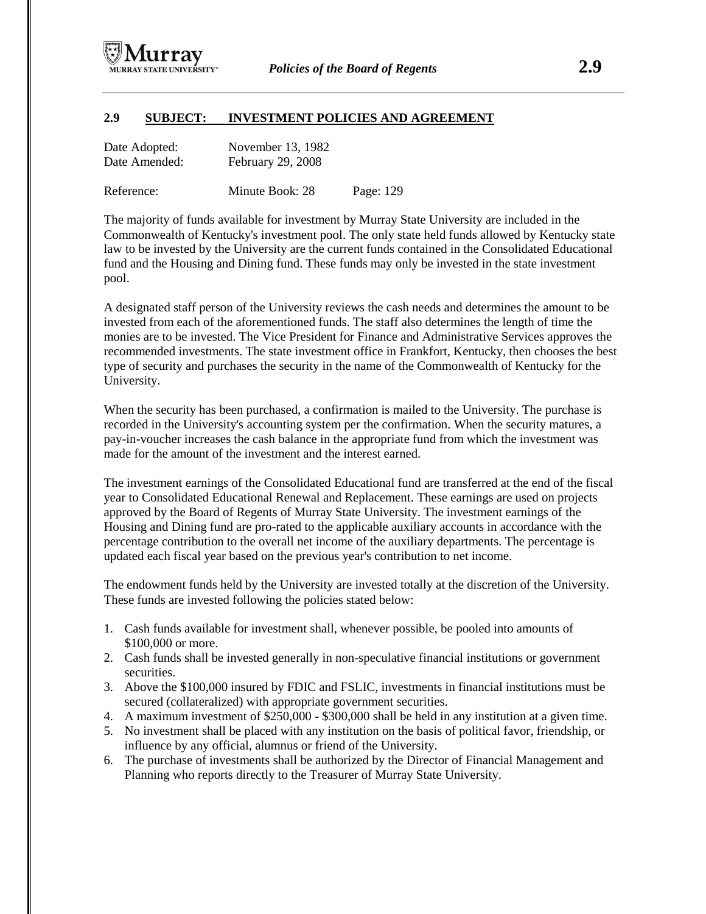## 2.9 SUBJECT: INVESTMENT POLICIES AND AGREEMENT

Date Adopted: November 13, 1982
Date Amended: February 29, 2008

Reference: Minute Book: 28 Page: 129

The majority of funds available for investment by Murray State University are included in the Commonwealth of Kentucky's investment pool. The only state held funds allowed by Kentucky state law to be invested by the University are the current funds contained in the Consolidated Educational fund and the Housing and Dining fund. These funds may only be invested in the state investment pool.

A designated staff person of the University reviews the cash needs and determines the amount to be invested from each of the aforementioned funds. The staff also determines the length of time the monies are to be invested. The Vice President for Finance and Administrative Services approves the recommended investments. The state investment office in Frankfort, Kentucky, then chooses the best type of security and purchases the security in the name of the Commonwealth of Kentucky for the University.

When the security has been purchased, a confirmation is mailed to the University. The purchase is recorded in the University's accounting system per the confirmation. When the security matures, a pay-in-voucher increases the cash balance in the appropriate fund from which the investment was made for the amount of the investment and the interest earned.

The investment earnings of the Consolidated Educational fund are transferred at the end of the fiscal year to Consolidated Educational Renewal and Replacement. These earnings are used on projects approved by the Board of Regents of Murray State University. The investment earnings of the Housing and Dining fund are pro-rated to the applicable auxiliary accounts in accordance with the percentage contribution to the overall net income of the auxiliary departments. The percentage is updated each fiscal year based on the previous year's contribution to net income.

The endowment funds held by the University are invested totally at the discretion of the University. These funds are invested following the policies stated below:

1. Cash funds available for investment shall, whenever possible, be pooled into amounts of $100,000 or more.
2. Cash funds shall be invested generally in non-speculative financial institutions or government securities.
3. Above the $100,000 insured by FDIC and FSLIC, investments in financial institutions must be secured (collateralized) with appropriate government securities.
4. A maximum investment of $250,000 - $300,000 shall be held in any institution at a given time.
5. No investment shall be placed with any institution on the basis of political favor, friendship, or influence by any official, alumnus or friend of the University.
6. The purchase of investments shall be authorized by the Director of Financial Management and Planning who reports directly to the Treasurer of Murray State University.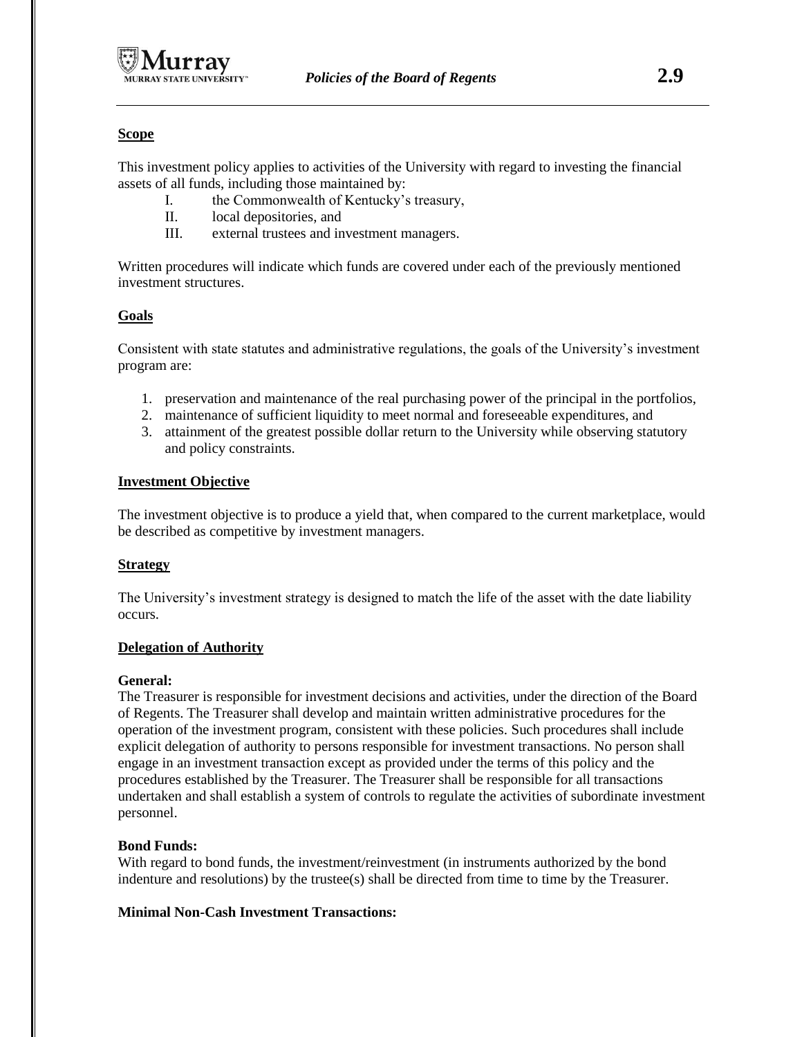**Scope**

This investment policy applies to activities of the University with regard to investing the financial assets of all funds, including those maintained by:

I. the Commonwealth of Kentucky's treasury,
II. local depositories, and
III. external trustees and investment managers.

Written procedures will indicate which funds are covered under each of the previously mentioned investment structures.

**Goals**

Consistent with state statutes and administrative regulations, the goals of the University's investment program are:

1. preservation and maintenance of the real purchasing power of the principal in the portfolios,
2. maintenance of sufficient liquidity to meet normal and foreseeable expenditures, and
3. attainment of the greatest possible dollar return to the University while observing statutory and policy constraints.

**Investment Objective**

The investment objective is to produce a yield that, when compared to the current marketplace, would be described as competitive by investment managers.

**Strategy**

The University's investment strategy is designed to match the life of the asset with the date liability occurs.

**Delegation of Authority**

**General:**
The Treasurer is responsible for investment decisions and activities, under the direction of the Board of Regents. The Treasurer shall develop and maintain written administrative procedures for the operation of the investment program, consistent with these policies. Such procedures shall include explicit delegation of authority to persons responsible for investment transactions. No person shall engage in an investment transaction except as provided under the terms of this policy and the procedures established by the Treasurer. The Treasurer shall be responsible for all transactions undertaken and shall establish a system of controls to regulate the activities of subordinate investment personnel.

**Bond Funds:**
With regard to bond funds, the investment/reinvestment (in instruments authorized by the bond indenture and resolutions) by the trustee(s) shall be directed from time to time by the Treasurer.

**Minimal Non-Cash Investment Transactions:**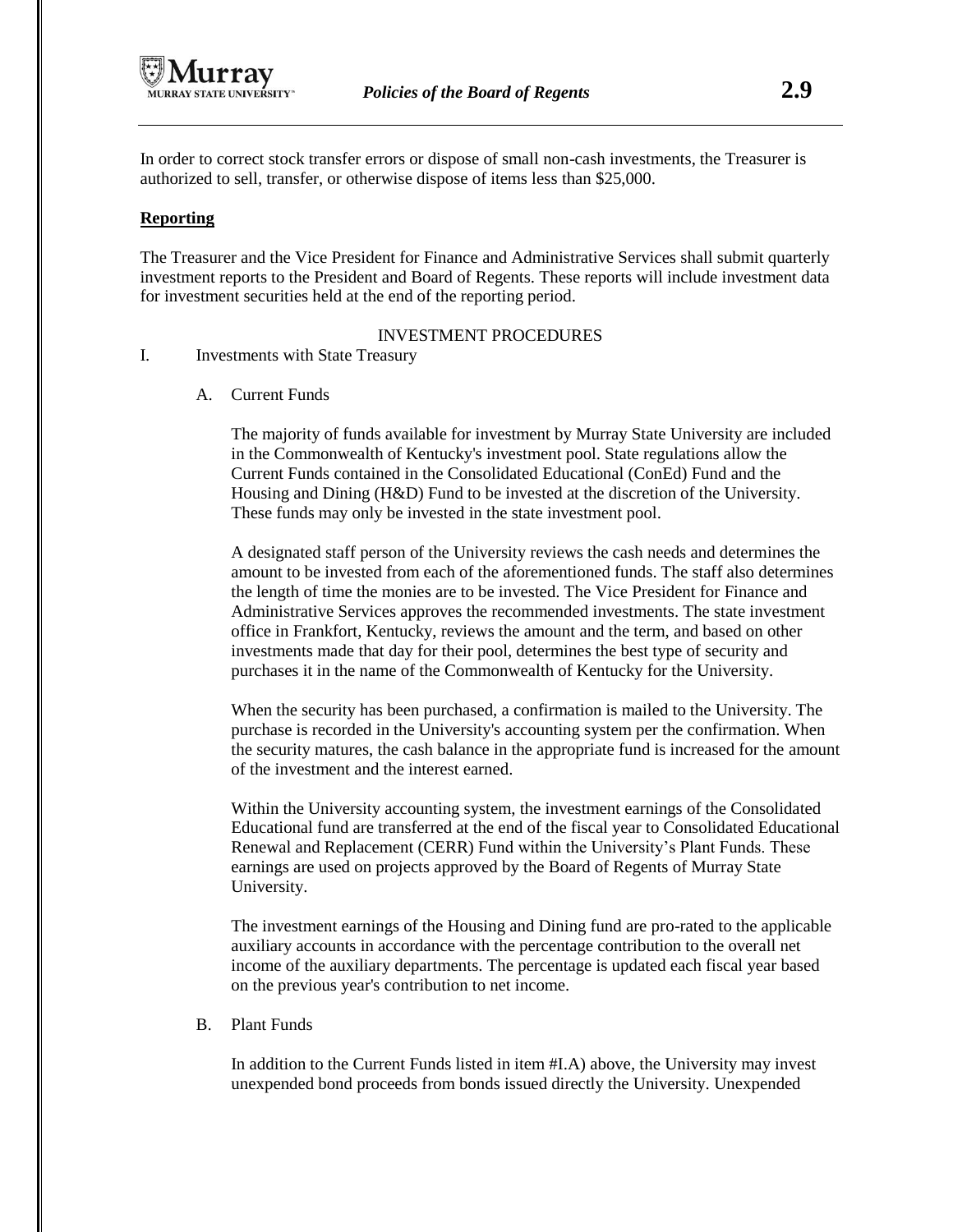In order to correct stock transfer errors or dispose of small non-cash investments, the Treasurer is authorized to sell, transfer, or otherwise dispose of items less than $25,000.

**Reporting**

The Treasurer and the Vice President for Finance and Administrative Services shall submit quarterly investment reports to the President and Board of Regents. These reports will include investment data for investment securities held at the end of the reporting period.

## INVESTMENT PROCEDURES

I. Investments with State Treasury

A. Current Funds

The majority of funds available for investment by Murray State University are included in the Commonwealth of Kentucky's investment pool. State regulations allow the Current Funds contained in the Consolidated Educational (ConEd) Fund and the Housing and Dining (H&D) Fund to be invested at the discretion of the University. These funds may only be invested in the state investment pool.

A designated staff person of the University reviews the cash needs and determines the amount to be invested from each of the aforementioned funds. The staff also determines the length of time the monies are to be invested. The Vice President for Finance and Administrative Services approves the recommended investments. The state investment office in Frankfort, Kentucky, reviews the amount and the term, and based on other investments made that day for their pool, determines the best type of security and purchases it in the name of the Commonwealth of Kentucky for the University.

When the security has been purchased, a confirmation is mailed to the University. The purchase is recorded in the University's accounting system per the confirmation. When the security matures, the cash balance in the appropriate fund is increased for the amount of the investment and the interest earned.

Within the University accounting system, the investment earnings of the Consolidated Educational fund are transferred at the end of the fiscal year to Consolidated Educational Renewal and Replacement (CERR) Fund within the University's Plant Funds. These earnings are used on projects approved by the Board of Regents of Murray State University.

The investment earnings of the Housing and Dining fund are pro-rated to the applicable auxiliary accounts in accordance with the percentage contribution to the overall net income of the auxiliary departments. The percentage is updated each fiscal year based on the previous year's contribution to net income.

B. Plant Funds

In addition to the Current Funds listed in item #I.A) above, the University may invest unexpended bond proceeds from bonds issued directly the University. Unexpended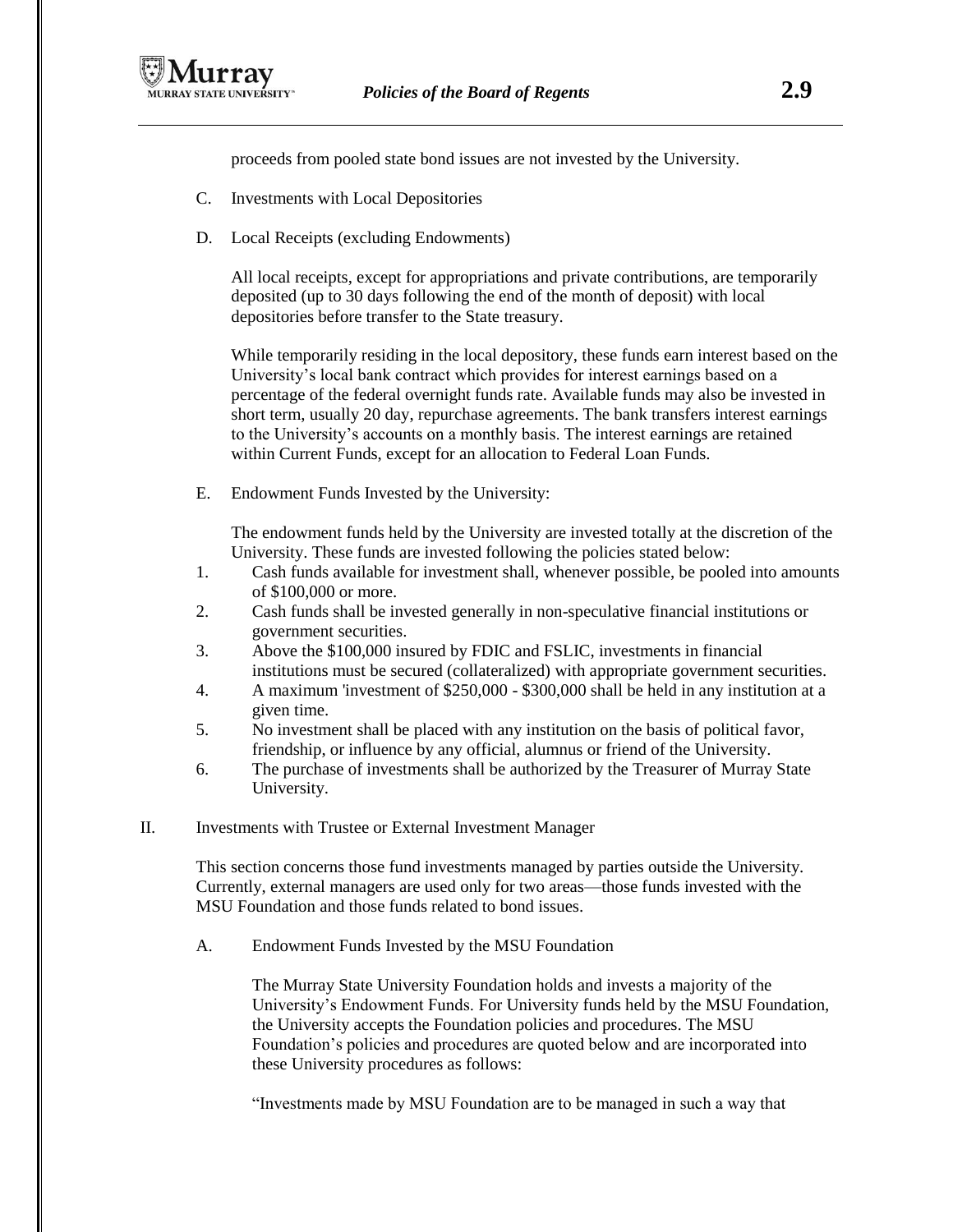proceeds from pooled state bond issues are not invested by the University.

C. Investments with Local Depositories

D. Local Receipts (excluding Endowments)

All local receipts, except for appropriations and private contributions, are temporarily deposited (up to 30 days following the end of the month of deposit) with local depositories before transfer to the State treasury.

While temporarily residing in the local depository, these funds earn interest based on the University's local bank contract which provides for interest earnings based on a percentage of the federal overnight funds rate. Available funds may also be invested in short term, usually 20 day, repurchase agreements. The bank transfers interest earnings to the University's accounts on a monthly basis. The interest earnings are retained within Current Funds, except for an allocation to Federal Loan Funds.

E. Endowment Funds Invested by the University:

The endowment funds held by the University are invested totally at the discretion of the University. These funds are invested following the policies stated below:

1. Cash funds available for investment shall, whenever possible, be pooled into amounts of $100,000 or more.
2. Cash funds shall be invested generally in non-speculative financial institutions or government securities.
3. Above the $100,000 insured by FDIC and FSLIC, investments in financial institutions must be secured (collateralized) with appropriate government securities.
4. A maximum 'investment of $250,000 - $300,000 shall be held in any institution at a given time.
5. No investment shall be placed with any institution on the basis of political favor, friendship, or influence by any official, alumnus or friend of the University.
6. The purchase of investments shall be authorized by the Treasurer of Murray State University.

II. Investments with Trustee or External Investment Manager

This section concerns those fund investments managed by parties outside the University. Currently, external managers are used only for two areas—those funds invested with the MSU Foundation and those funds related to bond issues.

A. Endowment Funds Invested by the MSU Foundation

The Murray State University Foundation holds and invests a majority of the University's Endowment Funds. For University funds held by the MSU Foundation, the University accepts the Foundation policies and procedures. The MSU Foundation's policies and procedures are quoted below and are incorporated into these University procedures as follows:

"Investments made by MSU Foundation are to be managed in such a way that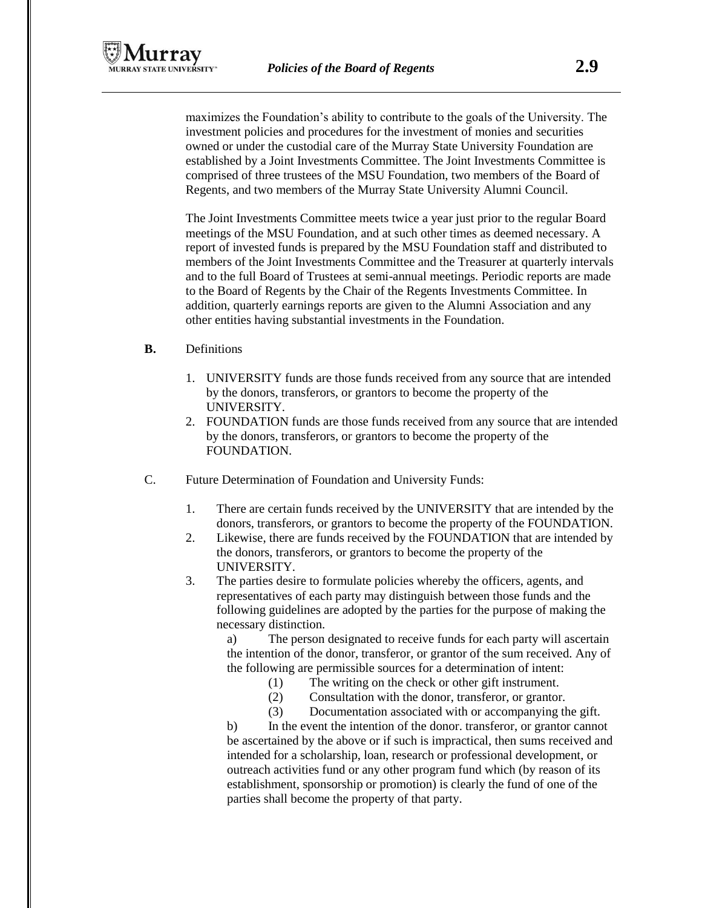maximizes the Foundation's ability to contribute to the goals of the University. The investment policies and procedures for the investment of monies and securities owned or under the custodial care of the Murray State University Foundation are established by a Joint Investments Committee. The Joint Investments Committee is comprised of three trustees of the MSU Foundation, two members of the Board of Regents, and two members of the Murray State University Alumni Council.

The Joint Investments Committee meets twice a year just prior to the regular Board meetings of the MSU Foundation, and at such other times as deemed necessary. A report of invested funds is prepared by the MSU Foundation staff and distributed to members of the Joint Investments Committee and the Treasurer at quarterly intervals and to the full Board of Trustees at semi-annual meetings. Periodic reports are made to the Board of Regents by the Chair of the Regents Investments Committee. In addition, quarterly earnings reports are given to the Alumni Association and any other entities having substantial investments in the Foundation.

**B.** Definitions

1. UNIVERSITY funds are those funds received from any source that are intended by the donors, transferors, or grantors to become the property of the UNIVERSITY.
2. FOUNDATION funds are those funds received from any source that are intended by the donors, transferors, or grantors to become the property of the FOUNDATION.

C. Future Determination of Foundation and University Funds:

1. There are certain funds received by the UNIVERSITY that are intended by the donors, transferors, or grantors to become the property of the FOUNDATION.
2. Likewise, there are funds received by the FOUNDATION that are intended by the donors, transferors, or grantors to become the property of the UNIVERSITY.
3. The parties desire to formulate policies whereby the officers, agents, and representatives of each party may distinguish between those funds and the following guidelines are adopted by the parties for the purpose of making the necessary distinction.

   a) The person designated to receive funds for each party will ascertain the intention of the donor, transferor, or grantor of the sum received. Any of the following are permissible sources for a determination of intent:

      (1) The writing on the check or other gift instrument.

      (2) Consultation with the donor, transferor, or grantor.

      (3) Documentation associated with or accompanying the gift.

   b) In the event the intention of the donor. transferor, or grantor cannot be ascertained by the above or if such is impractical, then sums received and intended for a scholarship, loan, research or professional development, or outreach activities fund or any other program fund which (by reason of its establishment, sponsorship or promotion) is clearly the fund of one of the parties shall become the property of that party.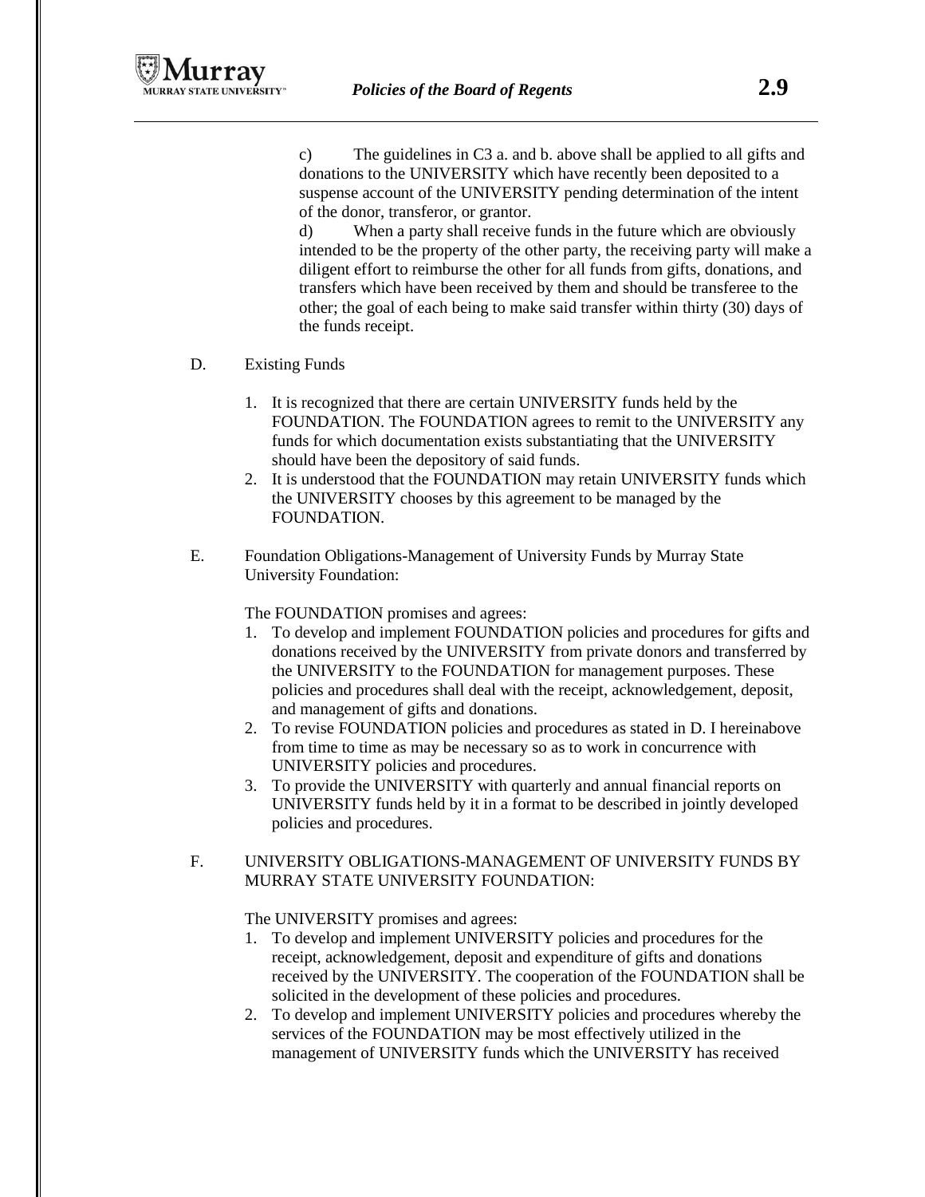c) The guidelines in C3 a. and b. above shall be applied to all gifts and donations to the UNIVERSITY which have recently been deposited to a suspense account of the UNIVERSITY pending determination of the intent of the donor, transferor, or grantor.

d) When a party shall receive funds in the future which are obviously intended to be the property of the other party, the receiving party will make a diligent effort to reimburse the other for all funds from gifts, donations, and transfers which have been received by them and should be transferee to the other; the goal of each being to make said transfer within thirty (30) days of the funds receipt.

D. Existing Funds

1. It is recognized that there are certain UNIVERSITY funds held by the FOUNDATION. The FOUNDATION agrees to remit to the UNIVERSITY any funds for which documentation exists substantiating that the UNIVERSITY should have been the depository of said funds.
2. It is understood that the FOUNDATION may retain UNIVERSITY funds which the UNIVERSITY chooses by this agreement to be managed by the FOUNDATION.

E. Foundation Obligations-Management of University Funds by Murray State University Foundation:

The FOUNDATION promises and agrees:

1. To develop and implement FOUNDATION policies and procedures for gifts and donations received by the UNIVERSITY from private donors and transferred by the UNIVERSITY to the FOUNDATION for management purposes. These policies and procedures shall deal with the receipt, acknowledgement, deposit, and management of gifts and donations.
2. To revise FOUNDATION policies and procedures as stated in D. I hereinabove from time to time as may be necessary so as to work in concurrence with UNIVERSITY policies and procedures.
3. To provide the UNIVERSITY with quarterly and annual financial reports on UNIVERSITY funds held by it in a format to be described in jointly developed policies and procedures.

F. UNIVERSITY OBLIGATIONS-MANAGEMENT OF UNIVERSITY FUNDS BY MURRAY STATE UNIVERSITY FOUNDATION:

The UNIVERSITY promises and agrees:

1. To develop and implement UNIVERSITY policies and procedures for the receipt, acknowledgement, deposit and expenditure of gifts and donations received by the UNIVERSITY. The cooperation of the FOUNDATION shall be solicited in the development of these policies and procedures.
2. To develop and implement UNIVERSITY policies and procedures whereby the services of the FOUNDATION may be most effectively utilized in the management of UNIVERSITY funds which the UNIVERSITY has received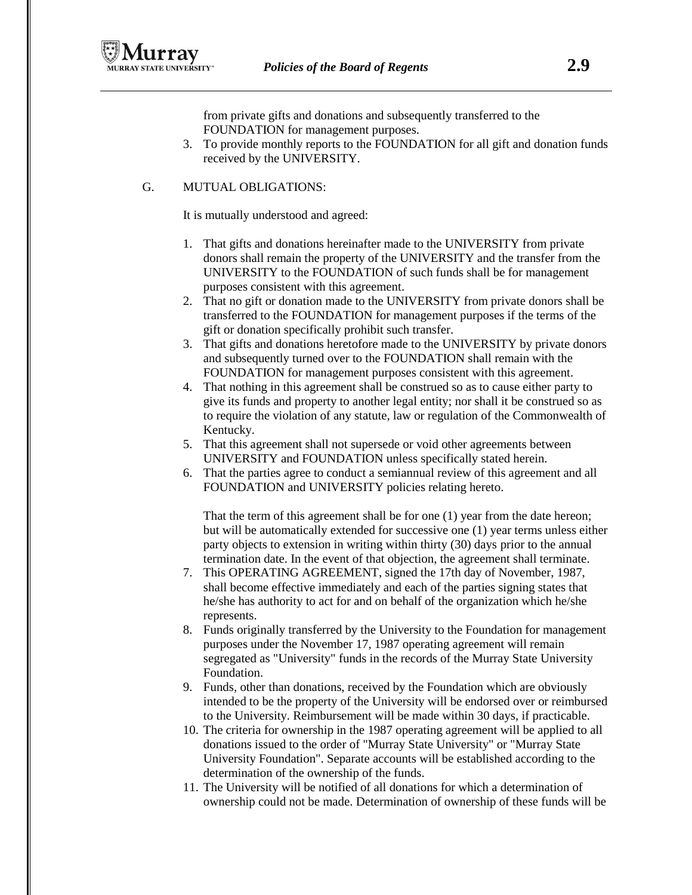from private gifts and donations and subsequently transferred to the FOUNDATION for management purposes.

3. To provide monthly reports to the FOUNDATION for all gift and donation funds received by the UNIVERSITY.

G. MUTUAL OBLIGATIONS:

It is mutually understood and agreed:

1. That gifts and donations hereinafter made to the UNIVERSITY from private donors shall remain the property of the UNIVERSITY and the transfer from the UNIVERSITY to the FOUNDATION of such funds shall be for management purposes consistent with this agreement.
2. That no gift or donation made to the UNIVERSITY from private donors shall be transferred to the FOUNDATION for management purposes if the terms of the gift or donation specifically prohibit such transfer.
3. That gifts and donations heretofore made to the UNIVERSITY by private donors and subsequently turned over to the FOUNDATION shall remain with the FOUNDATION for management purposes consistent with this agreement.
4. That nothing in this agreement shall be construed so as to cause either party to give its funds and property to another legal entity; nor shall it be construed so as to require the violation of any statute, law or regulation of the Commonwealth of Kentucky.
5. That this agreement shall not supersede or void other agreements between UNIVERSITY and FOUNDATION unless specifically stated herein.
6. That the parties agree to conduct a semiannual review of this agreement and all FOUNDATION and UNIVERSITY policies relating hereto.

   That the term of this agreement shall be for one (1) year from the date hereon; but will be automatically extended for successive one (1) year terms unless either party objects to extension in writing within thirty (30) days prior to the annual termination date. In the event of that objection, the agreement shall terminate.
7. This OPERATING AGREEMENT, signed the 17th day of November, 1987, shall become effective immediately and each of the parties signing states that he/she has authority to act for and on behalf of the organization which he/she represents.
8. Funds originally transferred by the University to the Foundation for management purposes under the November 17, 1987 operating agreement will remain segregated as "University" funds in the records of the Murray State University Foundation.
9. Funds, other than donations, received by the Foundation which are obviously intended to be the property of the University will be endorsed over or reimbursed to the University. Reimbursement will be made within 30 days, if practicable.
10. The criteria for ownership in the 1987 operating agreement will be applied to all donations issued to the order of "Murray State University" or "Murray State University Foundation". Separate accounts will be established according to the determination of the ownership of the funds.
11. The University will be notified of all donations for which a determination of ownership could not be made. Determination of ownership of these funds will be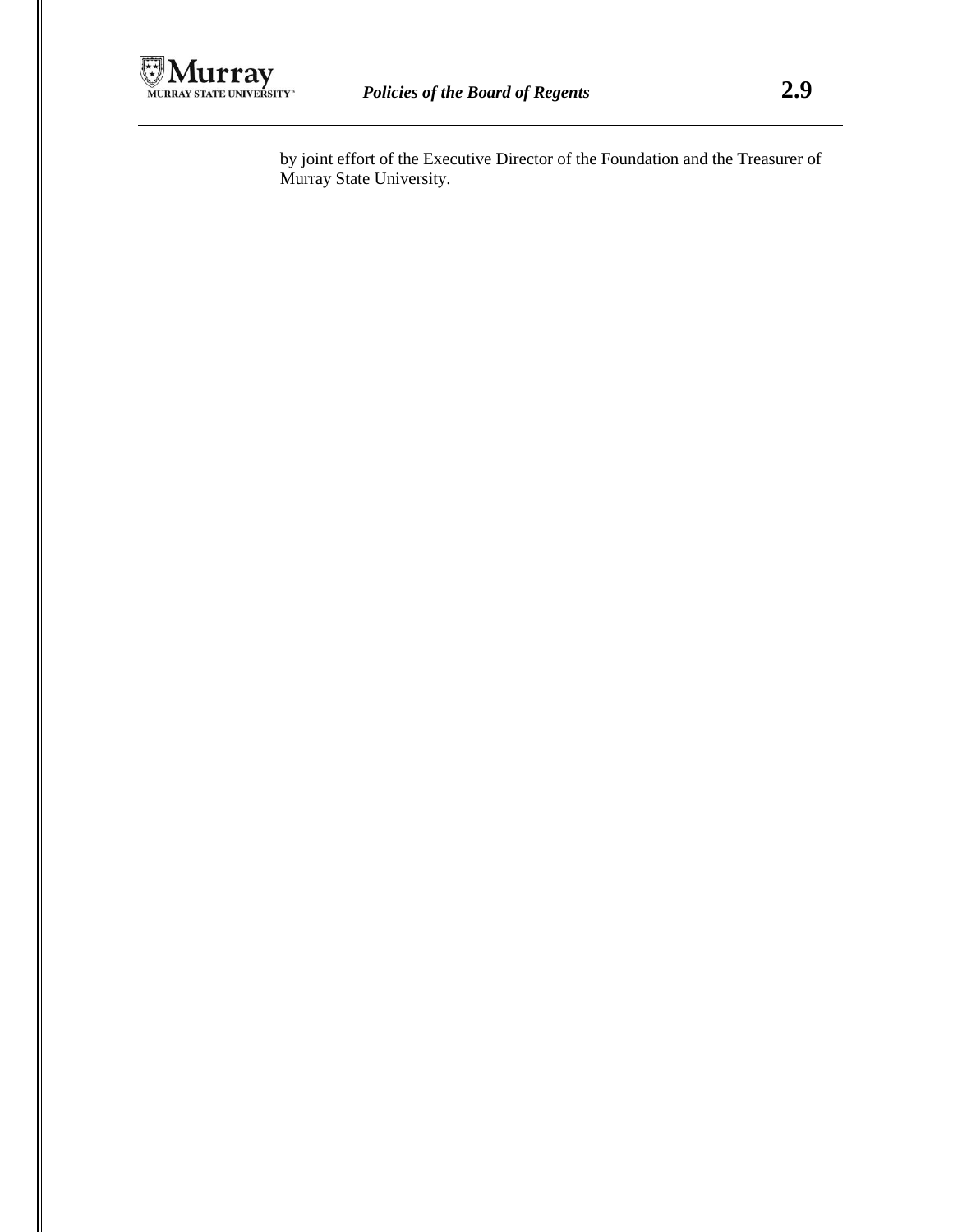by joint effort of the Executive Director of the Foundation and the Treasurer of Murray State University.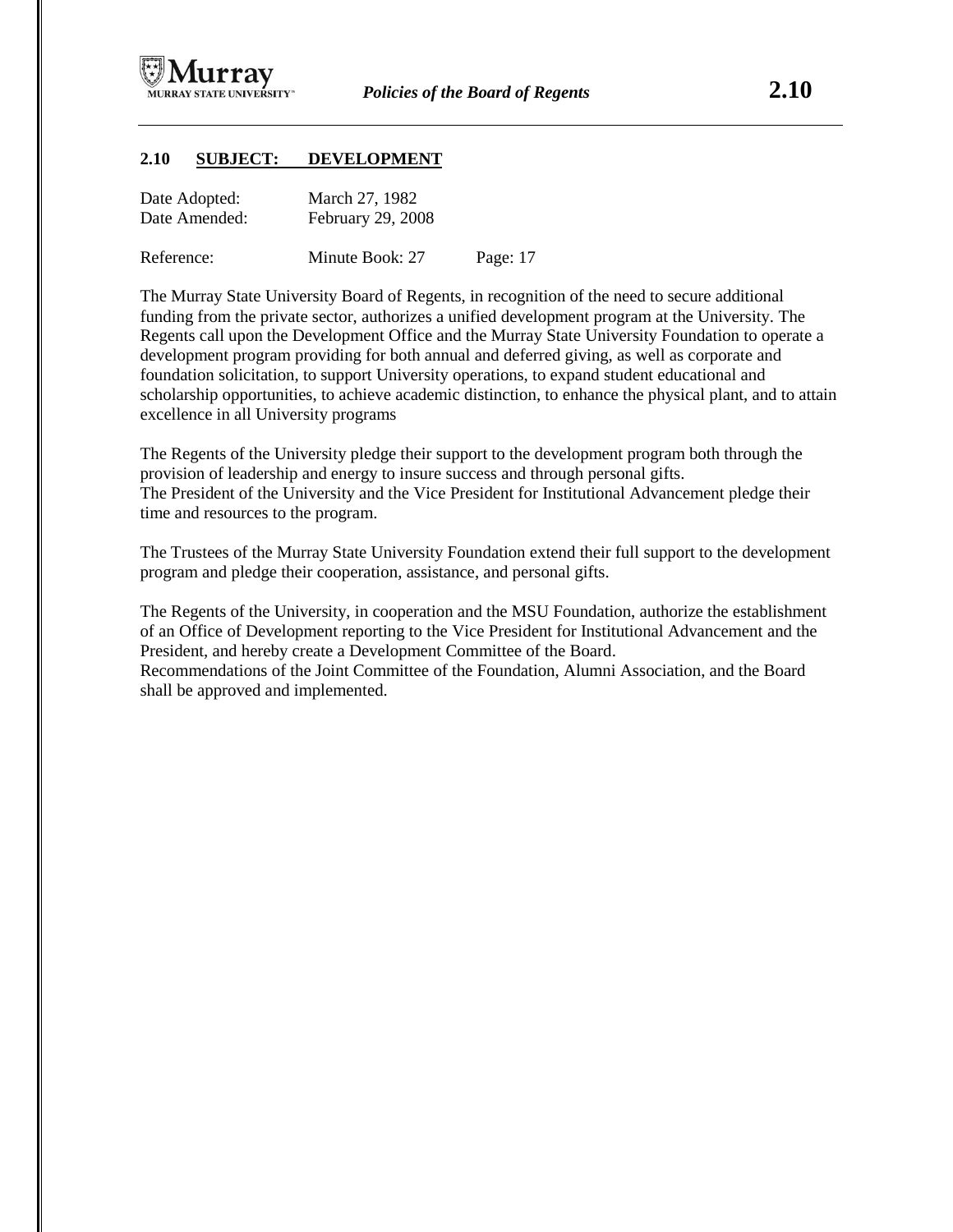## 2.10 SUBJECT: DEVELOPMENT

Date Adopted: March 27, 1982
Date Amended: February 29, 2008

Reference: Minute Book: 27 Page: 17

The Murray State University Board of Regents, in recognition of the need to secure additional funding from the private sector, authorizes a unified development program at the University. The Regents call upon the Development Office and the Murray State University Foundation to operate a development program providing for both annual and deferred giving, as well as corporate and foundation solicitation, to support University operations, to expand student educational and scholarship opportunities, to achieve academic distinction, to enhance the physical plant, and to attain excellence in all University programs

The Regents of the University pledge their support to the development program both through the provision of leadership and energy to insure success and through personal gifts.
The President of the University and the Vice President for Institutional Advancement pledge their time and resources to the program.

The Trustees of the Murray State University Foundation extend their full support to the development program and pledge their cooperation, assistance, and personal gifts.

The Regents of the University, in cooperation and the MSU Foundation, authorize the establishment of an Office of Development reporting to the Vice President for Institutional Advancement and the President, and hereby create a Development Committee of the Board.
Recommendations of the Joint Committee of the Foundation, Alumni Association, and the Board shall be approved and implemented.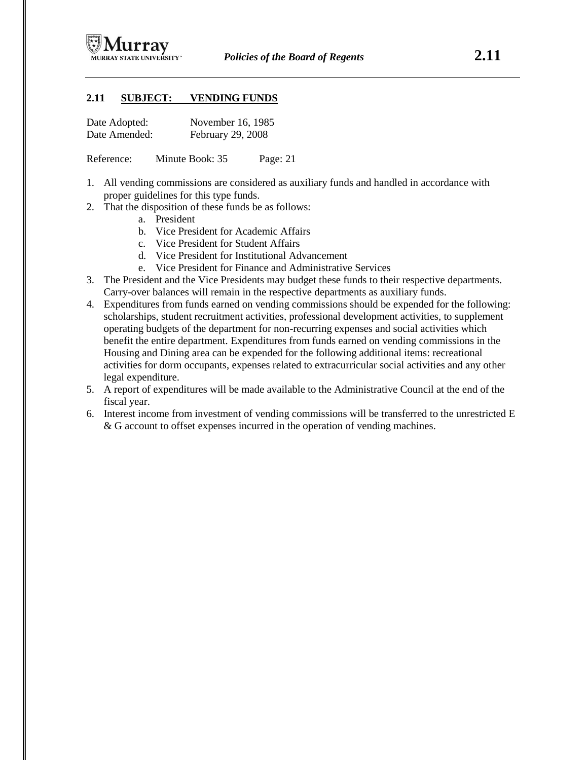## 2.11 SUBJECT: VENDING FUNDS

Date Adopted: November 16, 1985
Date Amended: February 29, 2008

Reference: Minute Book: 35 Page: 21

1. All vending commissions are considered as auxiliary funds and handled in accordance with proper guidelines for this type funds.
2. That the disposition of these funds be as follows:
   a. President
   b. Vice President for Academic Affairs
   c. Vice President for Student Affairs
   d. Vice President for Institutional Advancement
   e. Vice President for Finance and Administrative Services
3. The President and the Vice Presidents may budget these funds to their respective departments. Carry-over balances will remain in the respective departments as auxiliary funds.
4. Expenditures from funds earned on vending commissions should be expended for the following: scholarships, student recruitment activities, professional development activities, to supplement operating budgets of the department for non-recurring expenses and social activities which benefit the entire department. Expenditures from funds earned on vending commissions in the Housing and Dining area can be expended for the following additional items: recreational activities for dorm occupants, expenses related to extracurricular social activities and any other legal expenditure.
5. A report of expenditures will be made available to the Administrative Council at the end of the fiscal year.
6. Interest income from investment of vending commissions will be transferred to the unrestricted E & G account to offset expenses incurred in the operation of vending machines.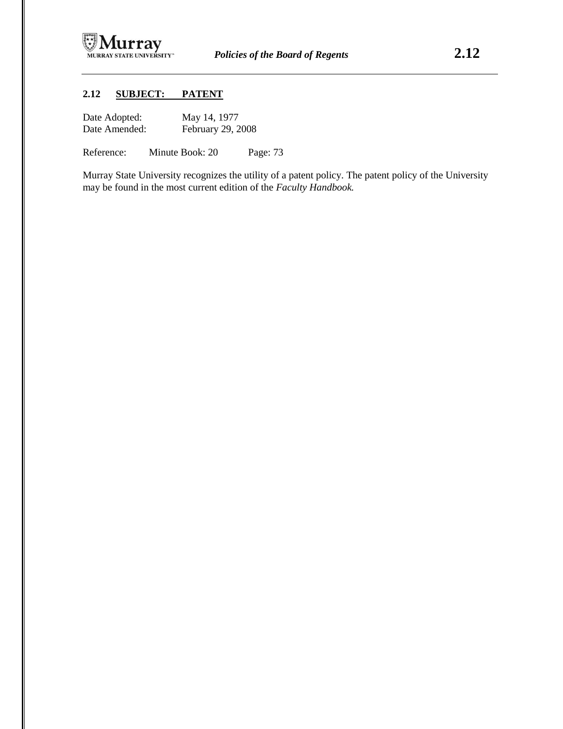## 2.12 SUBJECT: PATENT

Date Adopted: May 14, 1977
Date Amended: February 29, 2008

Reference: Minute Book: 20 Page: 73

Murray State University recognizes the utility of a patent policy. The patent policy of the University may be found in the most current edition of the *Faculty Handbook.*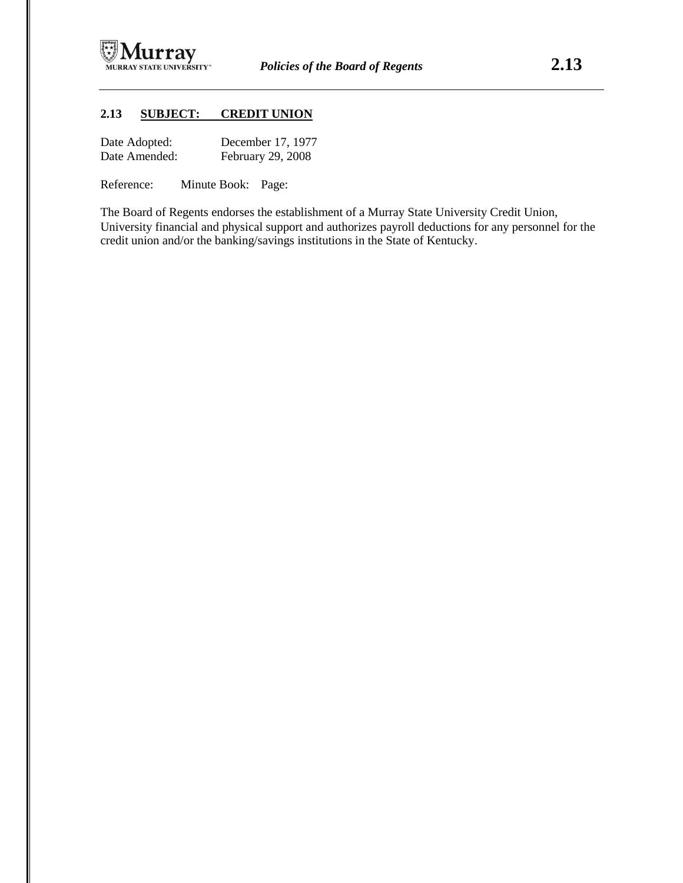## 2.13 SUBJECT: CREDIT UNION

Date Adopted: December 17, 1977
Date Amended: February 29, 2008

Reference: Minute Book: Page:

The Board of Regents endorses the establishment of a Murray State University Credit Union, University financial and physical support and authorizes payroll deductions for any personnel for the credit union and/or the banking/savings institutions in the State of Kentucky.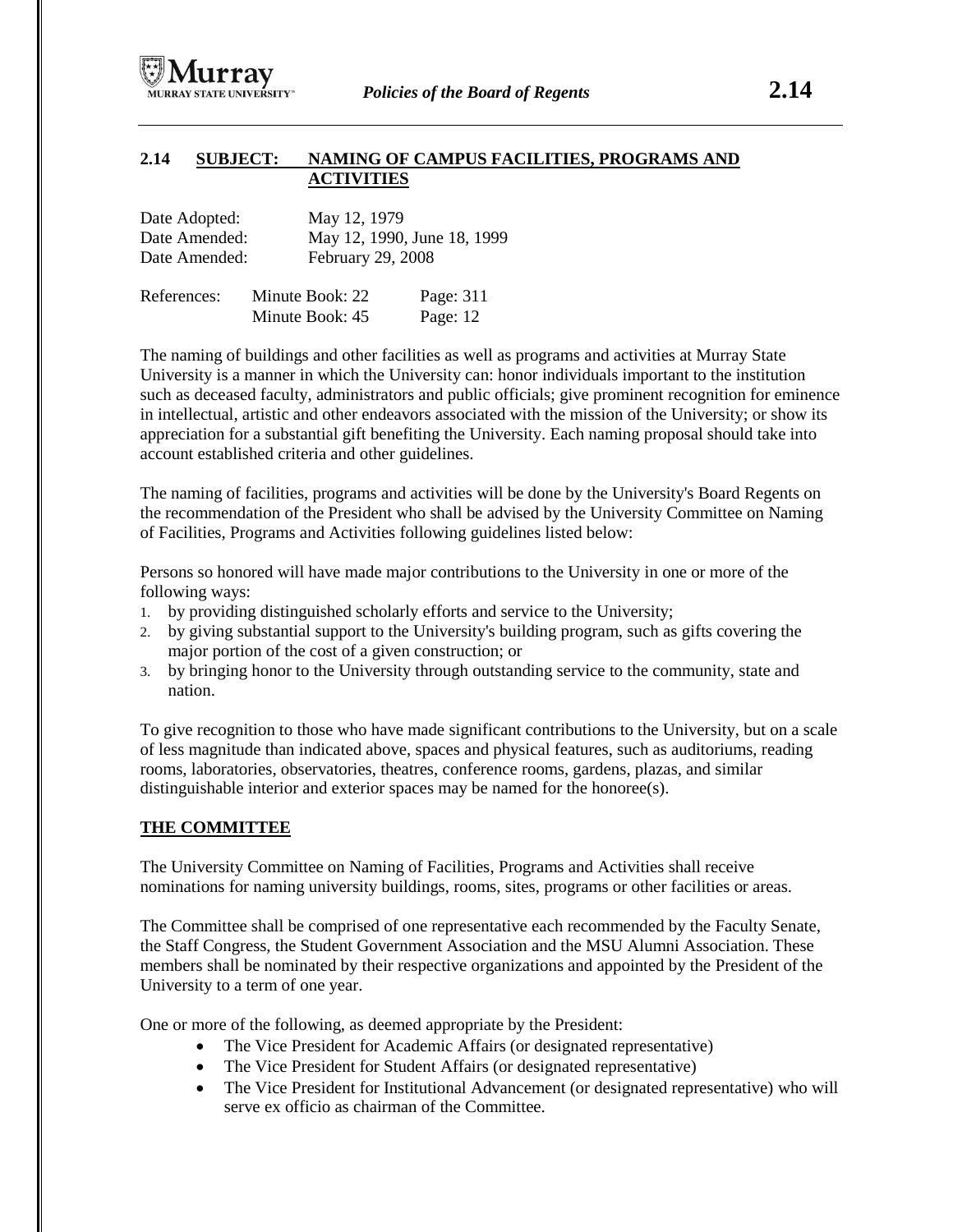## 2.14 SUBJECT: NAMING OF CAMPUS FACILITIES, PROGRAMS AND ACTIVITIES

Date Adopted: May 12, 1979
Date Amended: May 12, 1990, June 18, 1999
Date Amended: February 29, 2008

References: Minute Book: 22 Page: 311
Minute Book: 45 Page: 12

The naming of buildings and other facilities as well as programs and activities at Murray State University is a manner in which the University can: honor individuals important to the institution such as deceased faculty, administrators and public officials; give prominent recognition for eminence in intellectual, artistic and other endeavors associated with the mission of the University; or show its appreciation for a substantial gift benefiting the University. Each naming proposal should take into account established criteria and other guidelines.

The naming of facilities, programs and activities will be done by the University's Board Regents on the recommendation of the President who shall be advised by the University Committee on Naming of Facilities, Programs and Activities following guidelines listed below:

Persons so honored will have made major contributions to the University in one or more of the following ways:

1. by providing distinguished scholarly efforts and service to the University;
2. by giving substantial support to the University's building program, such as gifts covering the major portion of the cost of a given construction; or
3. by bringing honor to the University through outstanding service to the community, state and nation.

To give recognition to those who have made significant contributions to the University, but on a scale of less magnitude than indicated above, spaces and physical features, such as auditoriums, reading rooms, laboratories, observatories, theatres, conference rooms, gardens, plazas, and similar distinguishable interior and exterior spaces may be named for the honoree(s).

### THE COMMITTEE

The University Committee on Naming of Facilities, Programs and Activities shall receive nominations for naming university buildings, rooms, sites, programs or other facilities or areas.

The Committee shall be comprised of one representative each recommended by the Faculty Senate, the Staff Congress, the Student Government Association and the MSU Alumni Association. These members shall be nominated by their respective organizations and appointed by the President of the University to a term of one year.

One or more of the following, as deemed appropriate by the President:

- The Vice President for Academic Affairs (or designated representative)
- The Vice President for Student Affairs (or designated representative)
- The Vice President for Institutional Advancement (or designated representative) who will serve ex officio as chairman of the Committee.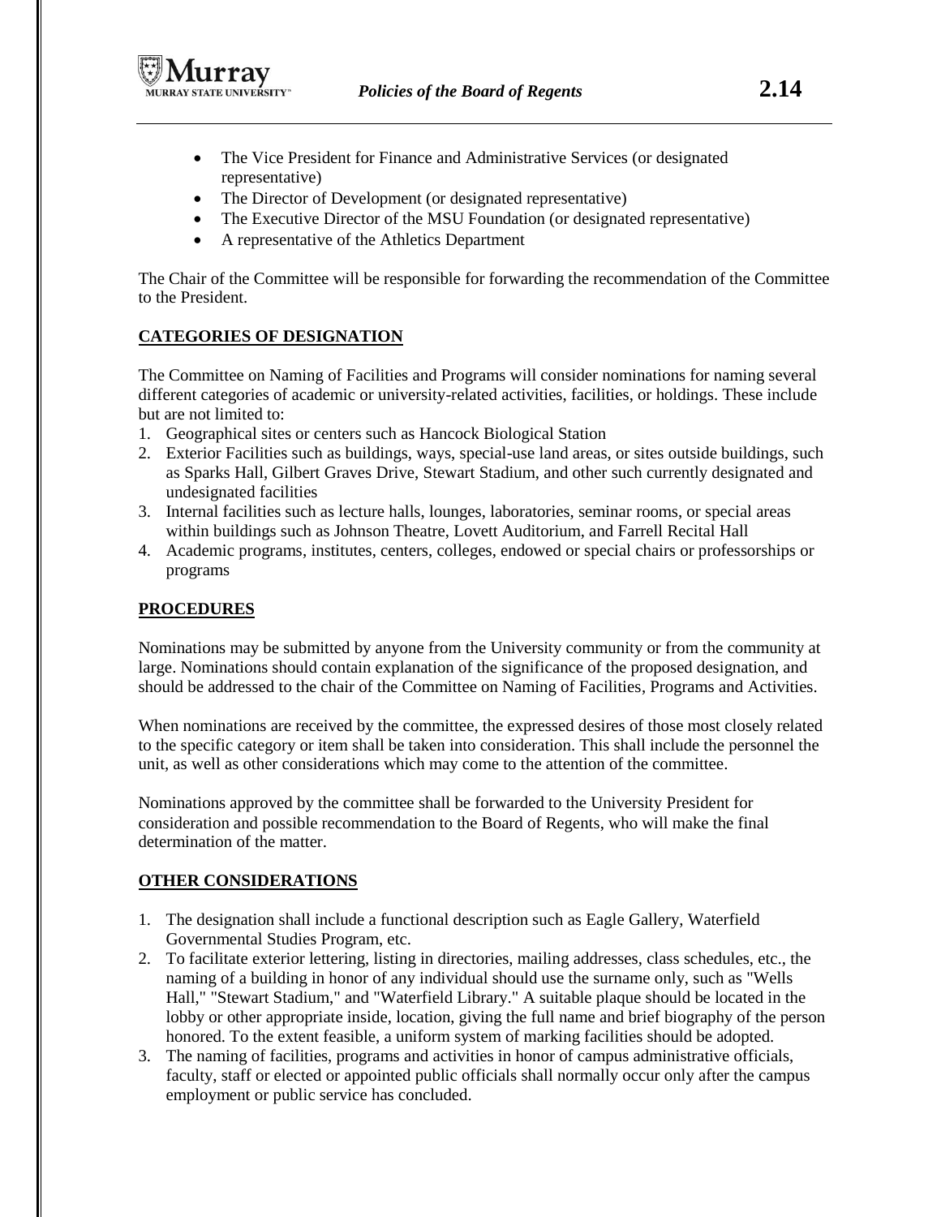- The Vice President for Finance and Administrative Services (or designated representative)
- The Director of Development (or designated representative)
- The Executive Director of the MSU Foundation (or designated representative)
- A representative of the Athletics Department

The Chair of the Committee will be responsible for forwarding the recommendation of the Committee to the President.

## CATEGORIES OF DESIGNATION

The Committee on Naming of Facilities and Programs will consider nominations for naming several different categories of academic or university-related activities, facilities, or holdings. These include but are not limited to:

1. Geographical sites or centers such as Hancock Biological Station
2. Exterior Facilities such as buildings, ways, special-use land areas, or sites outside buildings, such as Sparks Hall, Gilbert Graves Drive, Stewart Stadium, and other such currently designated and undesignated facilities
3. Internal facilities such as lecture halls, lounges, laboratories, seminar rooms, or special areas within buildings such as Johnson Theatre, Lovett Auditorium, and Farrell Recital Hall
4. Academic programs, institutes, centers, colleges, endowed or special chairs or professorships or programs

## PROCEDURES

Nominations may be submitted by anyone from the University community or from the community at large. Nominations should contain explanation of the significance of the proposed designation, and should be addressed to the chair of the Committee on Naming of Facilities, Programs and Activities.

When nominations are received by the committee, the expressed desires of those most closely related to the specific category or item shall be taken into consideration. This shall include the personnel the unit, as well as other considerations which may come to the attention of the committee.

Nominations approved by the committee shall be forwarded to the University President for consideration and possible recommendation to the Board of Regents, who will make the final determination of the matter.

## OTHER CONSIDERATIONS

1. The designation shall include a functional description such as Eagle Gallery, Waterfield Governmental Studies Program, etc.
2. To facilitate exterior lettering, listing in directories, mailing addresses, class schedules, etc., the naming of a building in honor of any individual should use the surname only, such as "Wells Hall," "Stewart Stadium," and "Waterfield Library." A suitable plaque should be located in the lobby or other appropriate inside, location, giving the full name and brief biography of the person honored. To the extent feasible, a uniform system of marking facilities should be adopted.
3. The naming of facilities, programs and activities in honor of campus administrative officials, faculty, staff or elected or appointed public officials shall normally occur only after the campus employment or public service has concluded.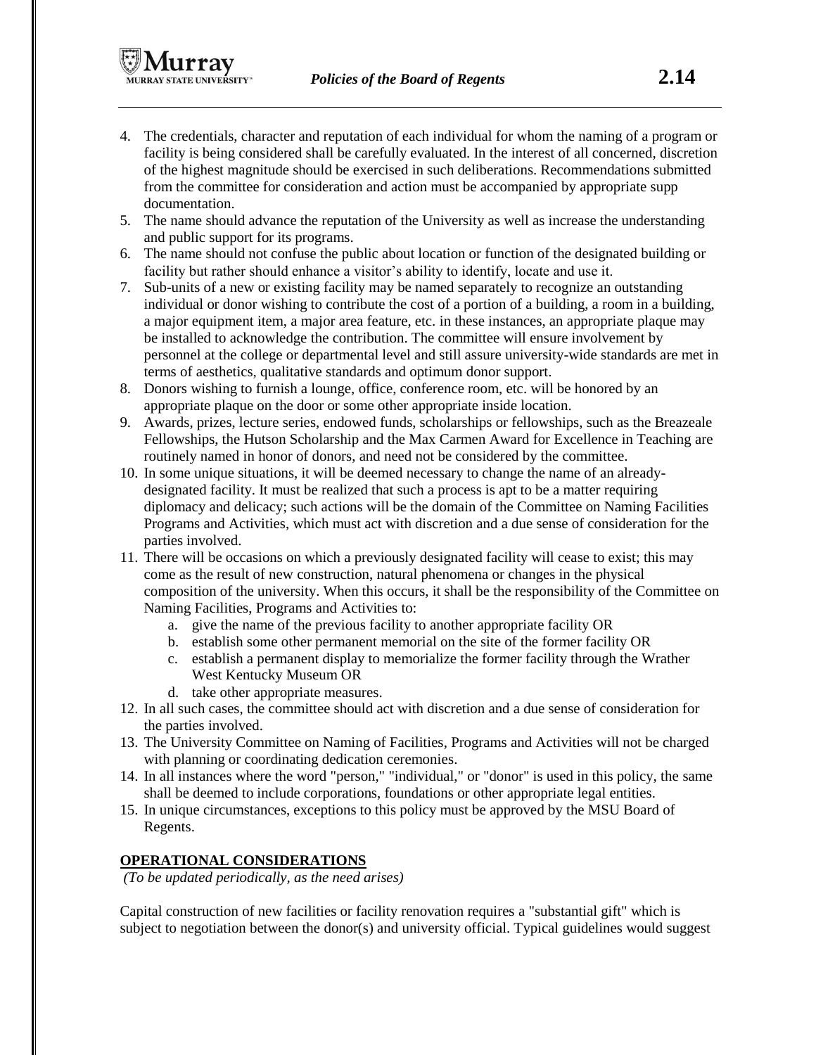4. The credentials, character and reputation of each individual for whom the naming of a program or facility is being considered shall be carefully evaluated. In the interest of all concerned, discretion of the highest magnitude should be exercised in such deliberations. Recommendations submitted from the committee for consideration and action must be accompanied by appropriate supp documentation.
5. The name should advance the reputation of the University as well as increase the understanding and public support for its programs.
6. The name should not confuse the public about location or function of the designated building or facility but rather should enhance a visitor's ability to identify, locate and use it.
7. Sub-units of a new or existing facility may be named separately to recognize an outstanding individual or donor wishing to contribute the cost of a portion of a building, a room in a building, a major equipment item, a major area feature, etc. in these instances, an appropriate plaque may be installed to acknowledge the contribution. The committee will ensure involvement by personnel at the college or departmental level and still assure university-wide standards are met in terms of aesthetics, qualitative standards and optimum donor support.
8. Donors wishing to furnish a lounge, office, conference room, etc. will be honored by an appropriate plaque on the door or some other appropriate inside location.
9. Awards, prizes, lecture series, endowed funds, scholarships or fellowships, such as the Breazeale Fellowships, the Hutson Scholarship and the Max Carmen Award for Excellence in Teaching are routinely named in honor of donors, and need not be considered by the committee.
10. In some unique situations, it will be deemed necessary to change the name of an already-designated facility. It must be realized that such a process is apt to be a matter requiring diplomacy and delicacy; such actions will be the domain of the Committee on Naming Facilities Programs and Activities, which must act with discretion and a due sense of consideration for the parties involved.
11. There will be occasions on which a previously designated facility will cease to exist; this may come as the result of new construction, natural phenomena or changes in the physical composition of the university. When this occurs, it shall be the responsibility of the Committee on Naming Facilities, Programs and Activities to:
    a. give the name of the previous facility to another appropriate facility OR
    b. establish some other permanent memorial on the site of the former facility OR
    c. establish a permanent display to memorialize the former facility through the Wrather West Kentucky Museum OR
    d. take other appropriate measures.
12. In all such cases, the committee should act with discretion and a due sense of consideration for the parties involved.
13. The University Committee on Naming of Facilities, Programs and Activities will not be charged with planning or coordinating dedication ceremonies.
14. In all instances where the word "person," "individual," or "donor" is used in this policy, the same shall be deemed to include corporations, foundations or other appropriate legal entities.
15. In unique circumstances, exceptions to this policy must be approved by the MSU Board of Regents.

**OPERATIONAL CONSIDERATIONS**

*(To be updated periodically, as the need arises)*

Capital construction of new facilities or facility renovation requires a "substantial gift" which is subject to negotiation between the donor(s) and university official. Typical guidelines would suggest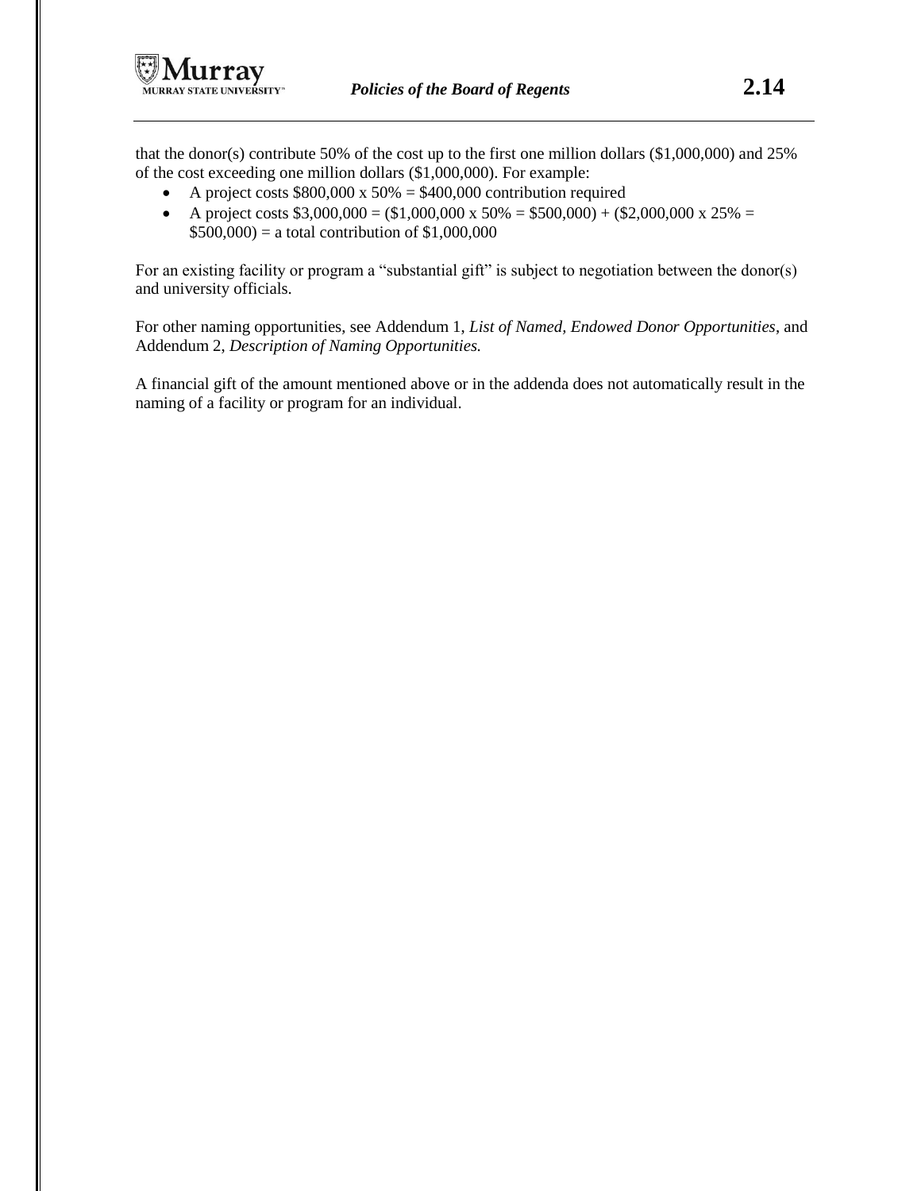that the donor(s) contribute 50% of the cost up to the first one million dollars ($1,000,000) and 25% of the cost exceeding one million dollars ($1,000,000). For example:

- A project costs $800,000 x 50% = $400,000 contribution required
- A project costs $3,000,000 = ($1,000,000 x 50% = $500,000) + ($2,000,000 x 25% = $500,000) = a total contribution of $1,000,000

For an existing facility or program a "substantial gift" is subject to negotiation between the donor(s) and university officials.

For other naming opportunities, see Addendum 1, *List of Named, Endowed Donor Opportunities*, and Addendum 2, *Description of Naming Opportunities.*

A financial gift of the amount mentioned above or in the addenda does not automatically result in the naming of a facility or program for an individual.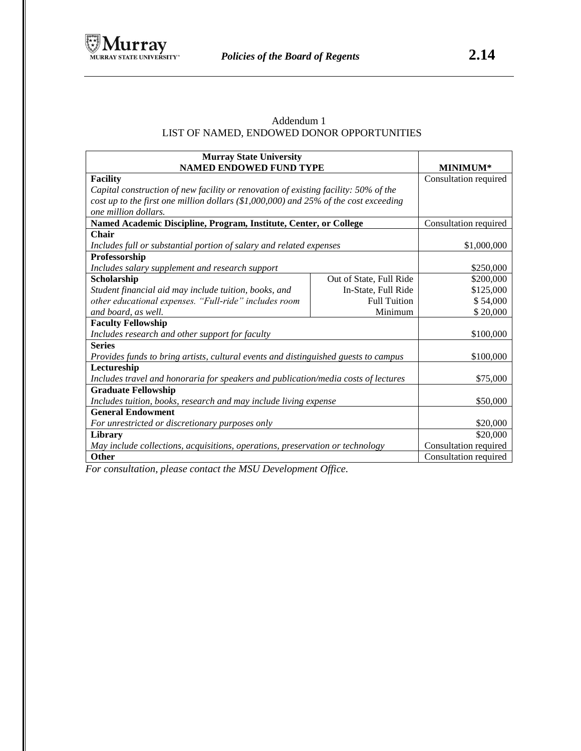Addendum 1

LIST OF NAMED, ENDOWED DONOR OPPORTUNITIES

| Murray State University<br>NAMED ENDOWED FUND TYPE | | MINIMUM* |
|---|---|---|
| **Facility**<br>*Capital construction of new facility or renovation of existing facility: 50% of the cost up to the first one million dollars ($1,000,000) and 25% of the cost exceeding one million dollars.* | | Consultation required |
| **Named Academic Discipline, Program, Institute, Center, or College** | | Consultation required |
| **Chair**<br>*Includes full or substantial portion of salary and related expenses* | | $1,000,000 |
| **Professorship**<br>*Includes salary supplement and research support* | | $250,000 |
| **Scholarship**<br>*Student financial aid may include tuition, books, and other educational expenses. "Full-ride" includes room and board, as well.* | Out of State, Full Ride | $200,000 |
| | In-State, Full Ride | $125,000 |
| | Full Tuition | $ 54,000 |
| | Minimum | $ 20,000 |
| **Faculty Fellowship**<br>*Includes research and other support for faculty* | | $100,000 |
| **Series**<br>*Provides funds to bring artists, cultural events and distinguished guests to campus* | | $100,000 |
| **Lectureship**<br>*Includes travel and honoraria for speakers and publication/media costs of lectures* | | $75,000 |
| **Graduate Fellowship**<br>*Includes tuition, books, research and may include living expense* | | $50,000 |
| **General Endowment**<br>*For unrestricted or discretionary purposes only* | | $20,000 |
| **Library**<br>*May include collections, acquisitions, operations, preservation or technology* | | $20,000<br>Consultation required |
| **Other** | | Consultation required |

*For consultation, please contact the MSU Development Office.*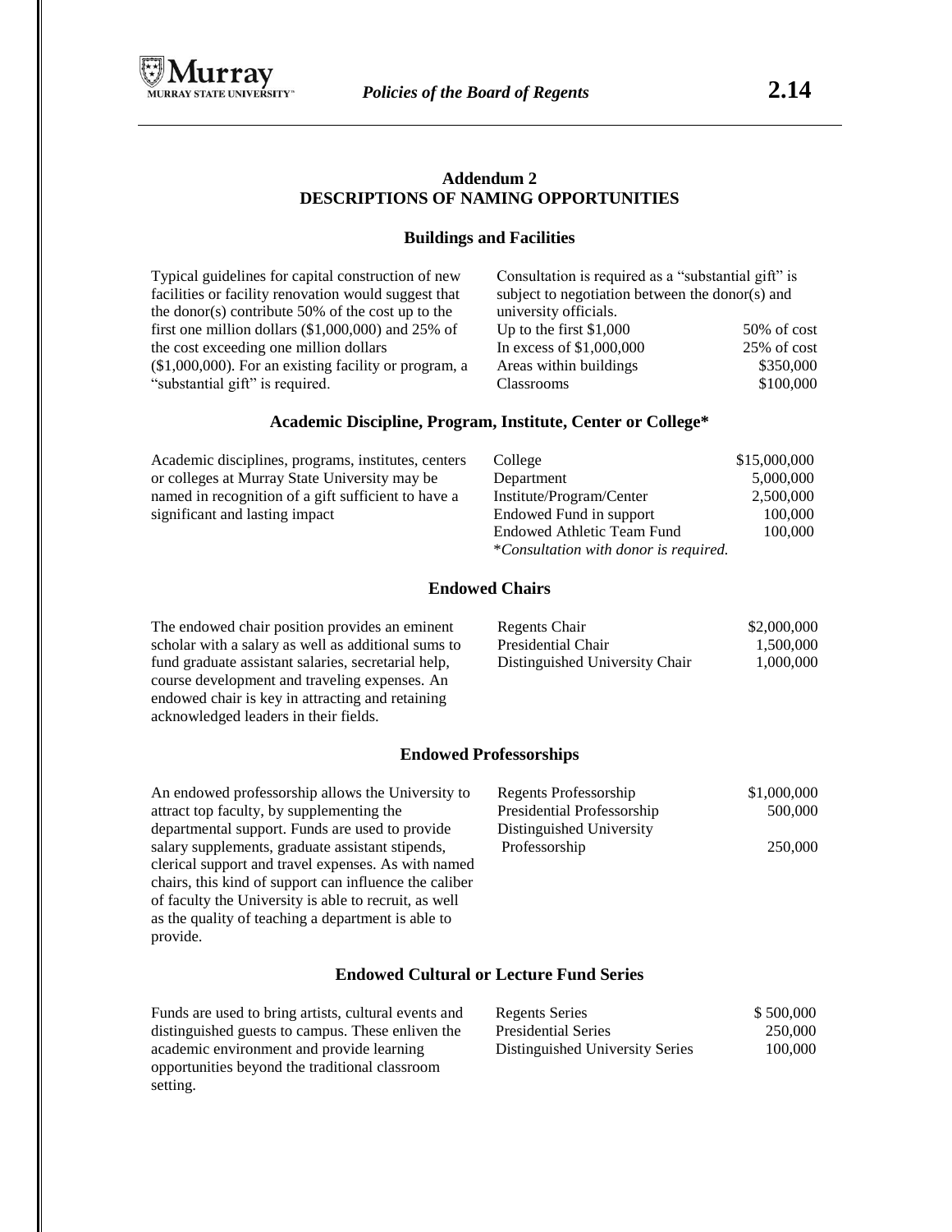## Addendum 2
## DESCRIPTIONS OF NAMING OPPORTUNITIES

### Buildings and Facilities

Typical guidelines for capital construction of new facilities or facility renovation would suggest that the donor(s) contribute 50% of the cost up to the first one million dollars ($1,000,000) and 25% of the cost exceeding one million dollars ($1,000,000). For an existing facility or program, a "substantial gift" is required.

Consultation is required as a "substantial gift" is subject to negotiation between the donor(s) and university officials.

| | |
|---|---|
| Up to the first $1,000 | 50% of cost |
| In excess of $1,000,000 | 25% of cost |
| Areas within buildings | $350,000 |
| Classrooms | $100,000 |

### Academic Discipline, Program, Institute, Center or College*

Academic disciplines, programs, institutes, centers or colleges at Murray State University may be named in recognition of a gift sufficient to have a significant and lasting impact

| | |
|---|---|
| College | $15,000,000 |
| Department | 5,000,000 |
| Institute/Program/Center | 2,500,000 |
| Endowed Fund in support | 100,000 |
| Endowed Athletic Team Fund | 100,000 |

*\*Consultation with donor is required.*

### Endowed Chairs

The endowed chair position provides an eminent scholar with a salary as well as additional sums to fund graduate assistant salaries, secretarial help, course development and traveling expenses. An endowed chair is key in attracting and retaining acknowledged leaders in their fields.

| | |
|---|---|
| Regents Chair | $2,000,000 |
| Presidential Chair | 1,500,000 |
| Distinguished University Chair | 1,000,000 |

### Endowed Professorships

An endowed professorship allows the University to attract top faculty, by supplementing the departmental support. Funds are used to provide salary supplements, graduate assistant stipends, clerical support and travel expenses. As with named chairs, this kind of support can influence the caliber of faculty the University is able to recruit, as well as the quality of teaching a department is able to provide.

| | |
|---|---|
| Regents Professorship | $1,000,000 |
| Presidential Professorship | 500,000 |
| Distinguished University Professorship | 250,000 |

### Endowed Cultural or Lecture Fund Series

Funds are used to bring artists, cultural events and distinguished guests to campus. These enliven the academic environment and provide learning opportunities beyond the traditional classroom setting.

| | |
|---|---|
| Regents Series | $ 500,000 |
| Presidential Series | 250,000 |
| Distinguished University Series | 100,000 |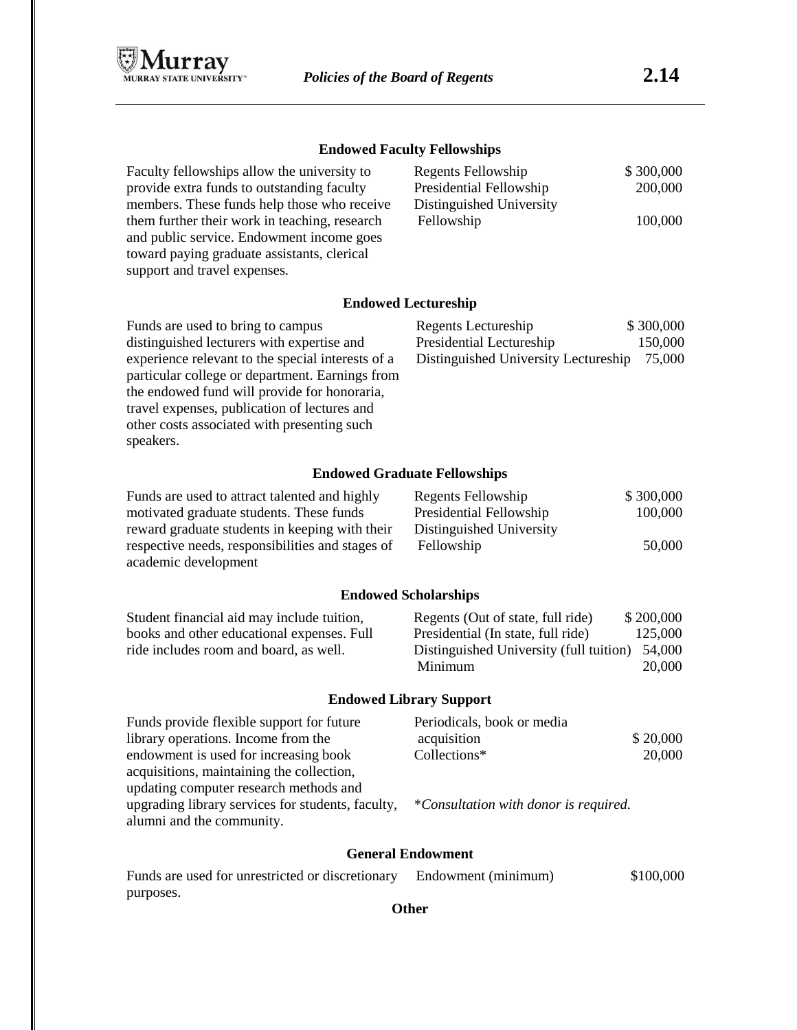### Endowed Faculty Fellowships

Faculty fellowships allow the university to provide extra funds to outstanding faculty members. These funds help those who receive them further their work in teaching, research and public service. Endowment income goes toward paying graduate assistants, clerical support and travel expenses.

| | |
|---|---|
| Regents Fellowship | $ 300,000 |
| Presidential Fellowship | 200,000 |
| Distinguished University Fellowship | 100,000 |

### Endowed Lectureship

Funds are used to bring to campus distinguished lecturers with expertise and experience relevant to the special interests of a particular college or department. Earnings from the endowed fund will provide for honoraria, travel expenses, publication of lectures and other costs associated with presenting such speakers.

| | |
|---|---|
| Regents Lectureship | $ 300,000 |
| Presidential Lectureship | 150,000 |
| Distinguished University Lectureship | 75,000 |

### Endowed Graduate Fellowships

Funds are used to attract talented and highly motivated graduate students. These funds reward graduate students in keeping with their respective needs, responsibilities and stages of academic development

| | |
|---|---|
| Regents Fellowship | $ 300,000 |
| Presidential Fellowship | 100,000 |
| Distinguished University Fellowship | 50,000 |

### Endowed Scholarships

Student financial aid may include tuition, books and other educational expenses. Full ride includes room and board, as well.

| | |
|---|---|
| Regents (Out of state, full ride) | $ 200,000 |
| Presidential (In state, full ride) | 125,000 |
| Distinguished University (full tuition) | 54,000 |
| Minimum | 20,000 |

### Endowed Library Support

Funds provide flexible support for future library operations. Income from the endowment is used for increasing book acquisitions, maintaining the collection, updating computer research methods and upgrading library services for students, faculty, alumni and the community.

| | |
|---|---|
| Periodicals, book or media acquisition | $ 20,000 |
| Collections* | 20,000 |

*\*Consultation with donor is required.*

### General Endowment

Funds are used for unrestricted or discretionary purposes.

| | |
|---|---|
| Endowment (minimum) | $100,000 |

### Other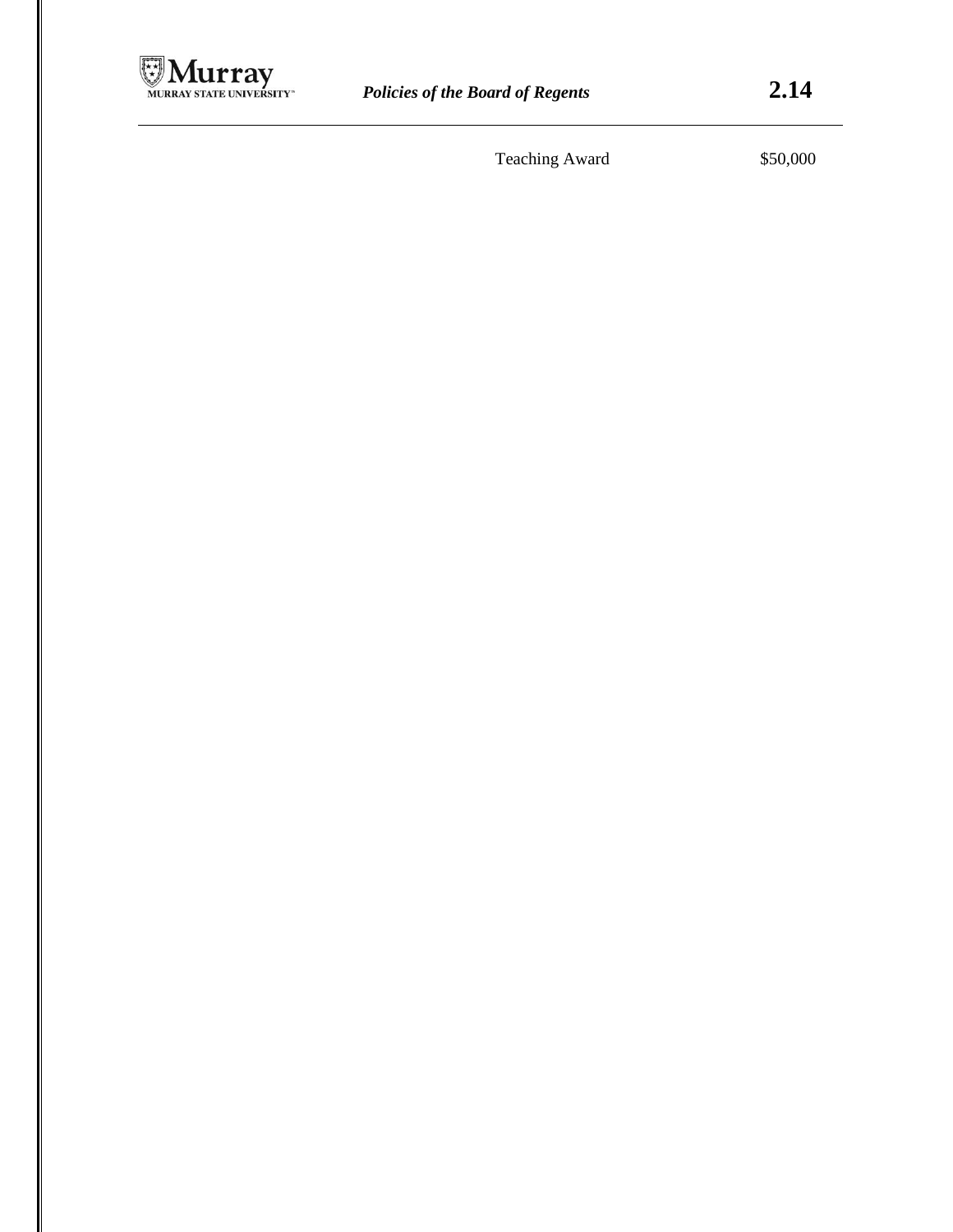| Teaching Award | $50,000 |
| --- | --- |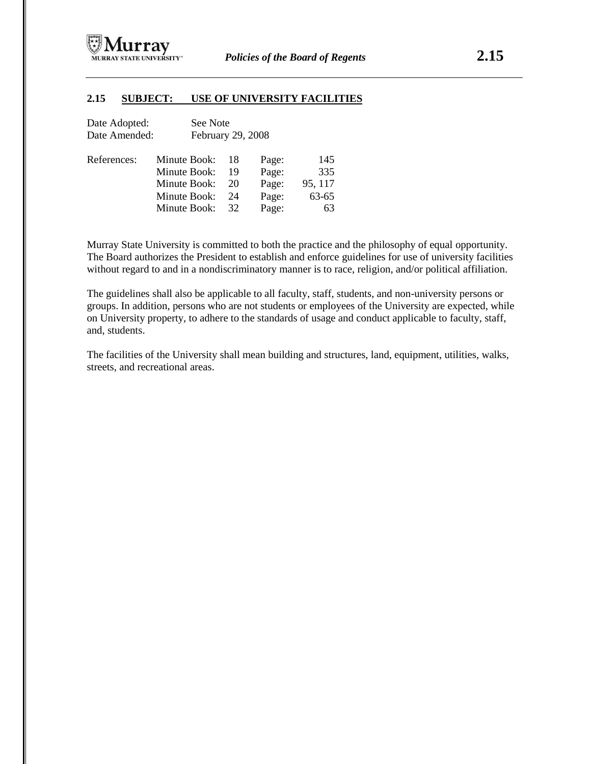## 2.15 SUBJECT: USE OF UNIVERSITY FACILITIES

Date Adopted: See Note
Date Amended: February 29, 2008

| References: | Minute Book: | 18 | Page: | 145 |
|---|---|---|---|---|
| | Minute Book: | 19 | Page: | 335 |
| | Minute Book: | 20 | Page: | 95, 117 |
| | Minute Book: | 24 | Page: | 63-65 |
| | Minute Book: | 32 | Page: | 63 |

Murray State University is committed to both the practice and the philosophy of equal opportunity. The Board authorizes the President to establish and enforce guidelines for use of university facilities without regard to and in a nondiscriminatory manner is to race, religion, and/or political affiliation.

The guidelines shall also be applicable to all faculty, staff, students, and non-university persons or groups. In addition, persons who are not students or employees of the University are expected, while on University property, to adhere to the standards of usage and conduct applicable to faculty, staff, and, students.

The facilities of the University shall mean building and structures, land, equipment, utilities, walks, streets, and recreational areas.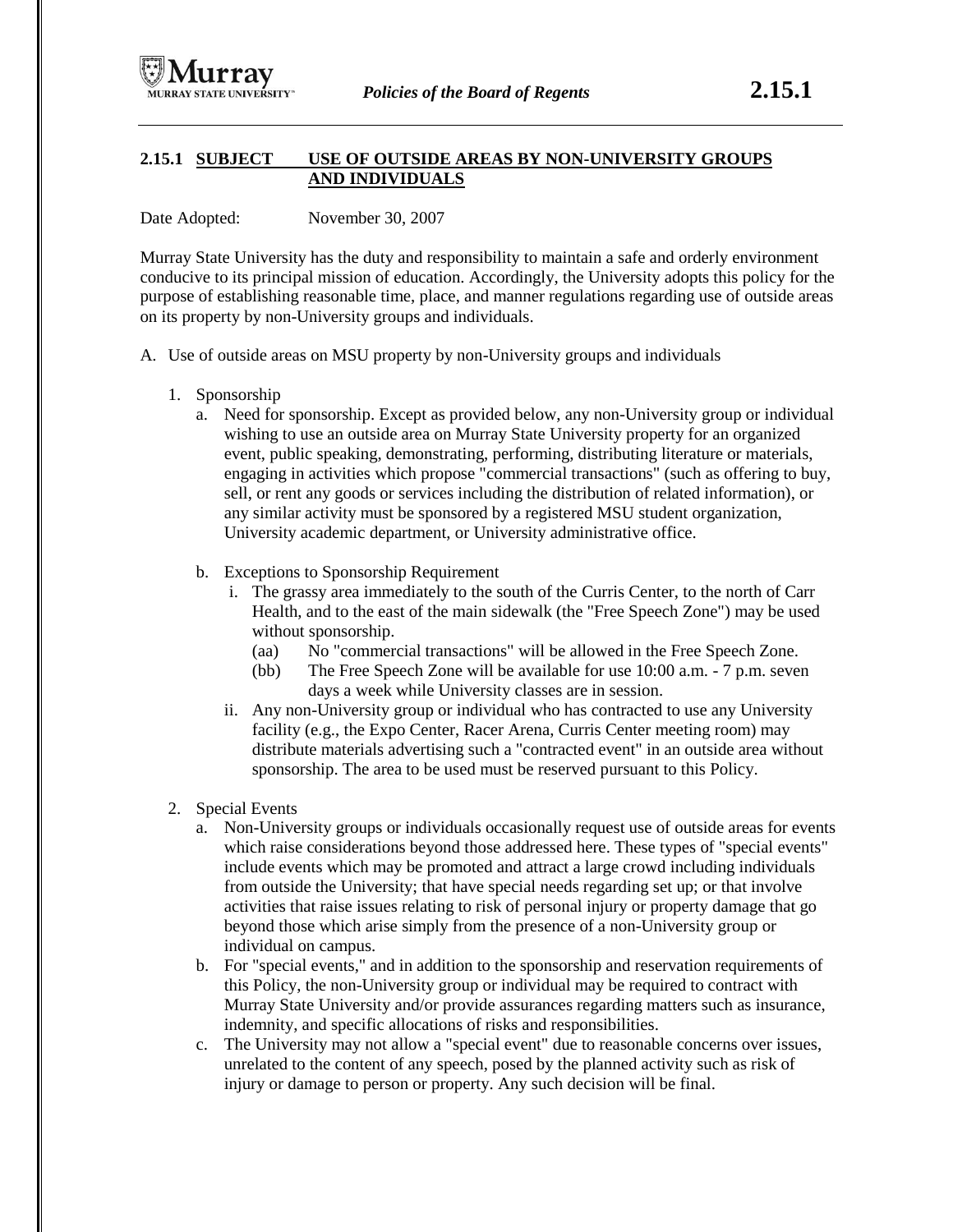## 2.15.1 SUBJECT USE OF OUTSIDE AREAS BY NON-UNIVERSITY GROUPS AND INDIVIDUALS

Date Adopted: November 30, 2007

Murray State University has the duty and responsibility to maintain a safe and orderly environment conducive to its principal mission of education. Accordingly, the University adopts this policy for the purpose of establishing reasonable time, place, and manner regulations regarding use of outside areas on its property by non-University groups and individuals.

A. Use of outside areas on MSU property by non-University groups and individuals

1. Sponsorship
   a. Need for sponsorship. Except as provided below, any non-University group or individual wishing to use an outside area on Murray State University property for an organized event, public speaking, demonstrating, performing, distributing literature or materials, engaging in activities which propose "commercial transactions" (such as offering to buy, sell, or rent any goods or services including the distribution of related information), or any similar activity must be sponsored by a registered MSU student organization, University academic department, or University administrative office.

   b. Exceptions to Sponsorship Requirement
      i. The grassy area immediately to the south of the Curris Center, to the north of Carr Health, and to the east of the main sidewalk (the "Free Speech Zone") may be used without sponsorship.
         (aa) No "commercial transactions" will be allowed in the Free Speech Zone.
         (bb) The Free Speech Zone will be available for use 10:00 a.m. - 7 p.m. seven days a week while University classes are in session.
      ii. Any non-University group or individual who has contracted to use any University facility (e.g., the Expo Center, Racer Arena, Curris Center meeting room) may distribute materials advertising such a "contracted event" in an outside area without sponsorship. The area to be used must be reserved pursuant to this Policy.

2. Special Events
   a. Non-University groups or individuals occasionally request use of outside areas for events which raise considerations beyond those addressed here. These types of "special events" include events which may be promoted and attract a large crowd including individuals from outside the University; that have special needs regarding set up; or that involve activities that raise issues relating to risk of personal injury or property damage that go beyond those which arise simply from the presence of a non-University group or individual on campus.
   b. For "special events," and in addition to the sponsorship and reservation requirements of this Policy, the non-University group or individual may be required to contract with Murray State University and/or provide assurances regarding matters such as insurance, indemnity, and specific allocations of risks and responsibilities.
   c. The University may not allow a "special event" due to reasonable concerns over issues, unrelated to the content of any speech, posed by the planned activity such as risk of injury or damage to person or property. Any such decision will be final.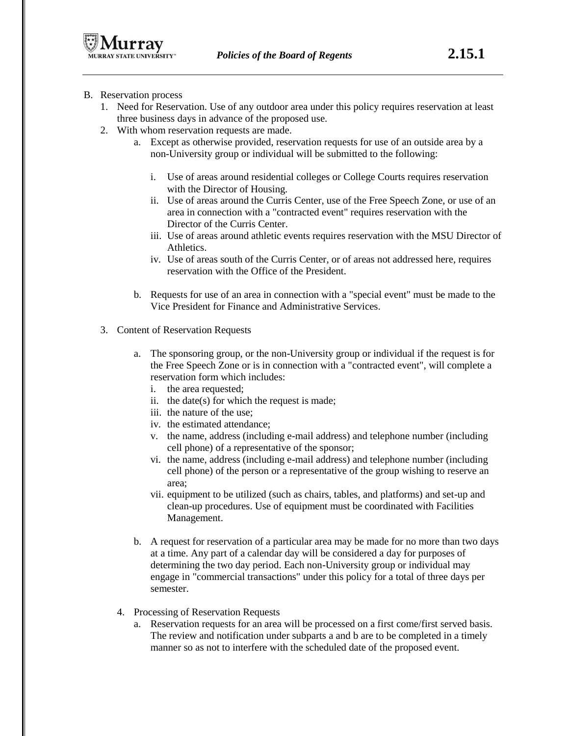B. Reservation process

1. Need for Reservation. Use of any outdoor area under this policy requires reservation at least three business days in advance of the proposed use.
2. With whom reservation requests are made.
    a. Except as otherwise provided, reservation requests for use of an outside area by a non-University group or individual will be submitted to the following:

        i. Use of areas around residential colleges or College Courts requires reservation with the Director of Housing.
        ii. Use of areas around the Curris Center, use of the Free Speech Zone, or use of an area in connection with a "contracted event" requires reservation with the Director of the Curris Center.
        iii. Use of areas around athletic events requires reservation with the MSU Director of Athletics.
        iv. Use of areas south of the Curris Center, or of areas not addressed here, requires reservation with the Office of the President.

    b. Requests for use of an area in connection with a "special event" must be made to the Vice President for Finance and Administrative Services.

3. Content of Reservation Requests

    a. The sponsoring group, or the non-University group or individual if the request is for the Free Speech Zone or is in connection with a "contracted event", will complete a reservation form which includes:
        i. the area requested;
        ii. the date(s) for which the request is made;
        iii. the nature of the use;
        iv. the estimated attendance;
        v. the name, address (including e-mail address) and telephone number (including cell phone) of a representative of the sponsor;
        vi. the name, address (including e-mail address) and telephone number (including cell phone) of the person or a representative of the group wishing to reserve an area;
        vii. equipment to be utilized (such as chairs, tables, and platforms) and set-up and clean-up procedures. Use of equipment must be coordinated with Facilities Management.

    b. A request for reservation of a particular area may be made for no more than two days at a time. Any part of a calendar day will be considered a day for purposes of determining the two day period. Each non-University group or individual may engage in "commercial transactions" under this policy for a total of three days per semester.

4. Processing of Reservation Requests
    a. Reservation requests for an area will be processed on a first come/first served basis. The review and notification under subparts a and b are to be completed in a timely manner so as not to interfere with the scheduled date of the proposed event.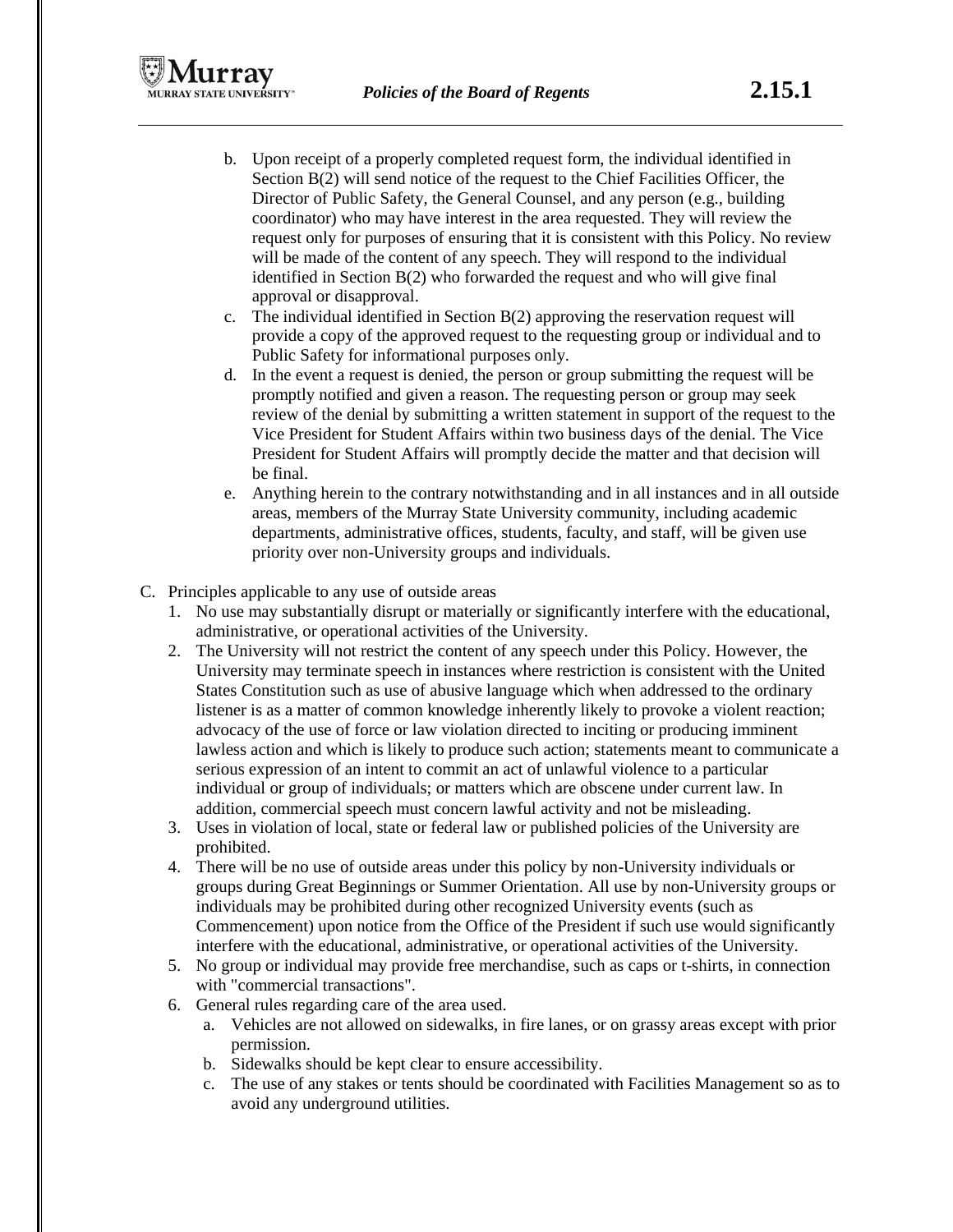b. Upon receipt of a properly completed request form, the individual identified in Section B(2) will send notice of the request to the Chief Facilities Officer, the Director of Public Safety, the General Counsel, and any person (e.g., building coordinator) who may have interest in the area requested. They will review the request only for purposes of ensuring that it is consistent with this Policy. No review will be made of the content of any speech. They will respond to the individual identified in Section B(2) who forwarded the request and who will give final approval or disapproval.
   c. The individual identified in Section B(2) approving the reservation request will provide a copy of the approved request to the requesting group or individual and to Public Safety for informational purposes only.
   d. In the event a request is denied, the person or group submitting the request will be promptly notified and given a reason. The requesting person or group may seek review of the denial by submitting a written statement in support of the request to the Vice President for Student Affairs within two business days of the denial. The Vice President for Student Affairs will promptly decide the matter and that decision will be final.
   e. Anything herein to the contrary notwithstanding and in all instances and in all outside areas, members of the Murray State University community, including academic departments, administrative offices, students, faculty, and staff, will be given use priority over non-University groups and individuals.

C. Principles applicable to any use of outside areas
   1. No use may substantially disrupt or materially or significantly interfere with the educational, administrative, or operational activities of the University.
   2. The University will not restrict the content of any speech under this Policy. However, the University may terminate speech in instances where restriction is consistent with the United States Constitution such as use of abusive language which when addressed to the ordinary listener is as a matter of common knowledge inherently likely to provoke a violent reaction; advocacy of the use of force or law violation directed to inciting or producing imminent lawless action and which is likely to produce such action; statements meant to communicate a serious expression of an intent to commit an act of unlawful violence to a particular individual or group of individuals; or matters which are obscene under current law. In addition, commercial speech must concern lawful activity and not be misleading.
   3. Uses in violation of local, state or federal law or published policies of the University are prohibited.
   4. There will be no use of outside areas under this policy by non-University individuals or groups during Great Beginnings or Summer Orientation. All use by non-University groups or individuals may be prohibited during other recognized University events (such as Commencement) upon notice from the Office of the President if such use would significantly interfere with the educational, administrative, or operational activities of the University.
   5. No group or individual may provide free merchandise, such as caps or t-shirts, in connection with "commercial transactions".
   6. General rules regarding care of the area used.
      a. Vehicles are not allowed on sidewalks, in fire lanes, or on grassy areas except with prior permission.
      b. Sidewalks should be kept clear to ensure accessibility.
      c. The use of any stakes or tents should be coordinated with Facilities Management so as to avoid any underground utilities.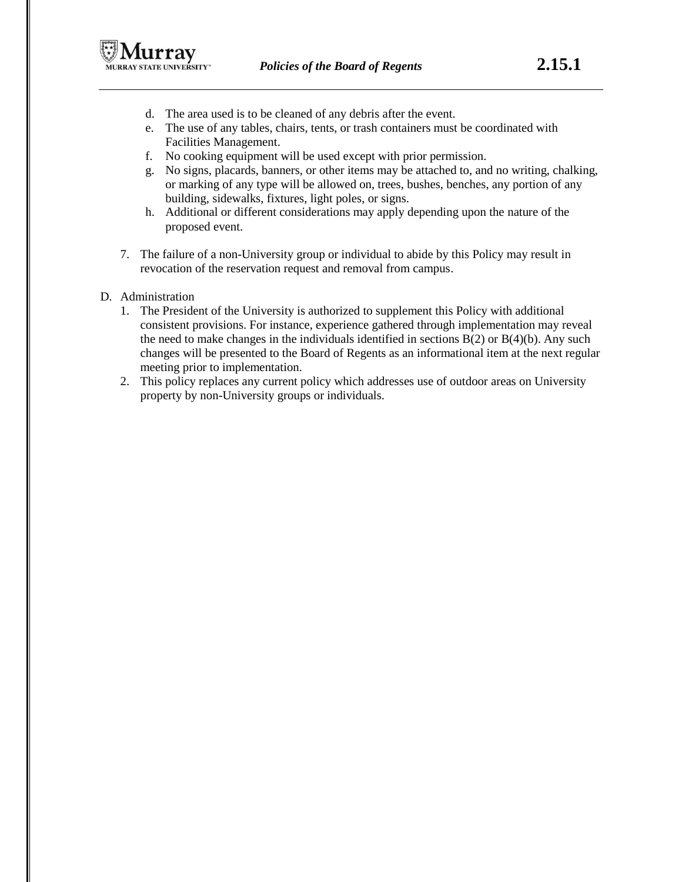d. The area used is to be cleaned of any debris after the event.
   e. The use of any tables, chairs, tents, or trash containers must be coordinated with Facilities Management.
   f. No cooking equipment will be used except with prior permission.
   g. No signs, placards, banners, or other items may be attached to, and no writing, chalking, or marking of any type will be allowed on, trees, bushes, benches, any portion of any building, sidewalks, fixtures, light poles, or signs.
   h. Additional or different considerations may apply depending upon the nature of the proposed event.

7. The failure of a non-University group or individual to abide by this Policy may result in revocation of the reservation request and removal from campus.

D. Administration
   1. The President of the University is authorized to supplement this Policy with additional consistent provisions. For instance, experience gathered through implementation may reveal the need to make changes in the individuals identified in sections B(2) or B(4)(b). Any such changes will be presented to the Board of Regents as an informational item at the next regular meeting prior to implementation.
   2. This policy replaces any current policy which addresses use of outdoor areas on University property by non-University groups or individuals.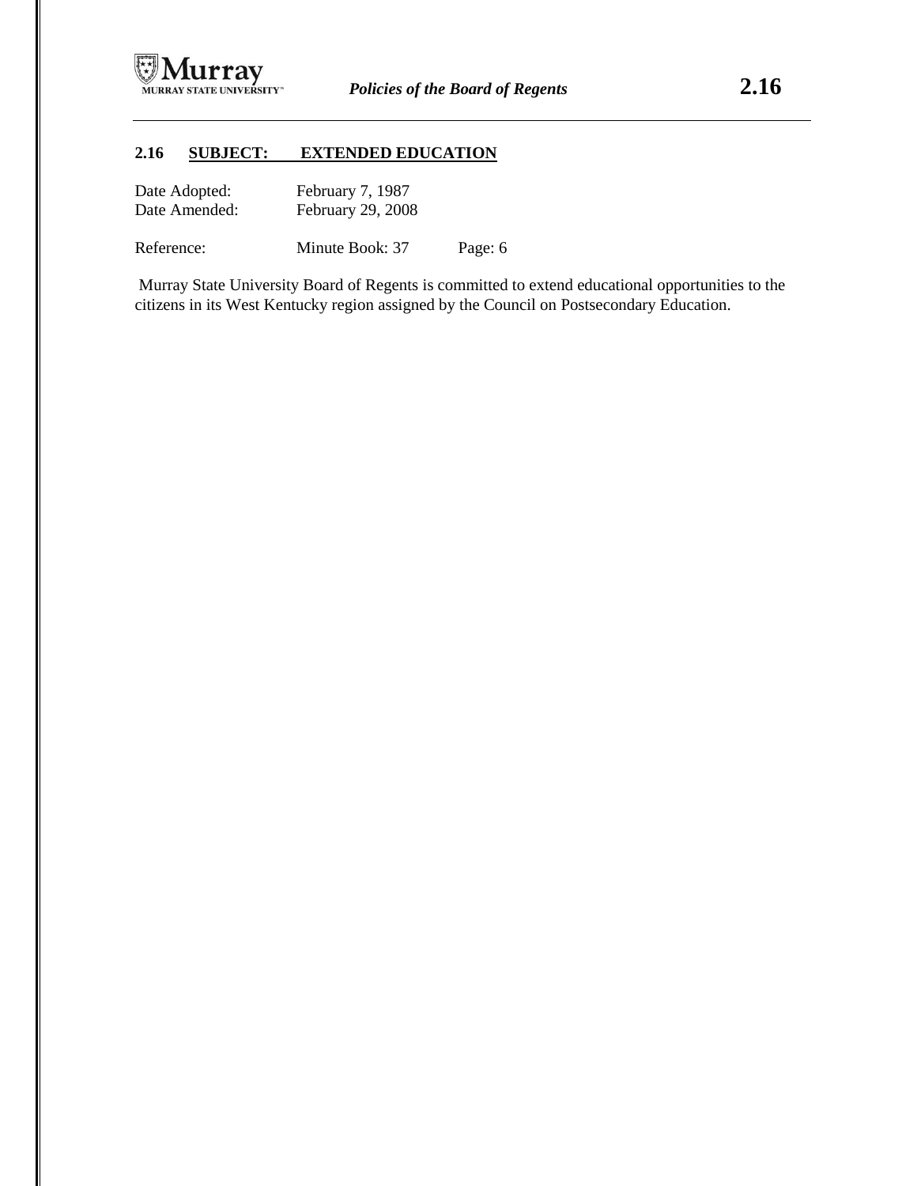## 2.16 SUBJECT: EXTENDED EDUCATION

Date Adopted: February 7, 1987
Date Amended: February 29, 2008

Reference: Minute Book: 37 Page: 6

Murray State University Board of Regents is committed to extend educational opportunities to the citizens in its West Kentucky region assigned by the Council on Postsecondary Education.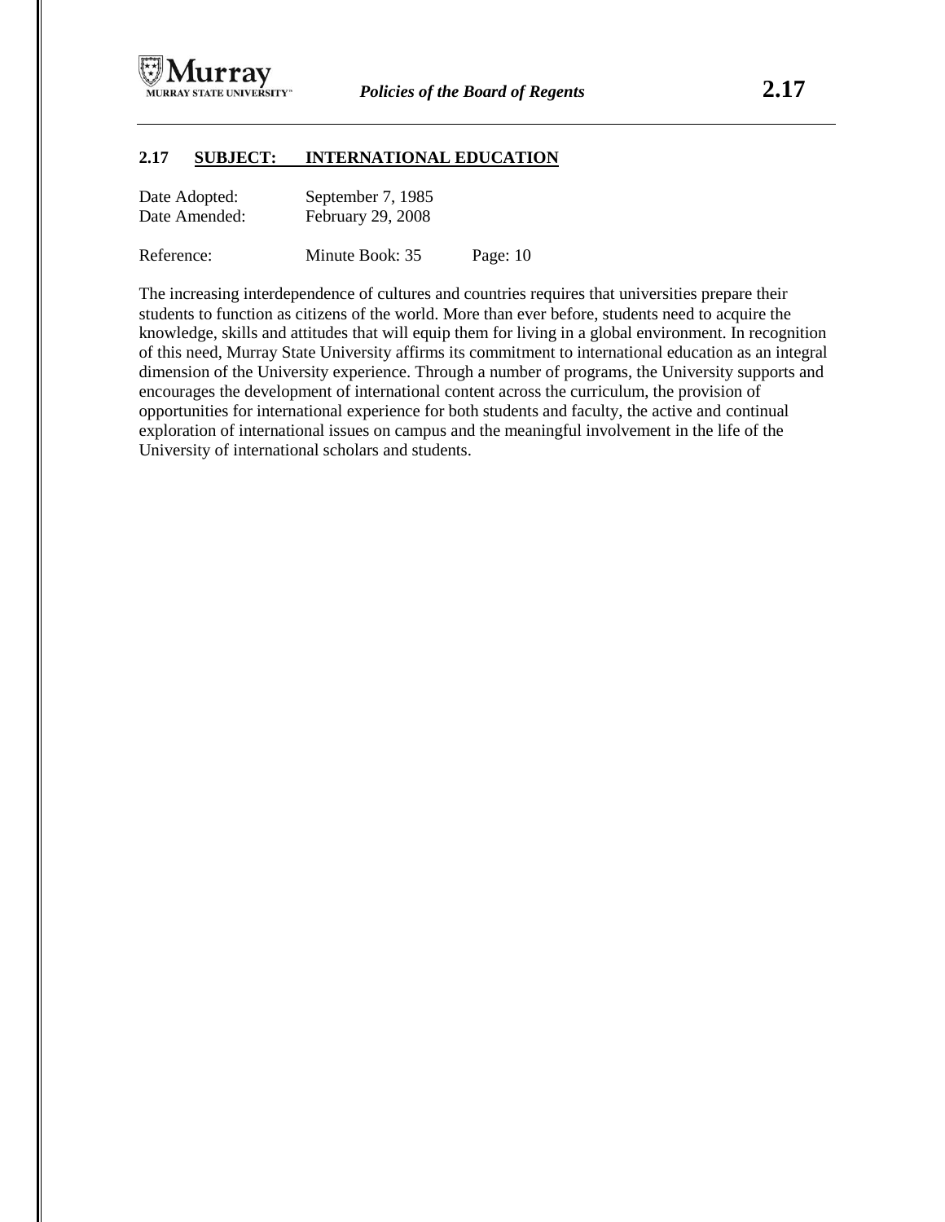## 2.17 SUBJECT: INTERNATIONAL EDUCATION

Date Adopted: September 7, 1985
Date Amended: February 29, 2008

Reference: Minute Book: 35 Page: 10

The increasing interdependence of cultures and countries requires that universities prepare their students to function as citizens of the world. More than ever before, students need to acquire the knowledge, skills and attitudes that will equip them for living in a global environment. In recognition of this need, Murray State University affirms its commitment to international education as an integral dimension of the University experience. Through a number of programs, the University supports and encourages the development of international content across the curriculum, the provision of opportunities for international experience for both students and faculty, the active and continual exploration of international issues on campus and the meaningful involvement in the life of the University of international scholars and students.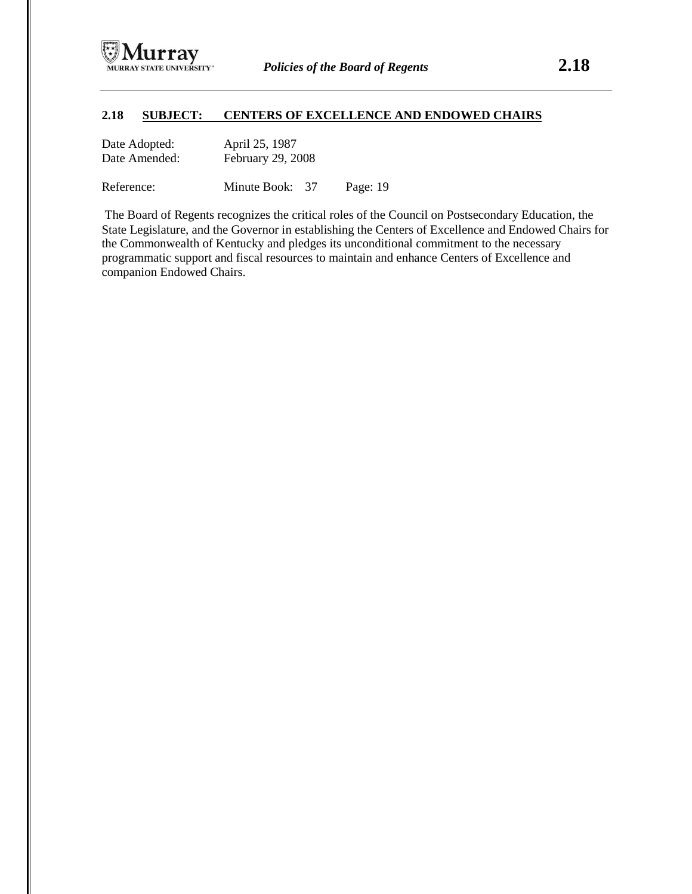## 2.18 SUBJECT: CENTERS OF EXCELLENCE AND ENDOWED CHAIRS

Date Adopted: April 25, 1987
Date Amended: February 29, 2008

Reference: Minute Book: 37 Page: 19

The Board of Regents recognizes the critical roles of the Council on Postsecondary Education, the State Legislature, and the Governor in establishing the Centers of Excellence and Endowed Chairs for the Commonwealth of Kentucky and pledges its unconditional commitment to the necessary programmatic support and fiscal resources to maintain and enhance Centers of Excellence and companion Endowed Chairs.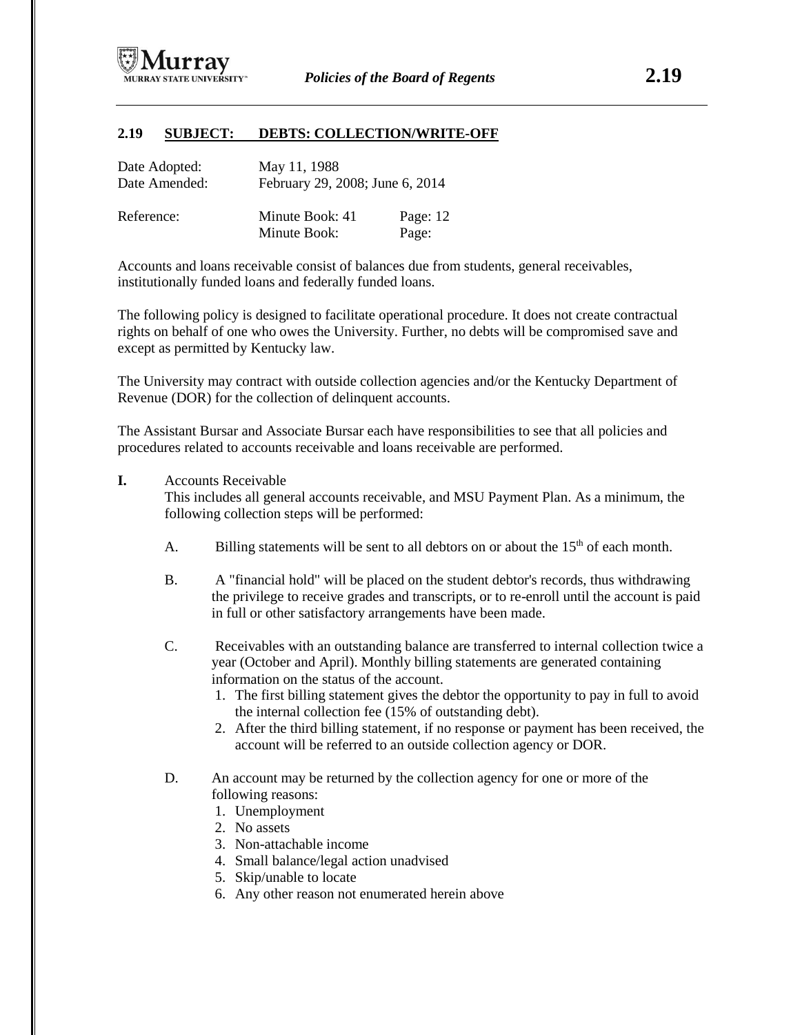## 2.19 SUBJECT: DEBTS: COLLECTION/WRITE-OFF

| | | |
|---|---|---|
| Date Adopted: | May 11, 1988 | |
| Date Amended: | February 29, 2008; June 6, 2014 | |
| Reference: | Minute Book: 41 | Page: 12 |
| | Minute Book: | Page: |

Accounts and loans receivable consist of balances due from students, general receivables, institutionally funded loans and federally funded loans.

The following policy is designed to facilitate operational procedure. It does not create contractual rights on behalf of one who owes the University. Further, no debts will be compromised save and except as permitted by Kentucky law.

The University may contract with outside collection agencies and/or the Kentucky Department of Revenue (DOR) for the collection of delinquent accounts.

The Assistant Bursar and Associate Bursar each have responsibilities to see that all policies and procedures related to accounts receivable and loans receivable are performed.

**I.** Accounts Receivable

This includes all general accounts receivable, and MSU Payment Plan. As a minimum, the following collection steps will be performed:

A. Billing statements will be sent to all debtors on or about the 15th of each month.

B. A "financial hold" will be placed on the student debtor's records, thus withdrawing the privilege to receive grades and transcripts, or to re-enroll until the account is paid in full or other satisfactory arrangements have been made.

C. Receivables with an outstanding balance are transferred to internal collection twice a year (October and April). Monthly billing statements are generated containing information on the status of the account.

1. The first billing statement gives the debtor the opportunity to pay in full to avoid the internal collection fee (15% of outstanding debt).
2. After the third billing statement, if no response or payment has been received, the account will be referred to an outside collection agency or DOR.

D. An account may be returned by the collection agency for one or more of the following reasons:

1. Unemployment
2. No assets
3. Non-attachable income
4. Small balance/legal action unadvised
5. Skip/unable to locate
6. Any other reason not enumerated herein above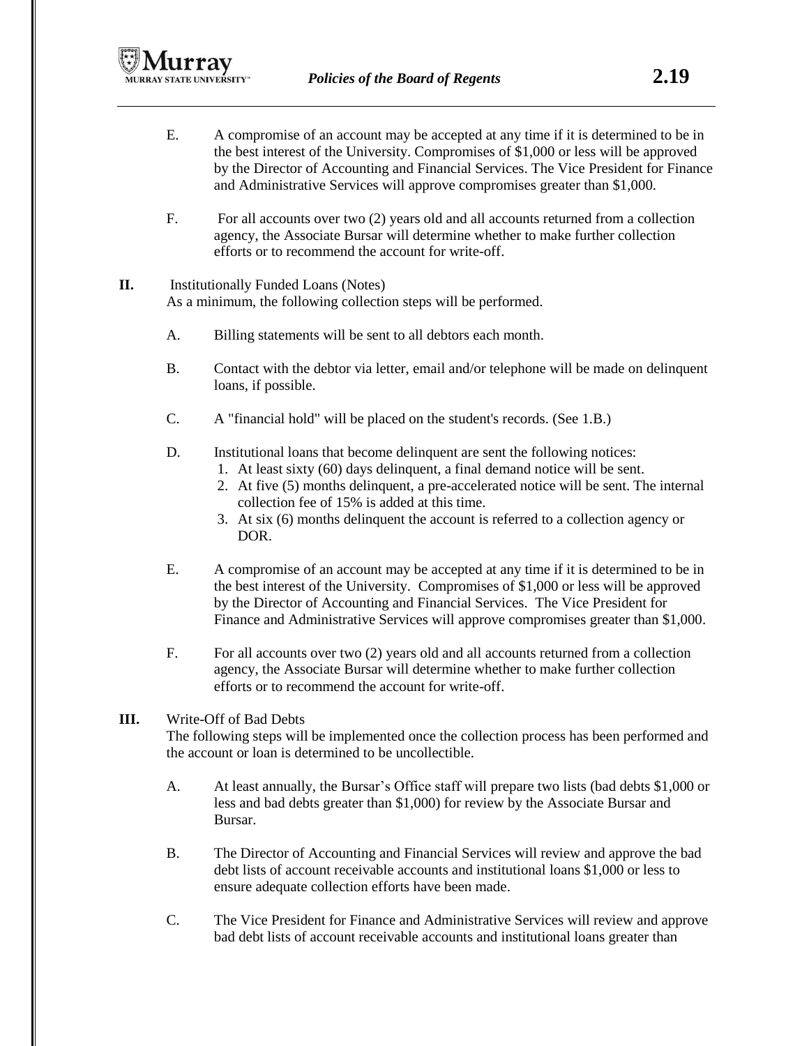E. A compromise of an account may be accepted at any time if it is determined to be in the best interest of the University. Compromises of $1,000 or less will be approved by the Director of Accounting and Financial Services. The Vice President for Finance and Administrative Services will approve compromises greater than $1,000.

F. For all accounts over two (2) years old and all accounts returned from a collection agency, the Associate Bursar will determine whether to make further collection efforts or to recommend the account for write-off.

**II.** Institutionally Funded Loans (Notes)
As a minimum, the following collection steps will be performed.

A. Billing statements will be sent to all debtors each month.

B. Contact with the debtor via letter, email and/or telephone will be made on delinquent loans, if possible.

C. A "financial hold" will be placed on the student's records. (See 1.B.)

D. Institutional loans that become delinquent are sent the following notices:
1. At least sixty (60) days delinquent, a final demand notice will be sent.
2. At five (5) months delinquent, a pre-accelerated notice will be sent. The internal collection fee of 15% is added at this time.
3. At six (6) months delinquent the account is referred to a collection agency or DOR.

E. A compromise of an account may be accepted at any time if it is determined to be in the best interest of the University. Compromises of $1,000 or less will be approved by the Director of Accounting and Financial Services. The Vice President for Finance and Administrative Services will approve compromises greater than $1,000.

F. For all accounts over two (2) years old and all accounts returned from a collection agency, the Associate Bursar will determine whether to make further collection efforts or to recommend the account for write-off.

**III.** Write-Off of Bad Debts
The following steps will be implemented once the collection process has been performed and the account or loan is determined to be uncollectible.

A. At least annually, the Bursar's Office staff will prepare two lists (bad debts $1,000 or less and bad debts greater than $1,000) for review by the Associate Bursar and Bursar.

B. The Director of Accounting and Financial Services will review and approve the bad debt lists of account receivable accounts and institutional loans $1,000 or less to ensure adequate collection efforts have been made.

C. The Vice President for Finance and Administrative Services will review and approve bad debt lists of account receivable accounts and institutional loans greater than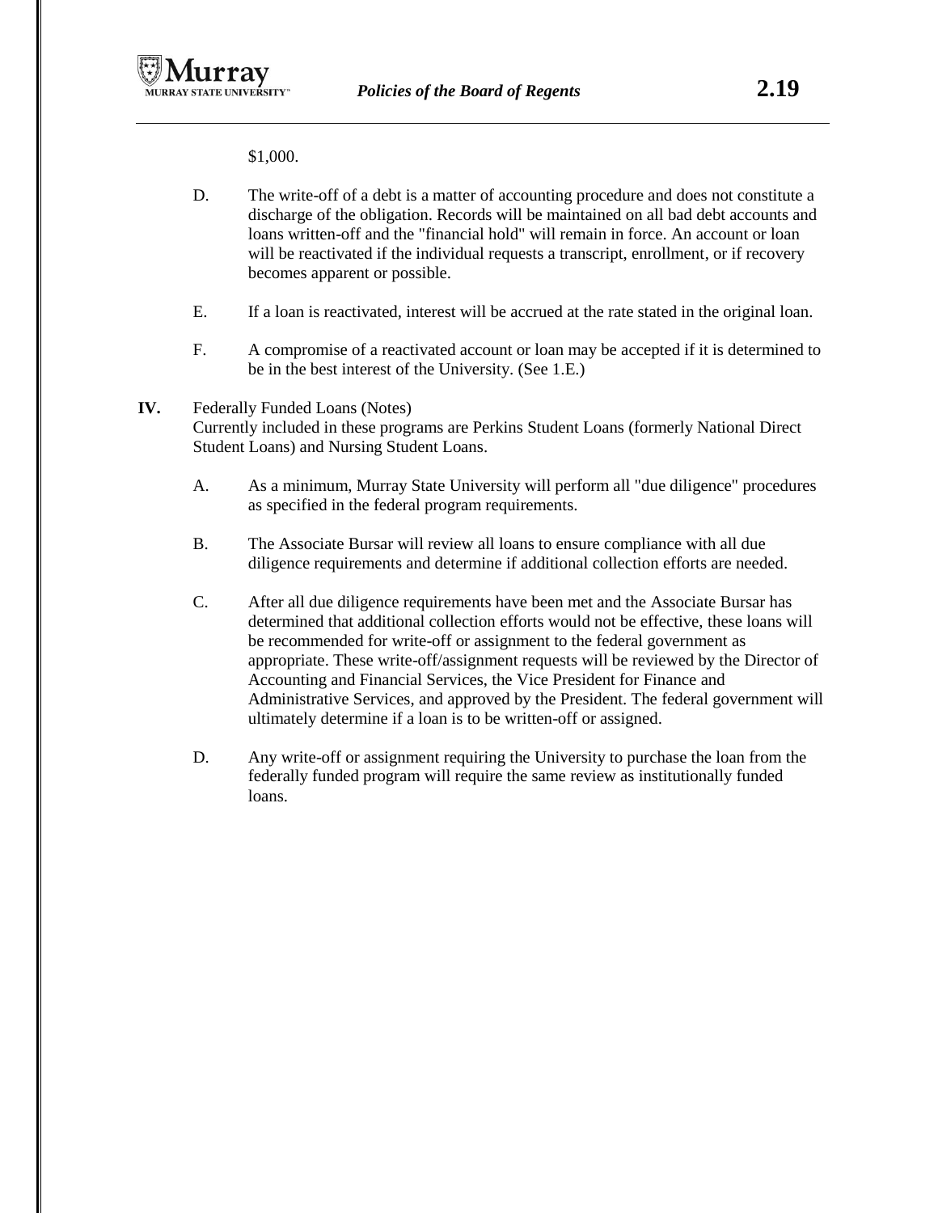$1,000.

D. The write-off of a debt is a matter of accounting procedure and does not constitute a discharge of the obligation. Records will be maintained on all bad debt accounts and loans written-off and the "financial hold" will remain in force. An account or loan will be reactivated if the individual requests a transcript, enrollment, or if recovery becomes apparent or possible.

E. If a loan is reactivated, interest will be accrued at the rate stated in the original loan.

F. A compromise of a reactivated account or loan may be accepted if it is determined to be in the best interest of the University. (See 1.E.)

**IV.** Federally Funded Loans (Notes)
Currently included in these programs are Perkins Student Loans (formerly National Direct Student Loans) and Nursing Student Loans.

A. As a minimum, Murray State University will perform all "due diligence" procedures as specified in the federal program requirements.

B. The Associate Bursar will review all loans to ensure compliance with all due diligence requirements and determine if additional collection efforts are needed.

C. After all due diligence requirements have been met and the Associate Bursar has determined that additional collection efforts would not be effective, these loans will be recommended for write-off or assignment to the federal government as appropriate. These write-off/assignment requests will be reviewed by the Director of Accounting and Financial Services, the Vice President for Finance and Administrative Services, and approved by the President. The federal government will ultimately determine if a loan is to be written-off or assigned.

D. Any write-off or assignment requiring the University to purchase the loan from the federally funded program will require the same review as institutionally funded loans.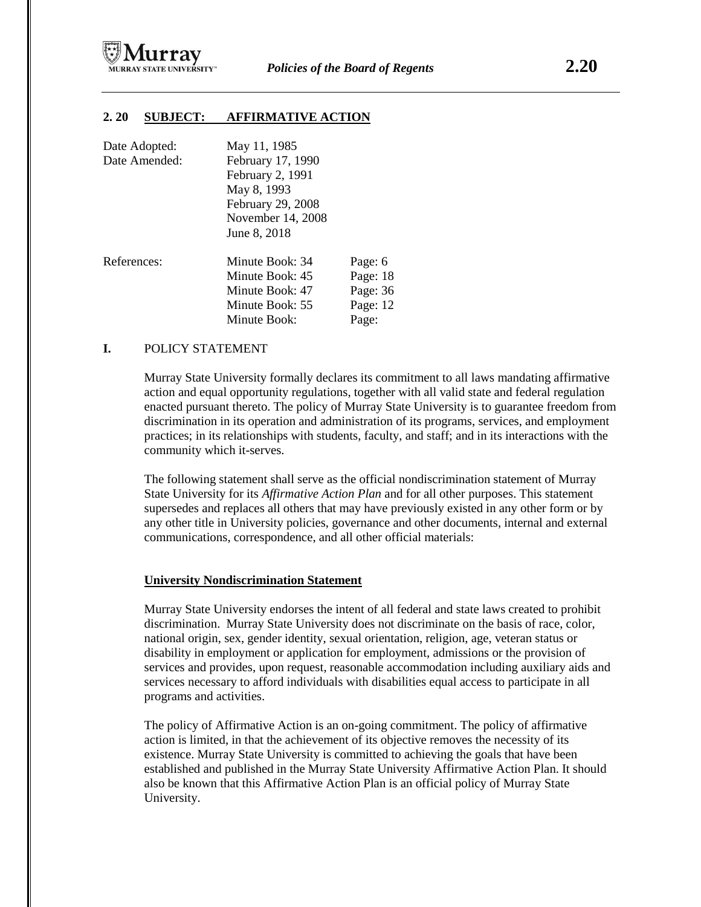## 2. 20 SUBJECT: AFFIRMATIVE ACTION

| | | |
|---|---|---|
| Date Adopted: | May 11, 1985 | |
| Date Amended: | February 17, 1990 | |
| | February 2, 1991 | |
| | May 8, 1993 | |
| | February 29, 2008 | |
| | November 14, 2008 | |
| | June 8, 2018 | |
| References: | Minute Book: 34 | Page: 6 |
| | Minute Book: 45 | Page: 18 |
| | Minute Book: 47 | Page: 36 |
| | Minute Book: 55 | Page: 12 |
| | Minute Book: | Page: |

**I.** POLICY STATEMENT

Murray State University formally declares its commitment to all laws mandating affirmative action and equal opportunity regulations, together with all valid state and federal regulation enacted pursuant thereto. The policy of Murray State University is to guarantee freedom from discrimination in its operation and administration of its programs, services, and employment practices; in its relationships with students, faculty, and staff; and in its interactions with the community which it-serves.

The following statement shall serve as the official nondiscrimination statement of Murray State University for its *Affirmative Action Plan* and for all other purposes. This statement supersedes and replaces all others that may have previously existed in any other form or by any other title in University policies, governance and other documents, internal and external communications, correspondence, and all other official materials:

**University Nondiscrimination Statement**

Murray State University endorses the intent of all federal and state laws created to prohibit discrimination. Murray State University does not discriminate on the basis of race, color, national origin, sex, gender identity, sexual orientation, religion, age, veteran status or disability in employment or application for employment, admissions or the provision of services and provides, upon request, reasonable accommodation including auxiliary aids and services necessary to afford individuals with disabilities equal access to participate in all programs and activities.

The policy of Affirmative Action is an on-going commitment. The policy of affirmative action is limited, in that the achievement of its objective removes the necessity of its existence. Murray State University is committed to achieving the goals that have been established and published in the Murray State University Affirmative Action Plan. It should also be known that this Affirmative Action Plan is an official policy of Murray State University.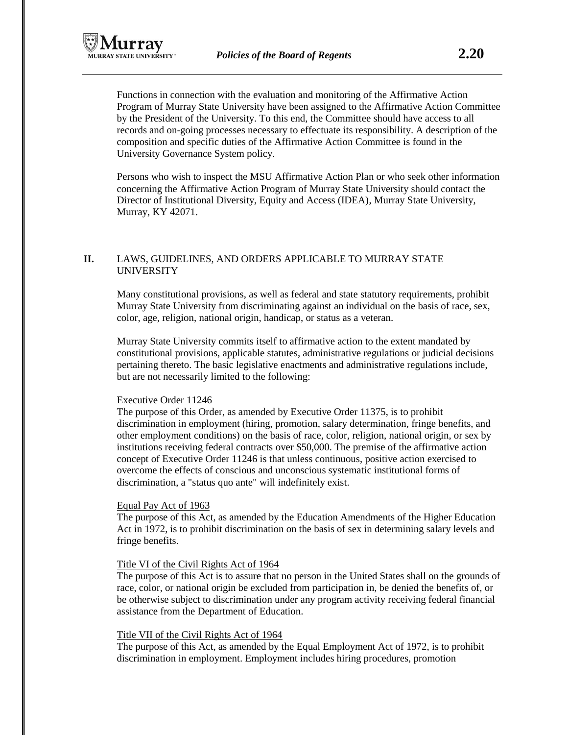Functions in connection with the evaluation and monitoring of the Affirmative Action Program of Murray State University have been assigned to the Affirmative Action Committee by the President of the University. To this end, the Committee should have access to all records and on-going processes necessary to effectuate its responsibility. A description of the composition and specific duties of the Affirmative Action Committee is found in the University Governance System policy.

Persons who wish to inspect the MSU Affirmative Action Plan or who seek other information concerning the Affirmative Action Program of Murray State University should contact the Director of Institutional Diversity, Equity and Access (IDEA), Murray State University, Murray, KY 42071.

## II. LAWS, GUIDELINES, AND ORDERS APPLICABLE TO MURRAY STATE UNIVERSITY

Many constitutional provisions, as well as federal and state statutory requirements, prohibit Murray State University from discriminating against an individual on the basis of race, sex, color, age, religion, national origin, handicap, or status as a veteran.

Murray State University commits itself to affirmative action to the extent mandated by constitutional provisions, applicable statutes, administrative regulations or judicial decisions pertaining thereto. The basic legislative enactments and administrative regulations include, but are not necessarily limited to the following:

Executive Order 11246
The purpose of this Order, as amended by Executive Order 11375, is to prohibit discrimination in employment (hiring, promotion, salary determination, fringe benefits, and other employment conditions) on the basis of race, color, religion, national origin, or sex by institutions receiving federal contracts over $50,000. The premise of the affirmative action concept of Executive Order 11246 is that unless continuous, positive action exercised to overcome the effects of conscious and unconscious systematic institutional forms of discrimination, a "status quo ante" will indefinitely exist.

Equal Pay Act of 1963
The purpose of this Act, as amended by the Education Amendments of the Higher Education Act in 1972, is to prohibit discrimination on the basis of sex in determining salary levels and fringe benefits.

Title VI of the Civil Rights Act of 1964
The purpose of this Act is to assure that no person in the United States shall on the grounds of race, color, or national origin be excluded from participation in, be denied the benefits of, or be otherwise subject to discrimination under any program activity receiving federal financial assistance from the Department of Education.

Title VII of the Civil Rights Act of 1964
The purpose of this Act, as amended by the Equal Employment Act of 1972, is to prohibit discrimination in employment. Employment includes hiring procedures, promotion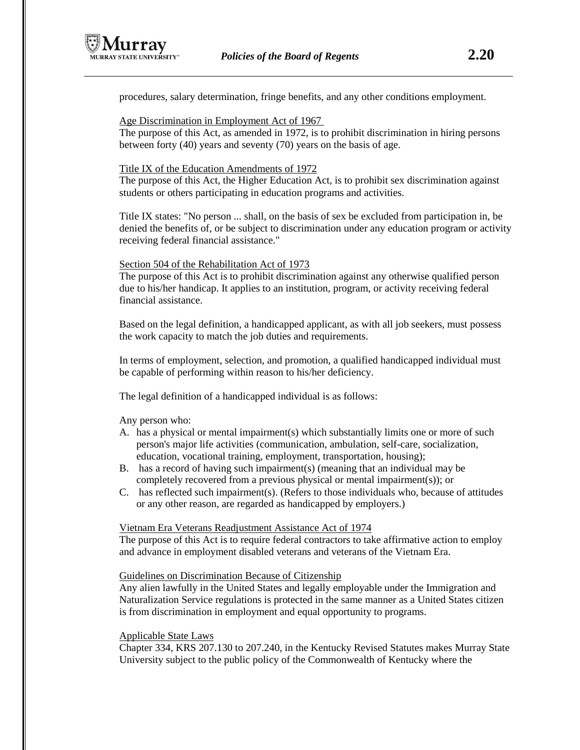procedures, salary determination, fringe benefits, and any other conditions employment.

Age Discrimination in Employment Act of 1967

The purpose of this Act, as amended in 1972, is to prohibit discrimination in hiring persons between forty (40) years and seventy (70) years on the basis of age.

Title IX of the Education Amendments of 1972

The purpose of this Act, the Higher Education Act, is to prohibit sex discrimination against students or others participating in education programs and activities.

Title IX states: "No person ... shall, on the basis of sex be excluded from participation in, be denied the benefits of, or be subject to discrimination under any education program or activity receiving federal financial assistance."

Section 504 of the Rehabilitation Act of 1973

The purpose of this Act is to prohibit discrimination against any otherwise qualified person due to his/her handicap. It applies to an institution, program, or activity receiving federal financial assistance.

Based on the legal definition, a handicapped applicant, as with all job seekers, must possess the work capacity to match the job duties and requirements.

In terms of employment, selection, and promotion, a qualified handicapped individual must be capable of performing within reason to his/her deficiency.

The legal definition of a handicapped individual is as follows:

Any person who:

A. has a physical or mental impairment(s) which substantially limits one or more of such person's major life activities (communication, ambulation, self-care, socialization, education, vocational training, employment, transportation, housing);
B. has a record of having such impairment(s) (meaning that an individual may be completely recovered from a previous physical or mental impairment(s)); or
C. has reflected such impairment(s). (Refers to those individuals who, because of attitudes or any other reason, are regarded as handicapped by employers.)

Vietnam Era Veterans Readjustment Assistance Act of 1974

The purpose of this Act is to require federal contractors to take affirmative action to employ and advance in employment disabled veterans and veterans of the Vietnam Era.

Guidelines on Discrimination Because of Citizenship

Any alien lawfully in the United States and legally employable under the Immigration and Naturalization Service regulations is protected in the same manner as a United States citizen is from discrimination in employment and equal opportunity to programs.

Applicable State Laws

Chapter 334, KRS 207.130 to 207.240, in the Kentucky Revised Statutes makes Murray State University subject to the public policy of the Commonwealth of Kentucky where the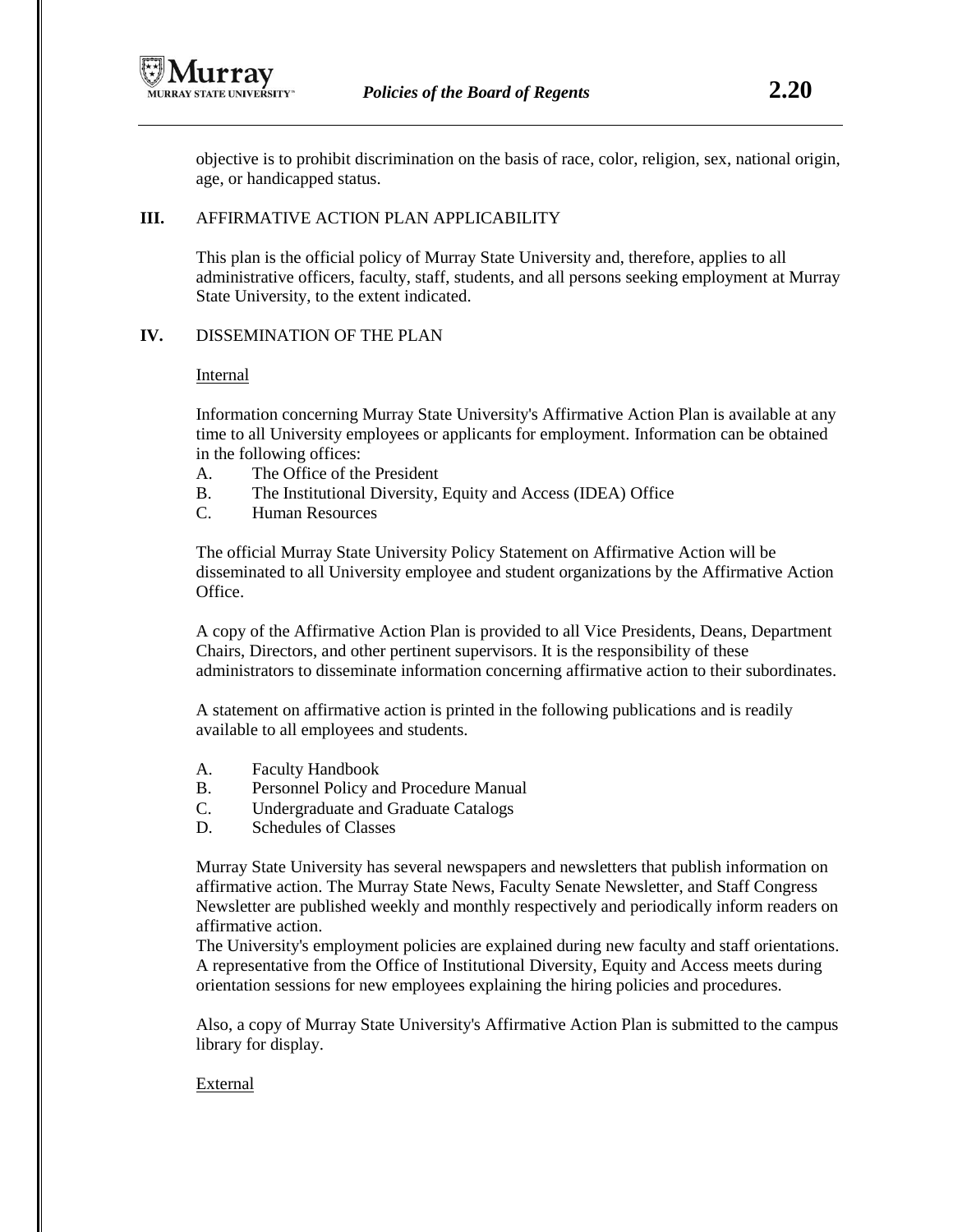objective is to prohibit discrimination on the basis of race, color, religion, sex, national origin, age, or handicapped status.

## III. AFFIRMATIVE ACTION PLAN APPLICABILITY

This plan is the official policy of Murray State University and, therefore, applies to all administrative officers, faculty, staff, students, and all persons seeking employment at Murray State University, to the extent indicated.

## IV. DISSEMINATION OF THE PLAN

Internal

Information concerning Murray State University's Affirmative Action Plan is available at any time to all University employees or applicants for employment. Information can be obtained in the following offices:

A. The Office of the President
B. The Institutional Diversity, Equity and Access (IDEA) Office
C. Human Resources

The official Murray State University Policy Statement on Affirmative Action will be disseminated to all University employee and student organizations by the Affirmative Action Office.

A copy of the Affirmative Action Plan is provided to all Vice Presidents, Deans, Department Chairs, Directors, and other pertinent supervisors. It is the responsibility of these administrators to disseminate information concerning affirmative action to their subordinates.

A statement on affirmative action is printed in the following publications and is readily available to all employees and students.

A. Faculty Handbook
B. Personnel Policy and Procedure Manual
C. Undergraduate and Graduate Catalogs
D. Schedules of Classes

Murray State University has several newspapers and newsletters that publish information on affirmative action. The Murray State News, Faculty Senate Newsletter, and Staff Congress Newsletter are published weekly and monthly respectively and periodically inform readers on affirmative action.

The University's employment policies are explained during new faculty and staff orientations. A representative from the Office of Institutional Diversity, Equity and Access meets during orientation sessions for new employees explaining the hiring policies and procedures.

Also, a copy of Murray State University's Affirmative Action Plan is submitted to the campus library for display.

External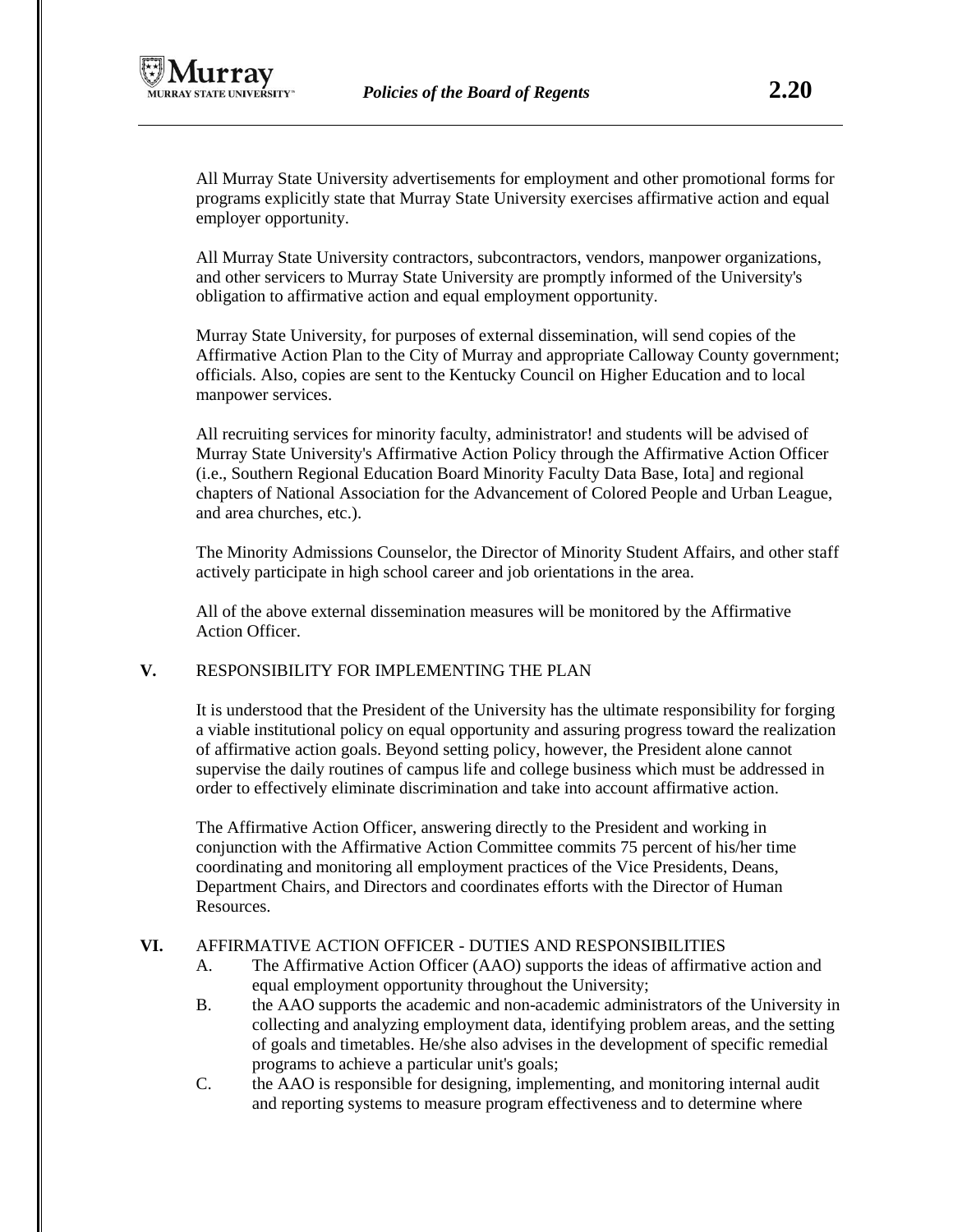All Murray State University advertisements for employment and other promotional forms for programs explicitly state that Murray State University exercises affirmative action and equal employer opportunity.

All Murray State University contractors, subcontractors, vendors, manpower organizations, and other servicers to Murray State University are promptly informed of the University's obligation to affirmative action and equal employment opportunity.

Murray State University, for purposes of external dissemination, will send copies of the Affirmative Action Plan to the City of Murray and appropriate Calloway County government; officials. Also, copies are sent to the Kentucky Council on Higher Education and to local manpower services.

All recruiting services for minority faculty, administrator! and students will be advised of Murray State University's Affirmative Action Policy through the Affirmative Action Officer (i.e., Southern Regional Education Board Minority Faculty Data Base, Iota] and regional chapters of National Association for the Advancement of Colored People and Urban League, and area churches, etc.).

The Minority Admissions Counselor, the Director of Minority Student Affairs, and other staff actively participate in high school career and job orientations in the area.

All of the above external dissemination measures will be monitored by the Affirmative Action Officer.

## V. RESPONSIBILITY FOR IMPLEMENTING THE PLAN

It is understood that the President of the University has the ultimate responsibility for forging a viable institutional policy on equal opportunity and assuring progress toward the realization of affirmative action goals. Beyond setting policy, however, the President alone cannot supervise the daily routines of campus life and college business which must be addressed in order to effectively eliminate discrimination and take into account affirmative action.

The Affirmative Action Officer, answering directly to the President and working in conjunction with the Affirmative Action Committee commits 75 percent of his/her time coordinating and monitoring all employment practices of the Vice Presidents, Deans, Department Chairs, and Directors and coordinates efforts with the Director of Human Resources.

## VI. AFFIRMATIVE ACTION OFFICER - DUTIES AND RESPONSIBILITIES

A. The Affirmative Action Officer (AAO) supports the ideas of affirmative action and equal employment opportunity throughout the University;

B. the AAO supports the academic and non-academic administrators of the University in collecting and analyzing employment data, identifying problem areas, and the setting of goals and timetables. He/she also advises in the development of specific remedial programs to achieve a particular unit's goals;

C. the AAO is responsible for designing, implementing, and monitoring internal audit and reporting systems to measure program effectiveness and to determine where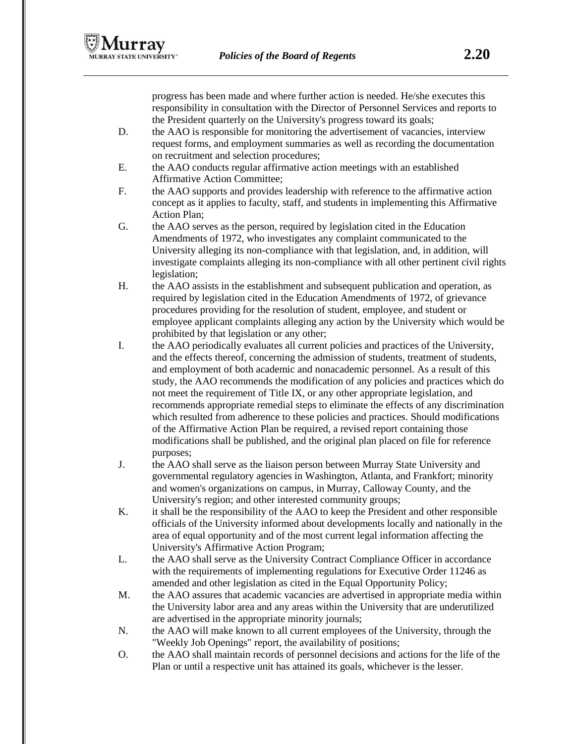progress has been made and where further action is needed. He/she executes this responsibility in consultation with the Director of Personnel Services and reports to the President quarterly on the University's progress toward its goals;

D. the AAO is responsible for monitoring the advertisement of vacancies, interview request forms, and employment summaries as well as recording the documentation on recruitment and selection procedures;

E. the AAO conducts regular affirmative action meetings with an established Affirmative Action Committee;

F. the AAO supports and provides leadership with reference to the affirmative action concept as it applies to faculty, staff, and students in implementing this Affirmative Action Plan;

G. the AAO serves as the person, required by legislation cited in the Education Amendments of 1972, who investigates any complaint communicated to the University alleging its non-compliance with that legislation, and, in addition, will investigate complaints alleging its non-compliance with all other pertinent civil rights legislation;

H. the AAO assists in the establishment and subsequent publication and operation, as required by legislation cited in the Education Amendments of 1972, of grievance procedures providing for the resolution of student, employee, and student or employee applicant complaints alleging any action by the University which would be prohibited by that legislation or any other;

I. the AAO periodically evaluates all current policies and practices of the University, and the effects thereof, concerning the admission of students, treatment of students, and employment of both academic and nonacademic personnel. As a result of this study, the AAO recommends the modification of any policies and practices which do not meet the requirement of Title IX, or any other appropriate legislation, and recommends appropriate remedial steps to eliminate the effects of any discrimination which resulted from adherence to these policies and practices. Should modifications of the Affirmative Action Plan be required, a revised report containing those modifications shall be published, and the original plan placed on file for reference purposes;

J. the AAO shall serve as the liaison person between Murray State University and governmental regulatory agencies in Washington, Atlanta, and Frankfort; minority and women's organizations on campus, in Murray, Calloway County, and the University's region; and other interested community groups;

K. it shall be the responsibility of the AAO to keep the President and other responsible officials of the University informed about developments locally and nationally in the area of equal opportunity and of the most current legal information affecting the University's Affirmative Action Program;

L. the AAO shall serve as the University Contract Compliance Officer in accordance with the requirements of implementing regulations for Executive Order 11246 as amended and other legislation as cited in the Equal Opportunity Policy;

M. the AAO assures that academic vacancies are advertised in appropriate media within the University labor area and any areas within the University that are underutilized are advertised in the appropriate minority journals;

N. the AAO will make known to all current employees of the University, through the "Weekly Job Openings" report, the availability of positions;

O. the AAO shall maintain records of personnel decisions and actions for the life of the Plan or until a respective unit has attained its goals, whichever is the lesser.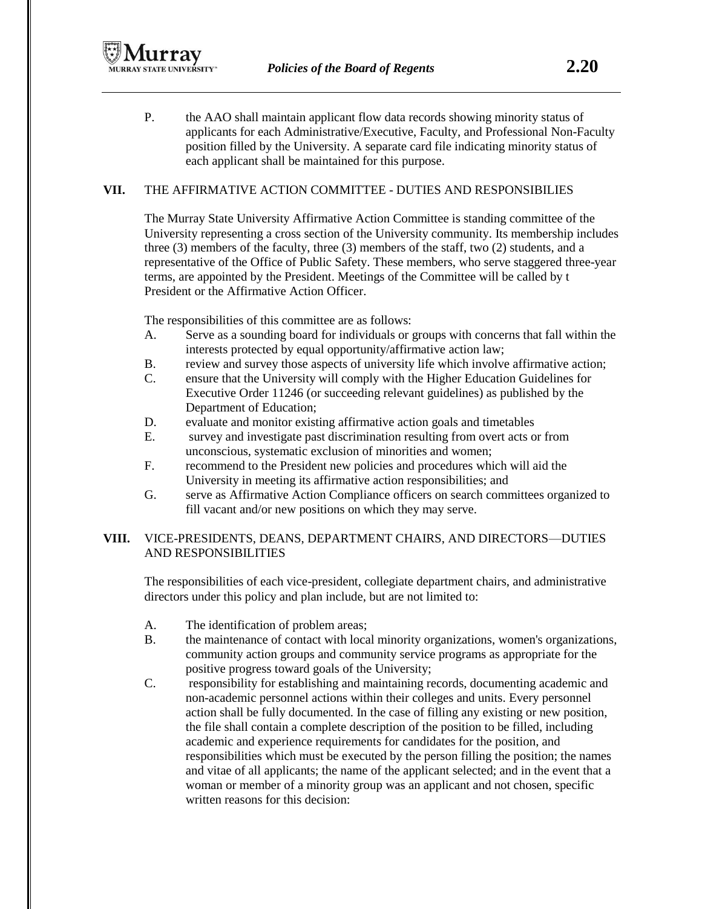P. the AAO shall maintain applicant flow data records showing minority status of applicants for each Administrative/Executive, Faculty, and Professional Non-Faculty position filled by the University. A separate card file indicating minority status of each applicant shall be maintained for this purpose.

## VII. THE AFFIRMATIVE ACTION COMMITTEE - DUTIES AND RESPONSIBILIES

The Murray State University Affirmative Action Committee is standing committee of the University representing a cross section of the University community. Its membership includes three (3) members of the faculty, three (3) members of the staff, two (2) students, and a representative of the Office of Public Safety. These members, who serve staggered three-year terms, are appointed by the President. Meetings of the Committee will be called by t President or the Affirmative Action Officer.

The responsibilities of this committee are as follows:

A. Serve as a sounding board for individuals or groups with concerns that fall within the interests protected by equal opportunity/affirmative action law;

B. review and survey those aspects of university life which involve affirmative action;

C. ensure that the University will comply with the Higher Education Guidelines for Executive Order 11246 (or succeeding relevant guidelines) as published by the Department of Education;

D. evaluate and monitor existing affirmative action goals and timetables

E. survey and investigate past discrimination resulting from overt acts or from unconscious, systematic exclusion of minorities and women;

F. recommend to the President new policies and procedures which will aid the University in meeting its affirmative action responsibilities; and

G. serve as Affirmative Action Compliance officers on search committees organized to fill vacant and/or new positions on which they may serve.

## VIII. VICE-PRESIDENTS, DEANS, DEPARTMENT CHAIRS, AND DIRECTORS—DUTIES AND RESPONSIBILITIES

The responsibilities of each vice-president, collegiate department chairs, and administrative directors under this policy and plan include, but are not limited to:

A. The identification of problem areas;

B. the maintenance of contact with local minority organizations, women's organizations, community action groups and community service programs as appropriate for the positive progress toward goals of the University;

C. responsibility for establishing and maintaining records, documenting academic and non-academic personnel actions within their colleges and units. Every personnel action shall be fully documented. In the case of filling any existing or new position, the file shall contain a complete description of the position to be filled, including academic and experience requirements for candidates for the position, and responsibilities which must be executed by the person filling the position; the names and vitae of all applicants; the name of the applicant selected; and in the event that a woman or member of a minority group was an applicant and not chosen, specific written reasons for this decision: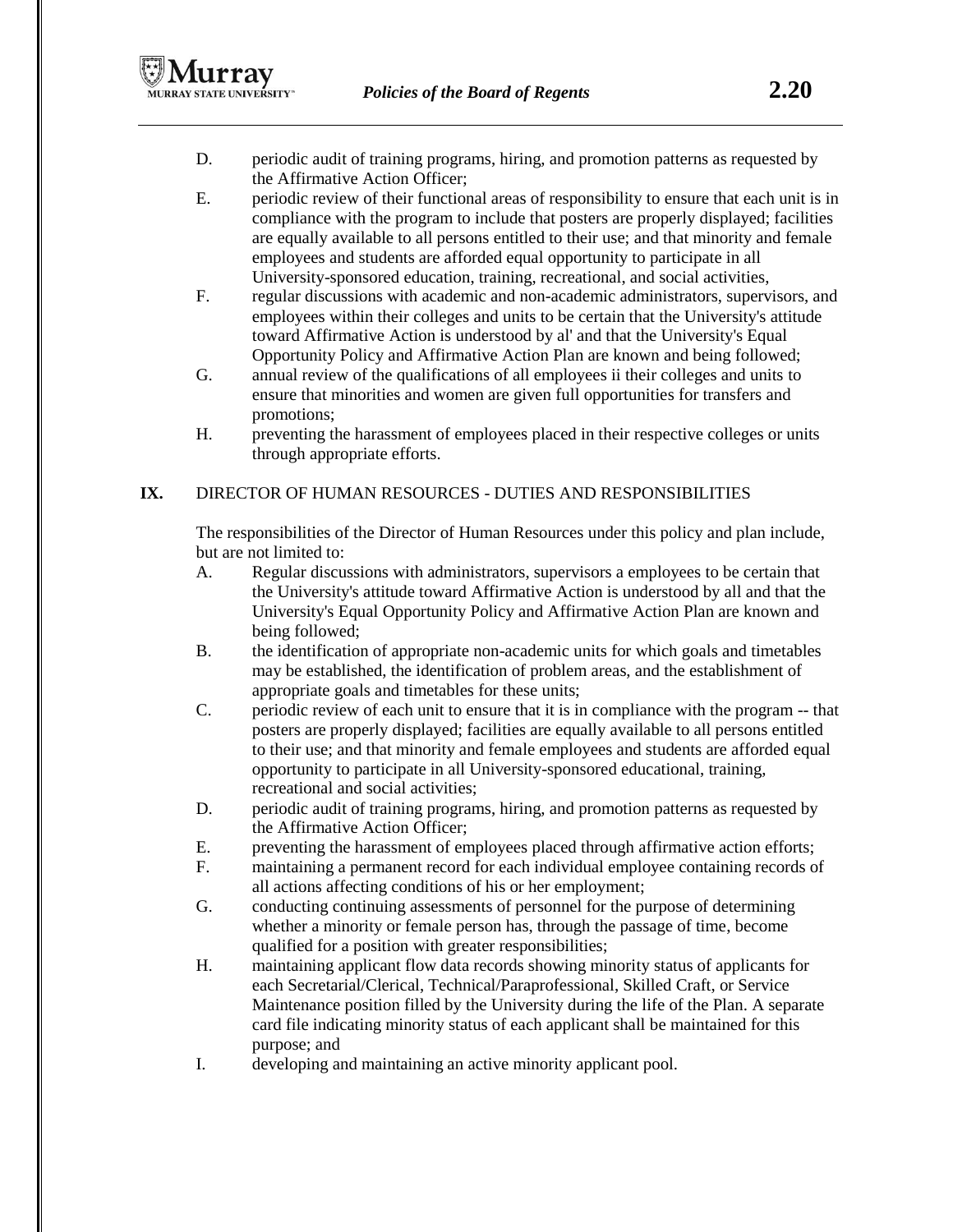D. periodic audit of training programs, hiring, and promotion patterns as requested by the Affirmative Action Officer;

E. periodic review of their functional areas of responsibility to ensure that each unit is in compliance with the program to include that posters are properly displayed; facilities are equally available to all persons entitled to their use; and that minority and female employees and students are afforded equal opportunity to participate in all University-sponsored education, training, recreational, and social activities,

F. regular discussions with academic and non-academic administrators, supervisors, and employees within their colleges and units to be certain that the University's attitude toward Affirmative Action is understood by al' and that the University's Equal Opportunity Policy and Affirmative Action Plan are known and being followed;

G. annual review of the qualifications of all employees ii their colleges and units to ensure that minorities and women are given full opportunities for transfers and promotions;

H. preventing the harassment of employees placed in their respective colleges or units through appropriate efforts.

## IX. DIRECTOR OF HUMAN RESOURCES - DUTIES AND RESPONSIBILITIES

The responsibilities of the Director of Human Resources under this policy and plan include, but are not limited to:

A. Regular discussions with administrators, supervisors a employees to be certain that the University's attitude toward Affirmative Action is understood by all and that the University's Equal Opportunity Policy and Affirmative Action Plan are known and being followed;

B. the identification of appropriate non-academic units for which goals and timetables may be established, the identification of problem areas, and the establishment of appropriate goals and timetables for these units;

C. periodic review of each unit to ensure that it is in compliance with the program -- that posters are properly displayed; facilities are equally available to all persons entitled to their use; and that minority and female employees and students are afforded equal opportunity to participate in all University-sponsored educational, training, recreational and social activities;

D. periodic audit of training programs, hiring, and promotion patterns as requested by the Affirmative Action Officer;

E. preventing the harassment of employees placed through affirmative action efforts;

F. maintaining a permanent record for each individual employee containing records of all actions affecting conditions of his or her employment;

G. conducting continuing assessments of personnel for the purpose of determining whether a minority or female person has, through the passage of time, become qualified for a position with greater responsibilities;

H. maintaining applicant flow data records showing minority status of applicants for each Secretarial/Clerical, Technical/Paraprofessional, Skilled Craft, or Service Maintenance position filled by the University during the life of the Plan. A separate card file indicating minority status of each applicant shall be maintained for this purpose; and

I. developing and maintaining an active minority applicant pool.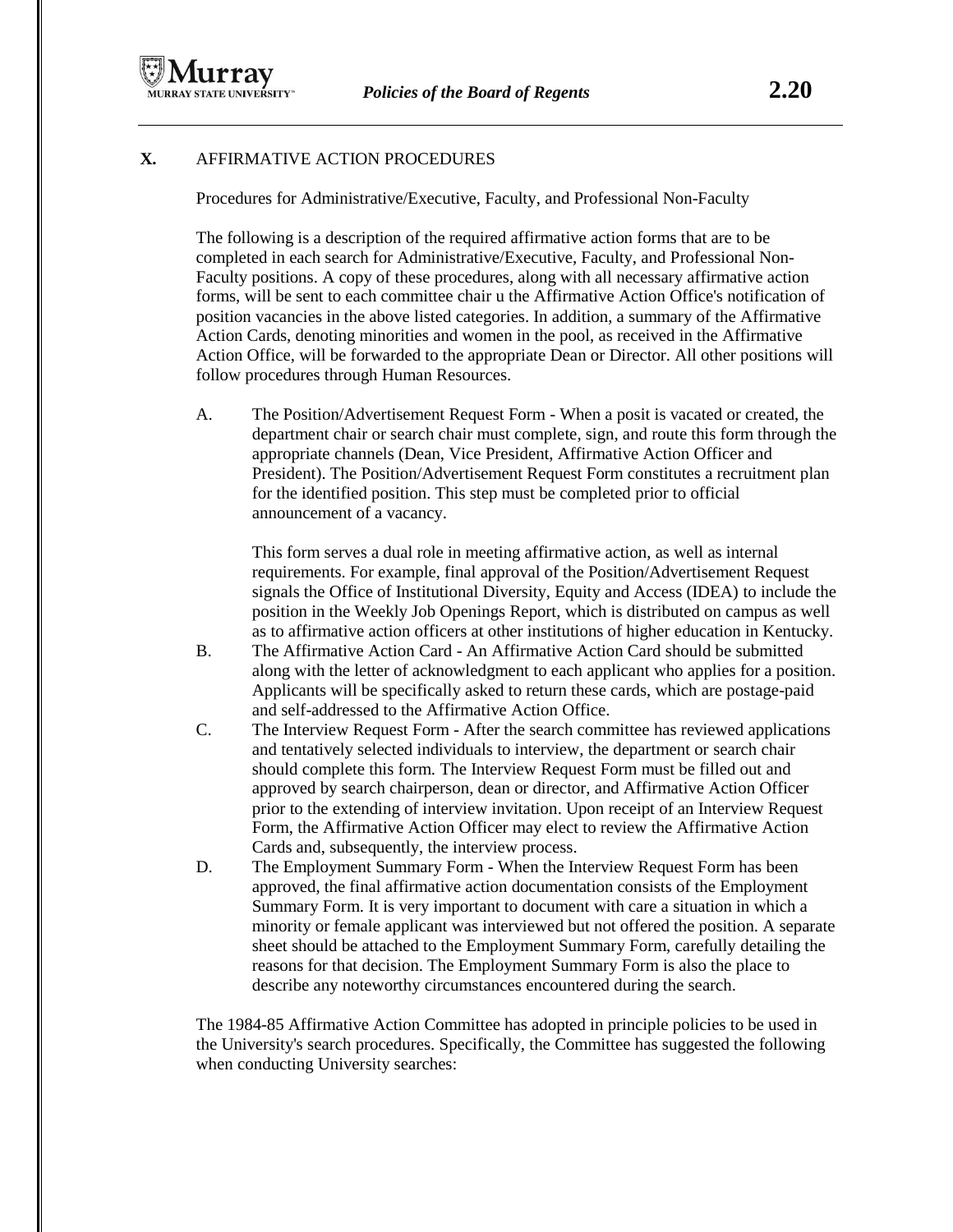## X. AFFIRMATIVE ACTION PROCEDURES

Procedures for Administrative/Executive, Faculty, and Professional Non-Faculty

The following is a description of the required affirmative action forms that are to be completed in each search for Administrative/Executive, Faculty, and Professional Non-Faculty positions. A copy of these procedures, along with all necessary affirmative action forms, will be sent to each committee chair u the Affirmative Action Office's notification of position vacancies in the above listed categories. In addition, a summary of the Affirmative Action Cards, denoting minorities and women in the pool, as received in the Affirmative Action Office, will be forwarded to the appropriate Dean or Director. All other positions will follow procedures through Human Resources.

A. The Position/Advertisement Request Form - When a posit is vacated or created, the department chair or search chair must complete, sign, and route this form through the appropriate channels (Dean, Vice President, Affirmative Action Officer and President). The Position/Advertisement Request Form constitutes a recruitment plan for the identified position. This step must be completed prior to official announcement of a vacancy.

   This form serves a dual role in meeting affirmative action, as well as internal requirements. For example, final approval of the Position/Advertisement Request signals the Office of Institutional Diversity, Equity and Access (IDEA) to include the position in the Weekly Job Openings Report, which is distributed on campus as well as to affirmative action officers at other institutions of higher education in Kentucky.

B. The Affirmative Action Card - An Affirmative Action Card should be submitted along with the letter of acknowledgment to each applicant who applies for a position. Applicants will be specifically asked to return these cards, which are postage-paid and self-addressed to the Affirmative Action Office.

C. The Interview Request Form - After the search committee has reviewed applications and tentatively selected individuals to interview, the department or search chair should complete this form. The Interview Request Form must be filled out and approved by search chairperson, dean or director, and Affirmative Action Officer prior to the extending of interview invitation. Upon receipt of an Interview Request Form, the Affirmative Action Officer may elect to review the Affirmative Action Cards and, subsequently, the interview process.

D. The Employment Summary Form - When the Interview Request Form has been approved, the final affirmative action documentation consists of the Employment Summary Form. It is very important to document with care a situation in which a minority or female applicant was interviewed but not offered the position. A separate sheet should be attached to the Employment Summary Form, carefully detailing the reasons for that decision. The Employment Summary Form is also the place to describe any noteworthy circumstances encountered during the search.

The 1984-85 Affirmative Action Committee has adopted in principle policies to be used in the University's search procedures. Specifically, the Committee has suggested the following when conducting University searches: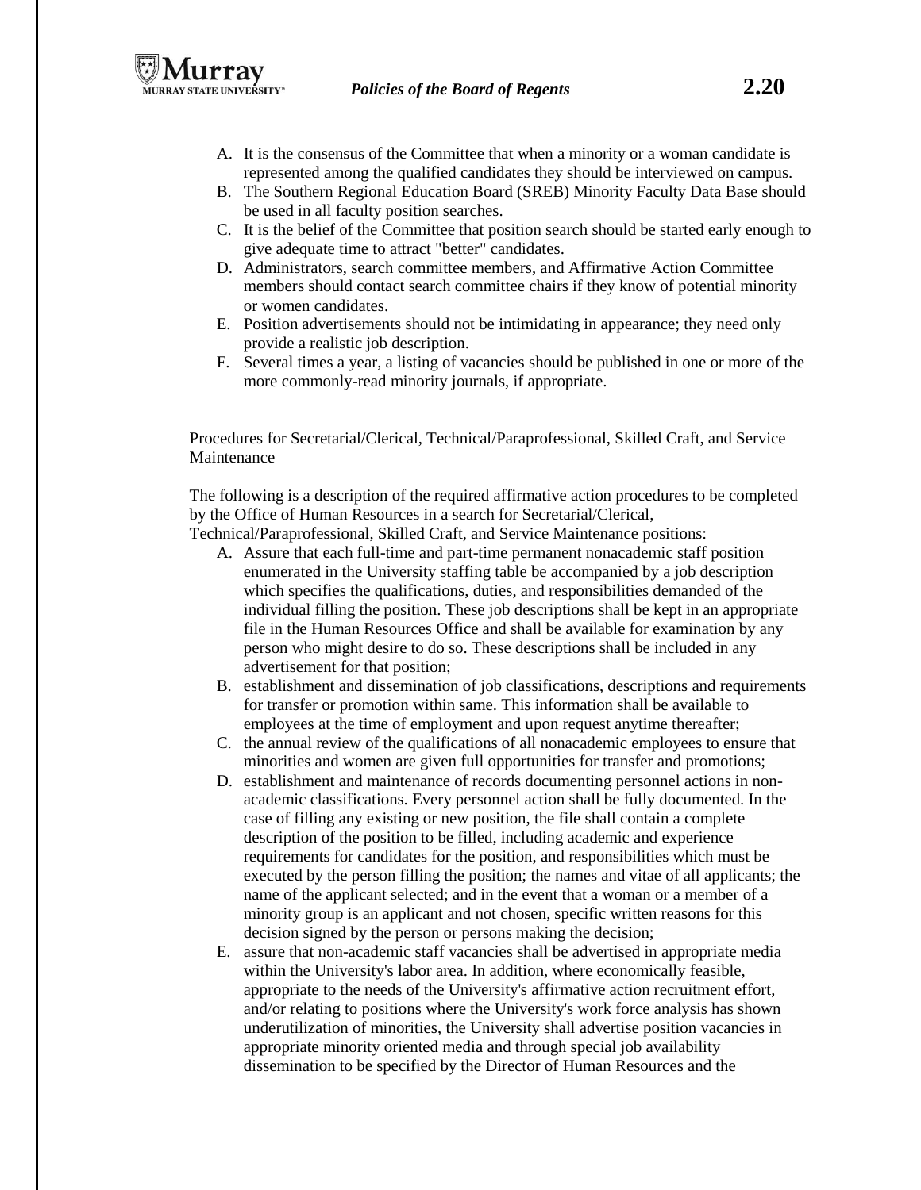A. It is the consensus of the Committee that when a minority or a woman candidate is represented among the qualified candidates they should be interviewed on campus.
B. The Southern Regional Education Board (SREB) Minority Faculty Data Base should be used in all faculty position searches.
C. It is the belief of the Committee that position search should be started early enough to give adequate time to attract "better" candidates.
D. Administrators, search committee members, and Affirmative Action Committee members should contact search committee chairs if they know of potential minority or women candidates.
E. Position advertisements should not be intimidating in appearance; they need only provide a realistic job description.
F. Several times a year, a listing of vacancies should be published in one or more of the more commonly-read minority journals, if appropriate.

Procedures for Secretarial/Clerical, Technical/Paraprofessional, Skilled Craft, and Service Maintenance

The following is a description of the required affirmative action procedures to be completed by the Office of Human Resources in a search for Secretarial/Clerical, Technical/Paraprofessional, Skilled Craft, and Service Maintenance positions:

A. Assure that each full-time and part-time permanent nonacademic staff position enumerated in the University staffing table be accompanied by a job description which specifies the qualifications, duties, and responsibilities demanded of the individual filling the position. These job descriptions shall be kept in an appropriate file in the Human Resources Office and shall be available for examination by any person who might desire to do so. These descriptions shall be included in any advertisement for that position;
B. establishment and dissemination of job classifications, descriptions and requirements for transfer or promotion within same. This information shall be available to employees at the time of employment and upon request anytime thereafter;
C. the annual review of the qualifications of all nonacademic employees to ensure that minorities and women are given full opportunities for transfer and promotions;
D. establishment and maintenance of records documenting personnel actions in non-academic classifications. Every personnel action shall be fully documented. In the case of filling any existing or new position, the file shall contain a complete description of the position to be filled, including academic and experience requirements for candidates for the position, and responsibilities which must be executed by the person filling the position; the names and vitae of all applicants; the name of the applicant selected; and in the event that a woman or a member of a minority group is an applicant and not chosen, specific written reasons for this decision signed by the person or persons making the decision;
E. assure that non-academic staff vacancies shall be advertised in appropriate media within the University's labor area. In addition, where economically feasible, appropriate to the needs of the University's affirmative action recruitment effort, and/or relating to positions where the University's work force analysis has shown underutilization of minorities, the University shall advertise position vacancies in appropriate minority oriented media and through special job availability dissemination to be specified by the Director of Human Resources and the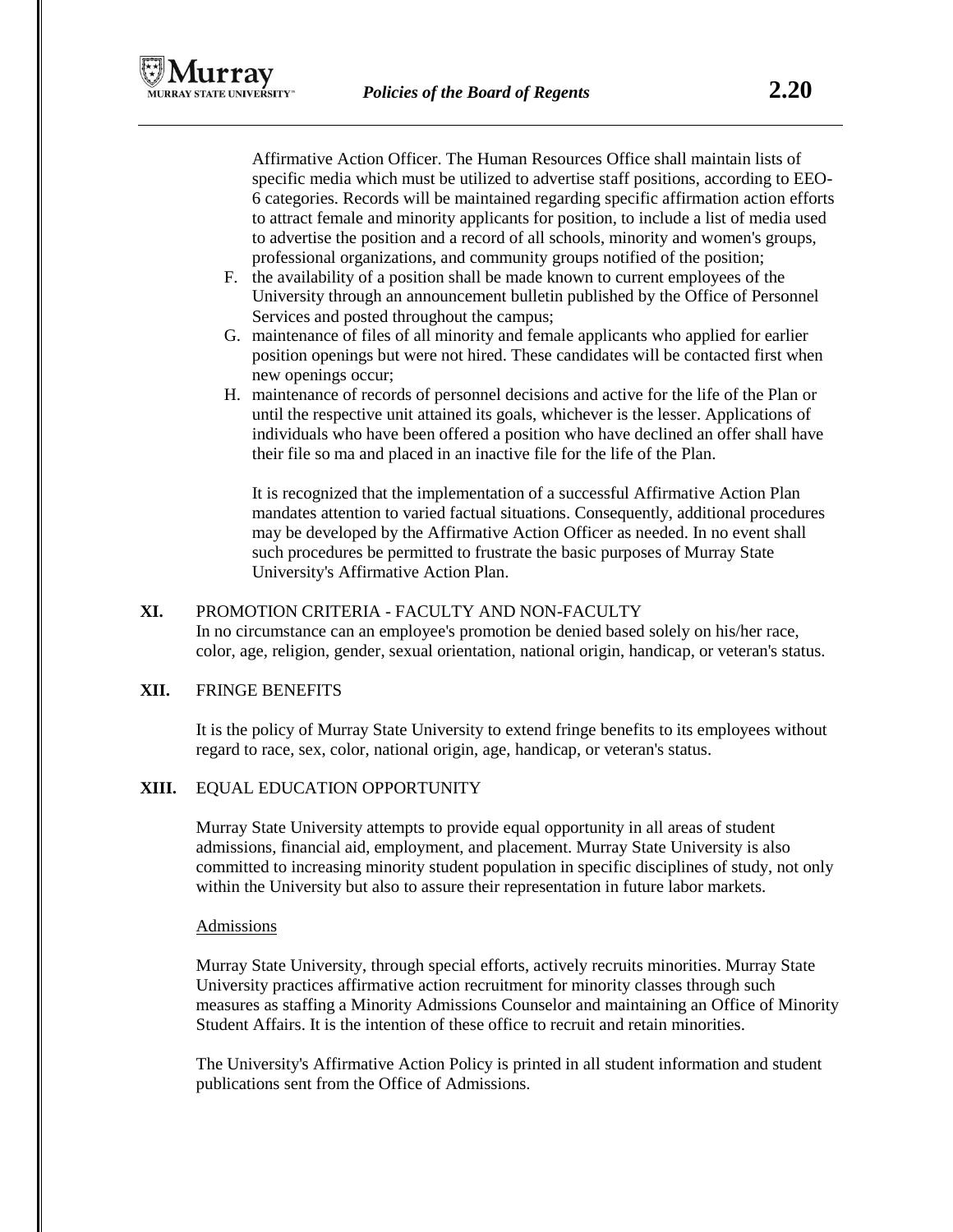Affirmative Action Officer. The Human Resources Office shall maintain lists of specific media which must be utilized to advertise staff positions, according to EEO-6 categories. Records will be maintained regarding specific affirmation action efforts to attract female and minority applicants for position, to include a list of media used to advertise the position and a record of all schools, minority and women's groups, professional organizations, and community groups notified of the position;

F. the availability of a position shall be made known to current employees of the University through an announcement bulletin published by the Office of Personnel Services and posted throughout the campus;
G. maintenance of files of all minority and female applicants who applied for earlier position openings but were not hired. These candidates will be contacted first when new openings occur;
H. maintenance of records of personnel decisions and active for the life of the Plan or until the respective unit attained its goals, whichever is the lesser. Applications of individuals who have been offered a position who have declined an offer shall have their file so ma and placed in an inactive file for the life of the Plan.

It is recognized that the implementation of a successful Affirmative Action Plan mandates attention to varied factual situations. Consequently, additional procedures may be developed by the Affirmative Action Officer as needed. In no event shall such procedures be permitted to frustrate the basic purposes of Murray State University's Affirmative Action Plan.

**XI.** PROMOTION CRITERIA - FACULTY AND NON-FACULTY

In no circumstance can an employee's promotion be denied based solely on his/her race, color, age, religion, gender, sexual orientation, national origin, handicap, or veteran's status.

**XII.** FRINGE BENEFITS

It is the policy of Murray State University to extend fringe benefits to its employees without regard to race, sex, color, national origin, age, handicap, or veteran's status.

**XIII.** EQUAL EDUCATION OPPORTUNITY

Murray State University attempts to provide equal opportunity in all areas of student admissions, financial aid, employment, and placement. Murray State University is also committed to increasing minority student population in specific disciplines of study, not only within the University but also to assure their representation in future labor markets.

Admissions

Murray State University, through special efforts, actively recruits minorities. Murray State University practices affirmative action recruitment for minority classes through such measures as staffing a Minority Admissions Counselor and maintaining an Office of Minority Student Affairs. It is the intention of these office to recruit and retain minorities.

The University's Affirmative Action Policy is printed in all student information and student publications sent from the Office of Admissions.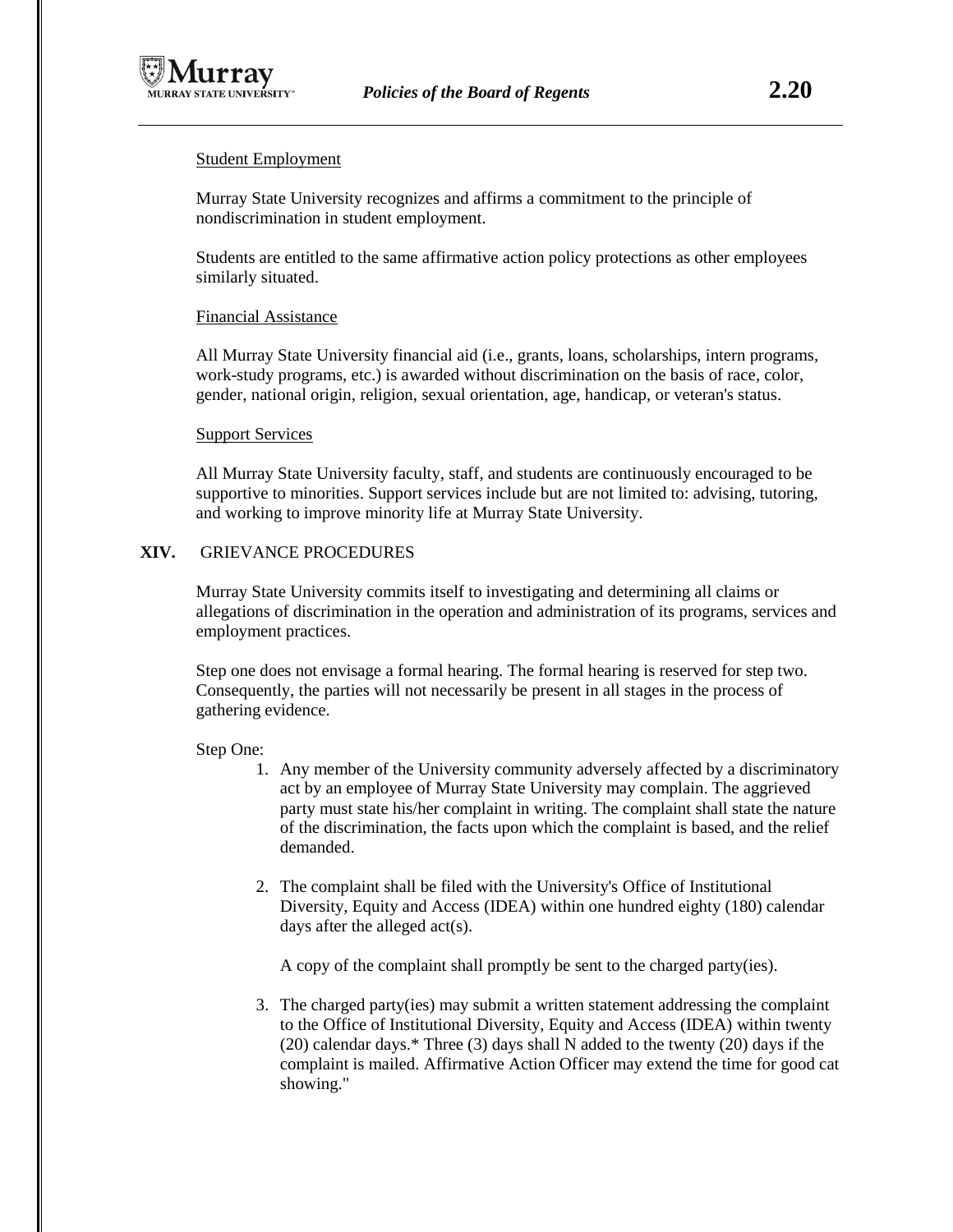Student Employment

Murray State University recognizes and affirms a commitment to the principle of nondiscrimination in student employment.

Students are entitled to the same affirmative action policy protections as other employees similarly situated.

Financial Assistance

All Murray State University financial aid (i.e., grants, loans, scholarships, intern programs, work-study programs, etc.) is awarded without discrimination on the basis of race, color, gender, national origin, religion, sexual orientation, age, handicap, or veteran's status.

Support Services

All Murray State University faculty, staff, and students are continuously encouraged to be supportive to minorities. Support services include but are not limited to: advising, tutoring, and working to improve minority life at Murray State University.

**XIV.** GRIEVANCE PROCEDURES

Murray State University commits itself to investigating and determining all claims or allegations of discrimination in the operation and administration of its programs, services and employment practices.

Step one does not envisage a formal hearing. The formal hearing is reserved for step two. Consequently, the parties will not necessarily be present in all stages in the process of gathering evidence.

Step One:

1. Any member of the University community adversely affected by a discriminatory act by an employee of Murray State University may complain. The aggrieved party must state his/her complaint in writing. The complaint shall state the nature of the discrimination, the facts upon which the complaint is based, and the relief demanded.

2. The complaint shall be filed with the University's Office of Institutional Diversity, Equity and Access (IDEA) within one hundred eighty (180) calendar days after the alleged act(s).

   A copy of the complaint shall promptly be sent to the charged party(ies).

3. The charged party(ies) may submit a written statement addressing the complaint to the Office of Institutional Diversity, Equity and Access (IDEA) within twenty (20) calendar days.* Three (3) days shall N added to the twenty (20) days if the complaint is mailed. Affirmative Action Officer may extend the time for good cat showing."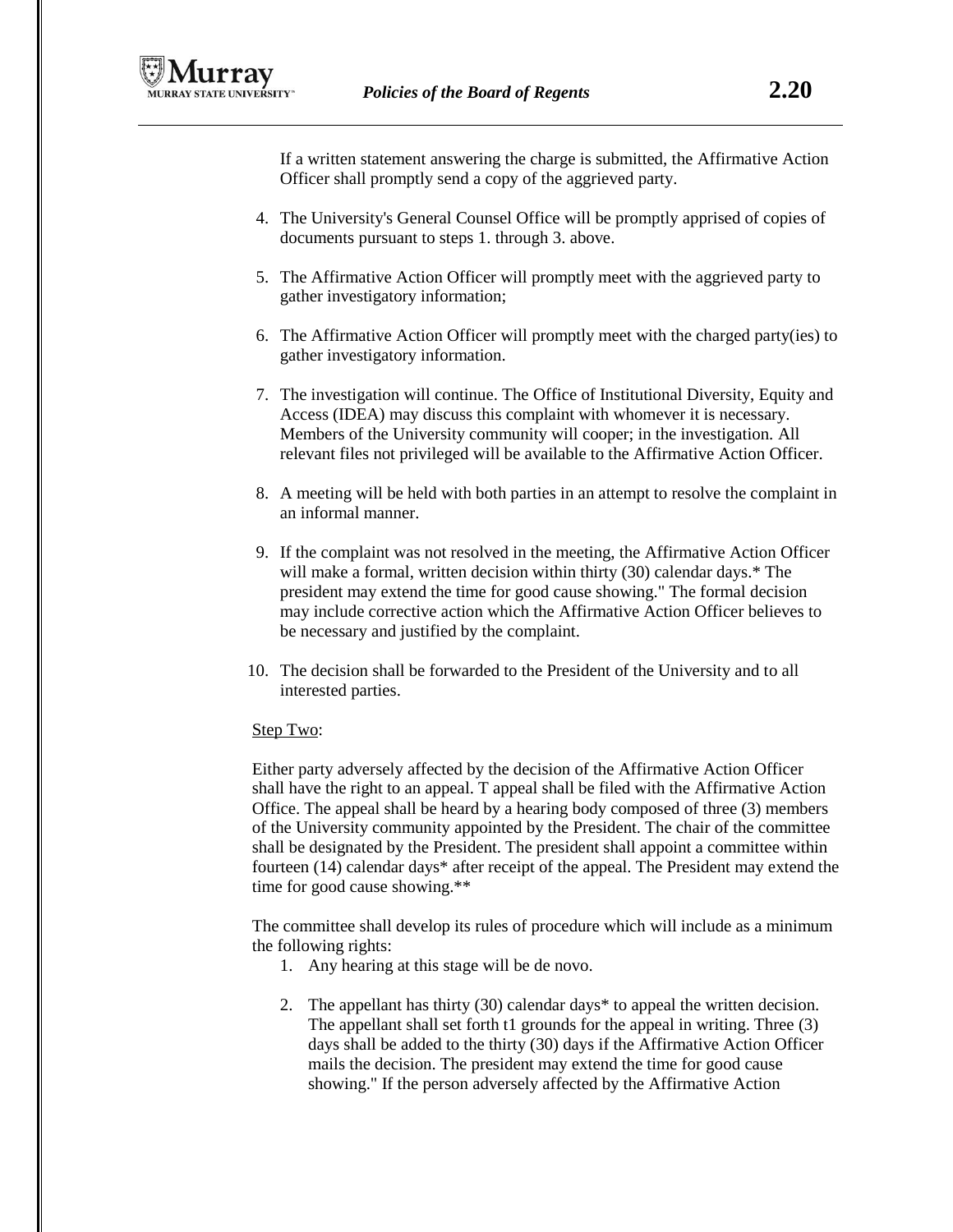If a written statement answering the charge is submitted, the Affirmative Action Officer shall promptly send a copy of the aggrieved party.

4. The University's General Counsel Office will be promptly apprised of copies of documents pursuant to steps 1. through 3. above.

5. The Affirmative Action Officer will promptly meet with the aggrieved party to gather investigatory information;

6. The Affirmative Action Officer will promptly meet with the charged party(ies) to gather investigatory information.

7. The investigation will continue. The Office of Institutional Diversity, Equity and Access (IDEA) may discuss this complaint with whomever it is necessary. Members of the University community will cooper; in the investigation. All relevant files not privileged will be available to the Affirmative Action Officer.

8. A meeting will be held with both parties in an attempt to resolve the complaint in an informal manner.

9. If the complaint was not resolved in the meeting, the Affirmative Action Officer will make a formal, written decision within thirty (30) calendar days.* The president may extend the time for good cause showing." The formal decision may include corrective action which the Affirmative Action Officer believes to be necessary and justified by the complaint.

10. The decision shall be forwarded to the President of the University and to all interested parties.

Step Two:

Either party adversely affected by the decision of the Affirmative Action Officer shall have the right to an appeal. T appeal shall be filed with the Affirmative Action Office. The appeal shall be heard by a hearing body composed of three (3) members of the University community appointed by the President. The chair of the committee shall be designated by the President. The president shall appoint a committee within fourteen (14) calendar days* after receipt of the appeal. The President may extend the time for good cause showing.**

The committee shall develop its rules of procedure which will include as a minimum the following rights:

1. Any hearing at this stage will be de novo.

2. The appellant has thirty (30) calendar days* to appeal the written decision. The appellant shall set forth t1 grounds for the appeal in writing. Three (3) days shall be added to the thirty (30) days if the Affirmative Action Officer mails the decision. The president may extend the time for good cause showing." If the person adversely affected by the Affirmative Action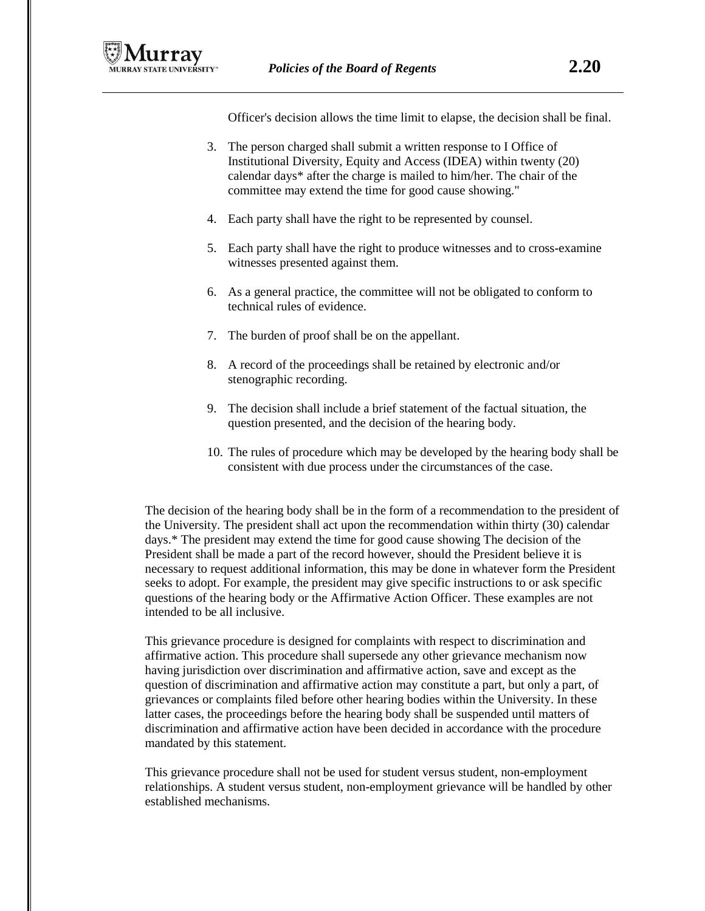Officer's decision allows the time limit to elapse, the decision shall be final.

3. The person charged shall submit a written response to I Office of Institutional Diversity, Equity and Access (IDEA) within twenty (20) calendar days* after the charge is mailed to him/her. The chair of the committee may extend the time for good cause showing."

4. Each party shall have the right to be represented by counsel.

5. Each party shall have the right to produce witnesses and to cross-examine witnesses presented against them.

6. As a general practice, the committee will not be obligated to conform to technical rules of evidence.

7. The burden of proof shall be on the appellant.

8. A record of the proceedings shall be retained by electronic and/or stenographic recording.

9. The decision shall include a brief statement of the factual situation, the question presented, and the decision of the hearing body.

10. The rules of procedure which may be developed by the hearing body shall be consistent with due process under the circumstances of the case.

The decision of the hearing body shall be in the form of a recommendation to the president of the University. The president shall act upon the recommendation within thirty (30) calendar days.* The president may extend the time for good cause showing The decision of the President shall be made a part of the record however, should the President believe it is necessary to request additional information, this may be done in whatever form the President seeks to adopt. For example, the president may give specific instructions to or ask specific questions of the hearing body or the Affirmative Action Officer. These examples are not intended to be all inclusive.

This grievance procedure is designed for complaints with respect to discrimination and affirmative action. This procedure shall supersede any other grievance mechanism now having jurisdiction over discrimination and affirmative action, save and except as the question of discrimination and affirmative action may constitute a part, but only a part, of grievances or complaints filed before other hearing bodies within the University. In these latter cases, the proceedings before the hearing body shall be suspended until matters of discrimination and affirmative action have been decided in accordance with the procedure mandated by this statement.

This grievance procedure shall not be used for student versus student, non-employment relationships. A student versus student, non-employment grievance will be handled by other established mechanisms.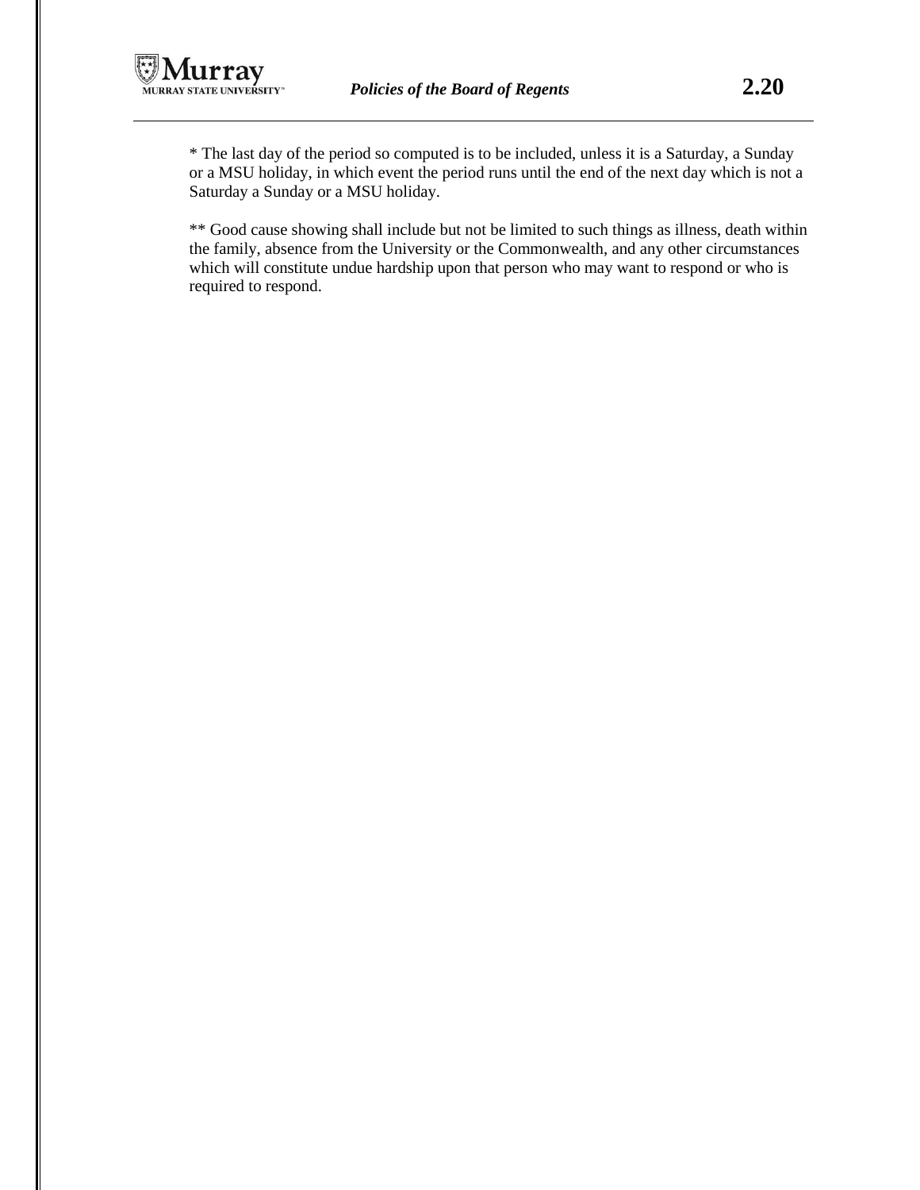* The last day of the period so computed is to be included, unless it is a Saturday, a Sunday or a MSU holiday, in which event the period runs until the end of the next day which is not a Saturday a Sunday or a MSU holiday.

** Good cause showing shall include but not be limited to such things as illness, death within the family, absence from the University or the Commonwealth, and any other circumstances which will constitute undue hardship upon that person who may want to respond or who is required to respond.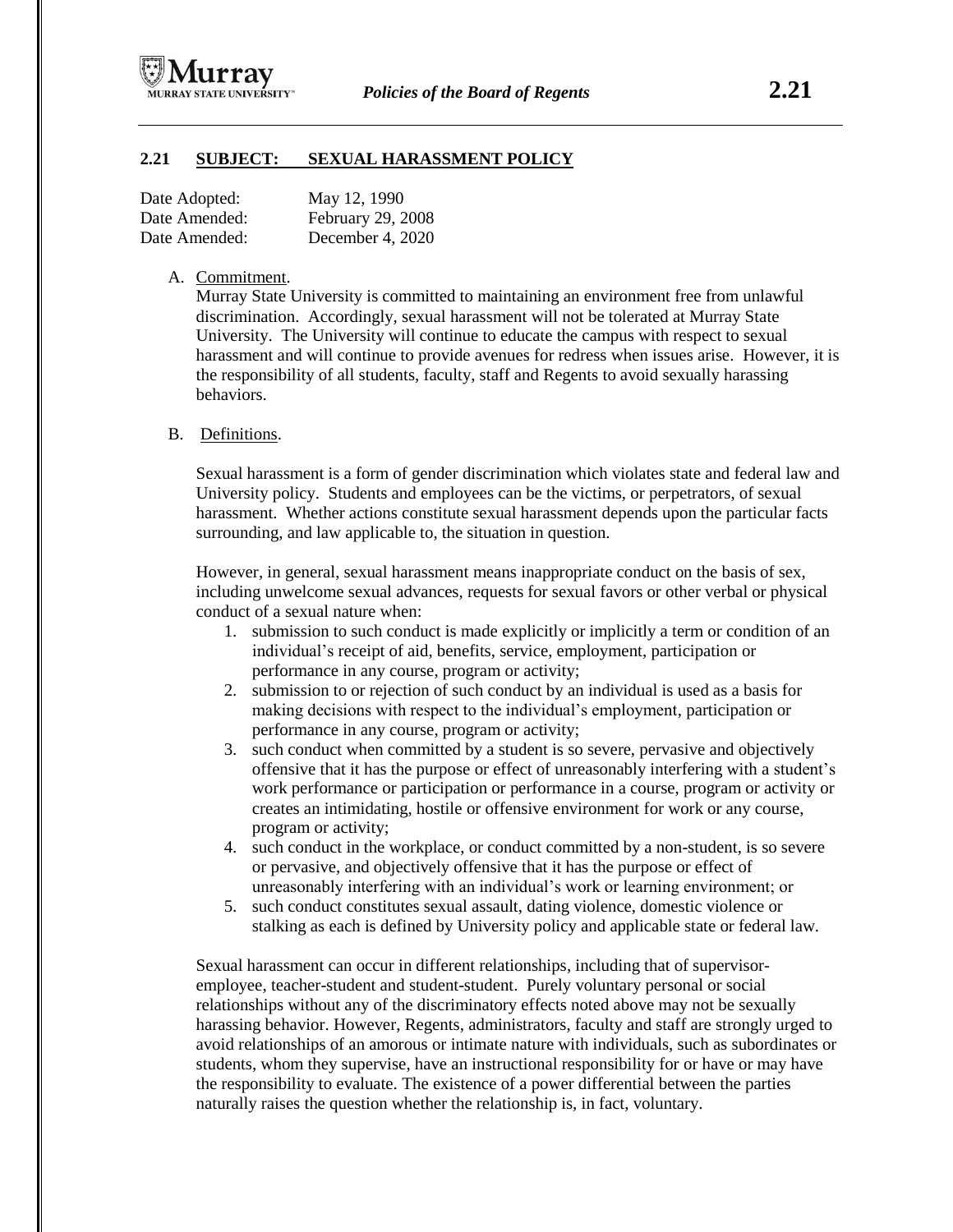## 2.21 SUBJECT: SEXUAL HARASSMENT POLICY

Date Adopted: May 12, 1990
Date Amended: February 29, 2008
Date Amended: December 4, 2020

A. Commitment.
Murray State University is committed to maintaining an environment free from unlawful discrimination. Accordingly, sexual harassment will not be tolerated at Murray State University. The University will continue to educate the campus with respect to sexual harassment and will continue to provide avenues for redress when issues arise. However, it is the responsibility of all students, faculty, staff and Regents to avoid sexually harassing behaviors.

B. Definitions.

Sexual harassment is a form of gender discrimination which violates state and federal law and University policy. Students and employees can be the victims, or perpetrators, of sexual harassment. Whether actions constitute sexual harassment depends upon the particular facts surrounding, and law applicable to, the situation in question.

However, in general, sexual harassment means inappropriate conduct on the basis of sex, including unwelcome sexual advances, requests for sexual favors or other verbal or physical conduct of a sexual nature when:

1. submission to such conduct is made explicitly or implicitly a term or condition of an individual's receipt of aid, benefits, service, employment, participation or performance in any course, program or activity;
2. submission to or rejection of such conduct by an individual is used as a basis for making decisions with respect to the individual's employment, participation or performance in any course, program or activity;
3. such conduct when committed by a student is so severe, pervasive and objectively offensive that it has the purpose or effect of unreasonably interfering with a student's work performance or participation or performance in a course, program or activity or creates an intimidating, hostile or offensive environment for work or any course, program or activity;
4. such conduct in the workplace, or conduct committed by a non-student, is so severe or pervasive, and objectively offensive that it has the purpose or effect of unreasonably interfering with an individual's work or learning environment; or
5. such conduct constitutes sexual assault, dating violence, domestic violence or stalking as each is defined by University policy and applicable state or federal law.

Sexual harassment can occur in different relationships, including that of supervisor-employee, teacher-student and student-student. Purely voluntary personal or social relationships without any of the discriminatory effects noted above may not be sexually harassing behavior. However, Regents, administrators, faculty and staff are strongly urged to avoid relationships of an amorous or intimate nature with individuals, such as subordinates or students, whom they supervise, have an instructional responsibility for or have or may have the responsibility to evaluate. The existence of a power differential between the parties naturally raises the question whether the relationship is, in fact, voluntary.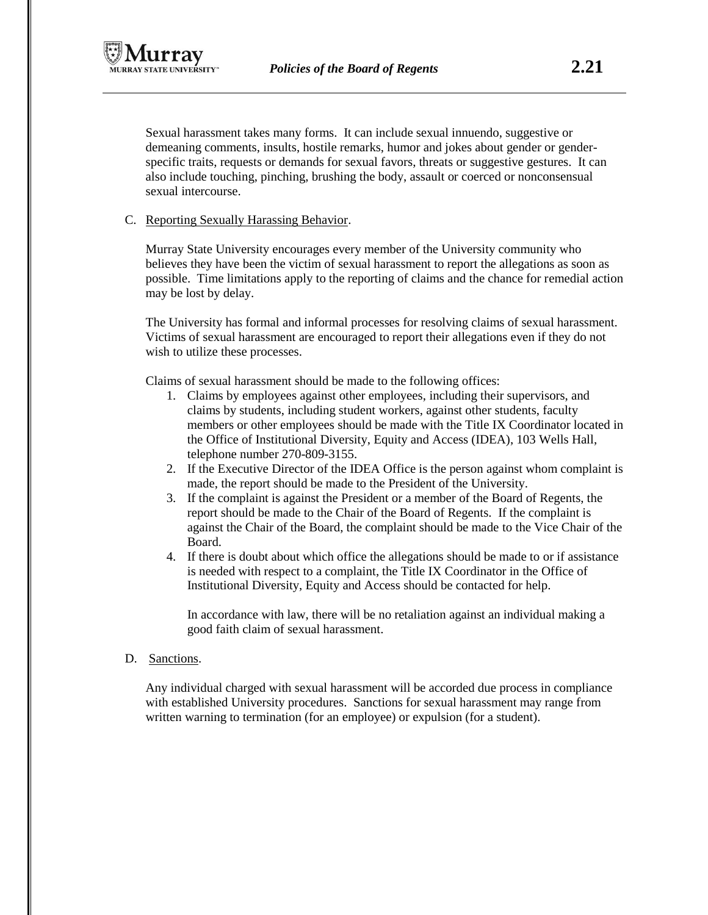Sexual harassment takes many forms. It can include sexual innuendo, suggestive or demeaning comments, insults, hostile remarks, humor and jokes about gender or gender-specific traits, requests or demands for sexual favors, threats or suggestive gestures. It can also include touching, pinching, brushing the body, assault or coerced or nonconsensual sexual intercourse.

C. Reporting Sexually Harassing Behavior.

Murray State University encourages every member of the University community who believes they have been the victim of sexual harassment to report the allegations as soon as possible. Time limitations apply to the reporting of claims and the chance for remedial action may be lost by delay.

The University has formal and informal processes for resolving claims of sexual harassment. Victims of sexual harassment are encouraged to report their allegations even if they do not wish to utilize these processes.

Claims of sexual harassment should be made to the following offices:

1. Claims by employees against other employees, including their supervisors, and claims by students, including student workers, against other students, faculty members or other employees should be made with the Title IX Coordinator located in the Office of Institutional Diversity, Equity and Access (IDEA), 103 Wells Hall, telephone number 270-809-3155.
2. If the Executive Director of the IDEA Office is the person against whom complaint is made, the report should be made to the President of the University.
3. If the complaint is against the President or a member of the Board of Regents, the report should be made to the Chair of the Board of Regents. If the complaint is against the Chair of the Board, the complaint should be made to the Vice Chair of the Board.
4. If there is doubt about which office the allegations should be made to or if assistance is needed with respect to a complaint, the Title IX Coordinator in the Office of Institutional Diversity, Equity and Access should be contacted for help.

   In accordance with law, there will be no retaliation against an individual making a good faith claim of sexual harassment.

D. Sanctions.

Any individual charged with sexual harassment will be accorded due process in compliance with established University procedures. Sanctions for sexual harassment may range from written warning to termination (for an employee) or expulsion (for a student).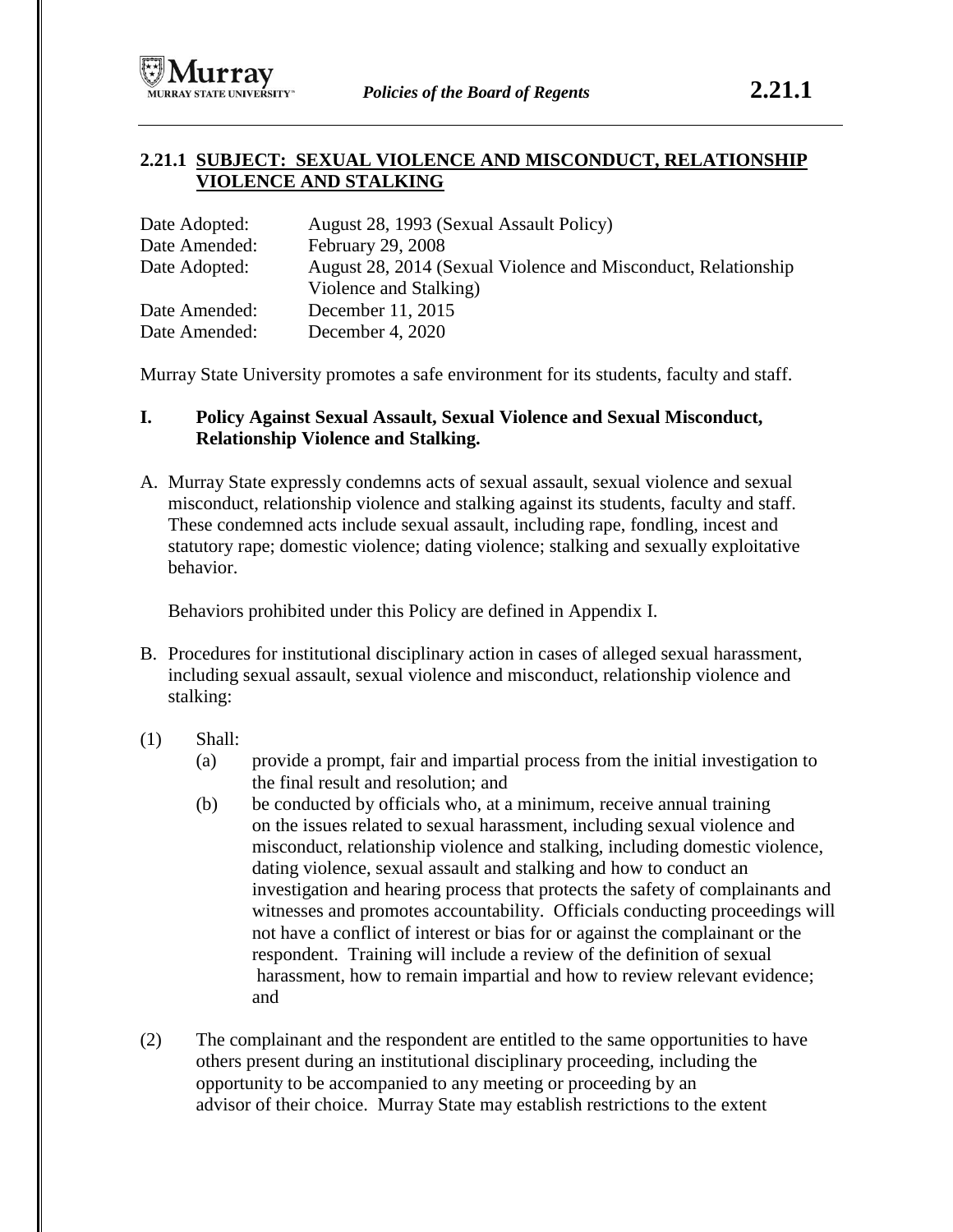## 2.21.1 SUBJECT: SEXUAL VIOLENCE AND MISCONDUCT, RELATIONSHIP VIOLENCE AND STALKING

| | |
|---|---|
| Date Adopted: | August 28, 1993 (Sexual Assault Policy) |
| Date Amended: | February 29, 2008 |
| Date Adopted: | August 28, 2014 (Sexual Violence and Misconduct, Relationship Violence and Stalking) |
| Date Amended: | December 11, 2015 |
| Date Amended: | December 4, 2020 |

Murray State University promotes a safe environment for its students, faculty and staff.

### I. Policy Against Sexual Assault, Sexual Violence and Sexual Misconduct, Relationship Violence and Stalking.

A. Murray State expressly condemns acts of sexual assault, sexual violence and sexual misconduct, relationship violence and stalking against its students, faculty and staff. These condemned acts include sexual assault, including rape, fondling, incest and statutory rape; domestic violence; dating violence; stalking and sexually exploitative behavior.

Behaviors prohibited under this Policy are defined in Appendix I.

B. Procedures for institutional disciplinary action in cases of alleged sexual harassment, including sexual assault, sexual violence and misconduct, relationship violence and stalking:

(1) Shall:

(a) provide a prompt, fair and impartial process from the initial investigation to the final result and resolution; and

(b) be conducted by officials who, at a minimum, receive annual training on the issues related to sexual harassment, including sexual violence and misconduct, relationship violence and stalking, including domestic violence, dating violence, sexual assault and stalking and how to conduct an investigation and hearing process that protects the safety of complainants and witnesses and promotes accountability. Officials conducting proceedings will not have a conflict of interest or bias for or against the complainant or the respondent. Training will include a review of the definition of sexual harassment, how to remain impartial and how to review relevant evidence; and

(2) The complainant and the respondent are entitled to the same opportunities to have others present during an institutional disciplinary proceeding, including the opportunity to be accompanied to any meeting or proceeding by an advisor of their choice. Murray State may establish restrictions to the extent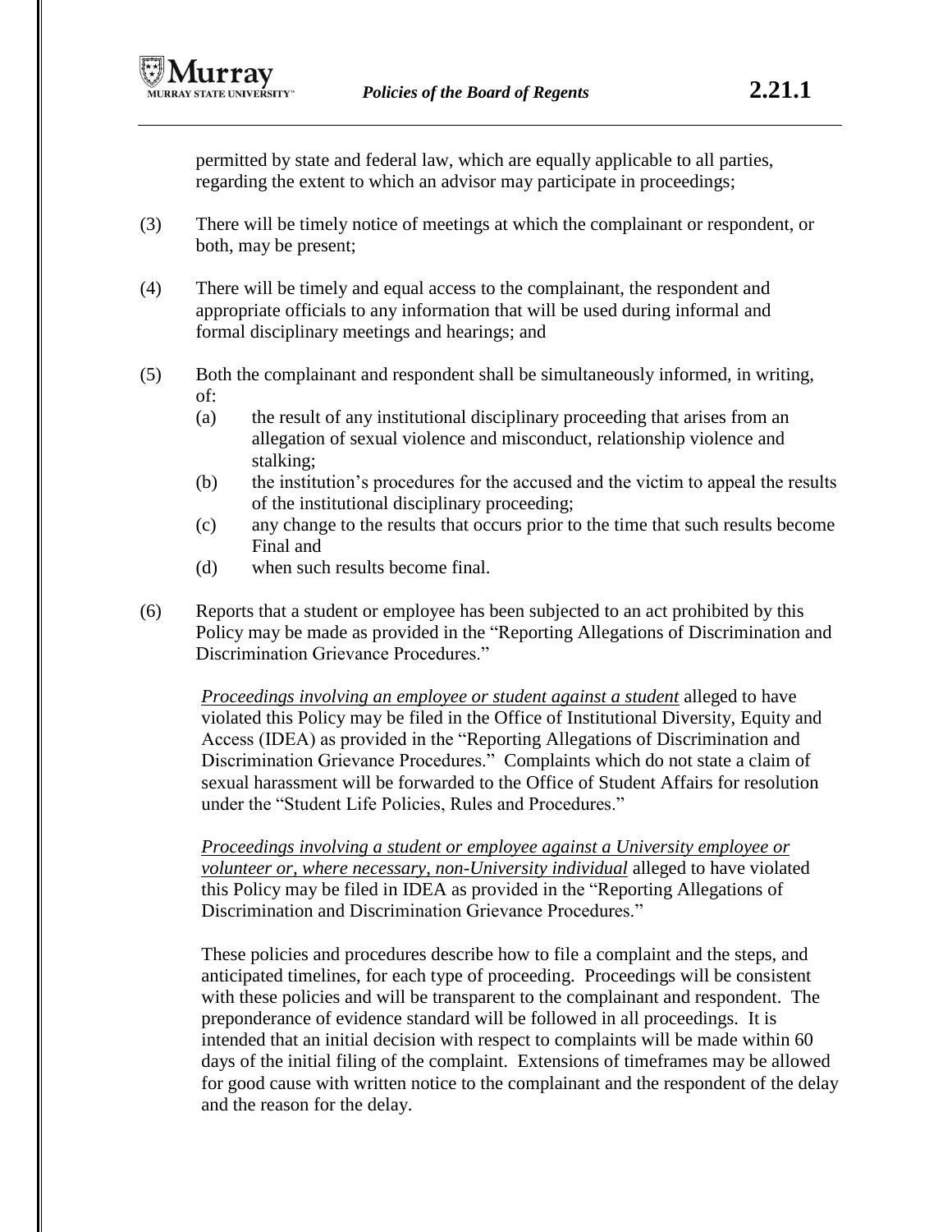permitted by state and federal law, which are equally applicable to all parties, regarding the extent to which an advisor may participate in proceedings;

(3) There will be timely notice of meetings at which the complainant or respondent, or both, may be present;

(4) There will be timely and equal access to the complainant, the respondent and appropriate officials to any information that will be used during informal and formal disciplinary meetings and hearings; and

(5) Both the complainant and respondent shall be simultaneously informed, in writing, of:
   (a) the result of any institutional disciplinary proceeding that arises from an allegation of sexual violence and misconduct, relationship violence and stalking;
   (b) the institution's procedures for the accused and the victim to appeal the results of the institutional disciplinary proceeding;
   (c) any change to the results that occurs prior to the time that such results become Final and
   (d) when such results become final.

(6) Reports that a student or employee has been subjected to an act prohibited by this Policy may be made as provided in the "Reporting Allegations of Discrimination and Discrimination Grievance Procedures."

*<u>Proceedings involving an employee or student against a student</u>* alleged to have violated this Policy may be filed in the Office of Institutional Diversity, Equity and Access (IDEA) as provided in the "Reporting Allegations of Discrimination and Discrimination Grievance Procedures." Complaints which do not state a claim of sexual harassment will be forwarded to the Office of Student Affairs for resolution under the "Student Life Policies, Rules and Procedures."

*<u>Proceedings involving a student or employee against a University employee or volunteer or, where necessary, non-University individual</u>* alleged to have violated this Policy may be filed in IDEA as provided in the "Reporting Allegations of Discrimination and Discrimination Grievance Procedures."

These policies and procedures describe how to file a complaint and the steps, and anticipated timelines, for each type of proceeding. Proceedings will be consistent with these policies and will be transparent to the complainant and respondent. The preponderance of evidence standard will be followed in all proceedings. It is intended that an initial decision with respect to complaints will be made within 60 days of the initial filing of the complaint. Extensions of timeframes may be allowed for good cause with written notice to the complainant and the respondent of the delay and the reason for the delay.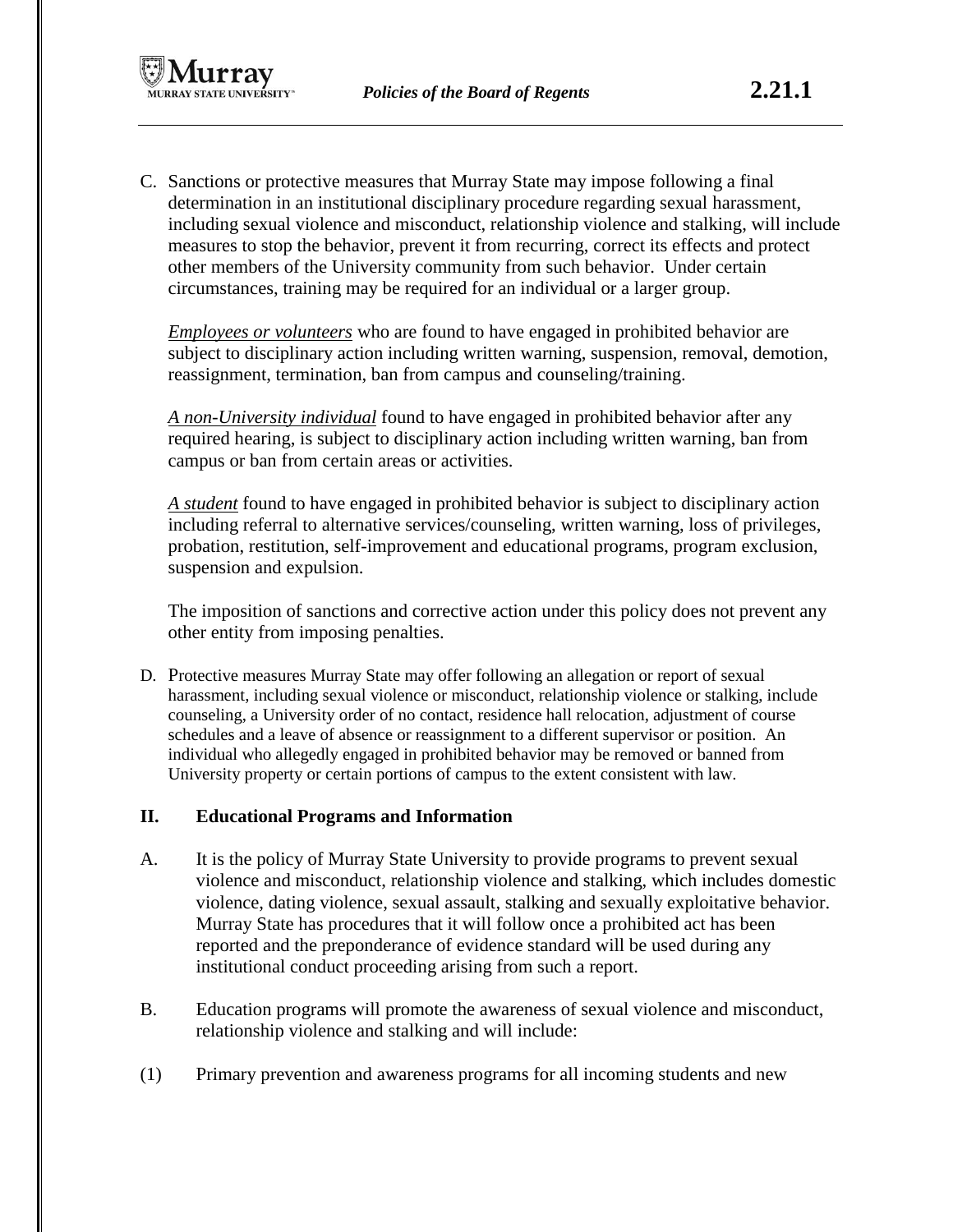C. Sanctions or protective measures that Murray State may impose following a final determination in an institutional disciplinary procedure regarding sexual harassment, including sexual violence and misconduct, relationship violence and stalking, will include measures to stop the behavior, prevent it from recurring, correct its effects and protect other members of the University community from such behavior. Under certain circumstances, training may be required for an individual or a larger group.

   _Employees or volunteers_ who are found to have engaged in prohibited behavior are subject to disciplinary action including written warning, suspension, removal, demotion, reassignment, termination, ban from campus and counseling/training.

   _A non-University individual_ found to have engaged in prohibited behavior after any required hearing, is subject to disciplinary action including written warning, ban from campus or ban from certain areas or activities.

   _A student_ found to have engaged in prohibited behavior is subject to disciplinary action including referral to alternative services/counseling, written warning, loss of privileges, probation, restitution, self-improvement and educational programs, program exclusion, suspension and expulsion.

   The imposition of sanctions and corrective action under this policy does not prevent any other entity from imposing penalties.

D. Protective measures Murray State may offer following an allegation or report of sexual harassment, including sexual violence or misconduct, relationship violence or stalking, include counseling, a University order of no contact, residence hall relocation, adjustment of course schedules and a leave of absence or reassignment to a different supervisor or position. An individual who allegedly engaged in prohibited behavior may be removed or banned from University property or certain portions of campus to the extent consistent with law.

## II. Educational Programs and Information

A. It is the policy of Murray State University to provide programs to prevent sexual violence and misconduct, relationship violence and stalking, which includes domestic violence, dating violence, sexual assault, stalking and sexually exploitative behavior. Murray State has procedures that it will follow once a prohibited act has been reported and the preponderance of evidence standard will be used during any institutional conduct proceeding arising from such a report.

B. Education programs will promote the awareness of sexual violence and misconduct, relationship violence and stalking and will include:

(1) Primary prevention and awareness programs for all incoming students and new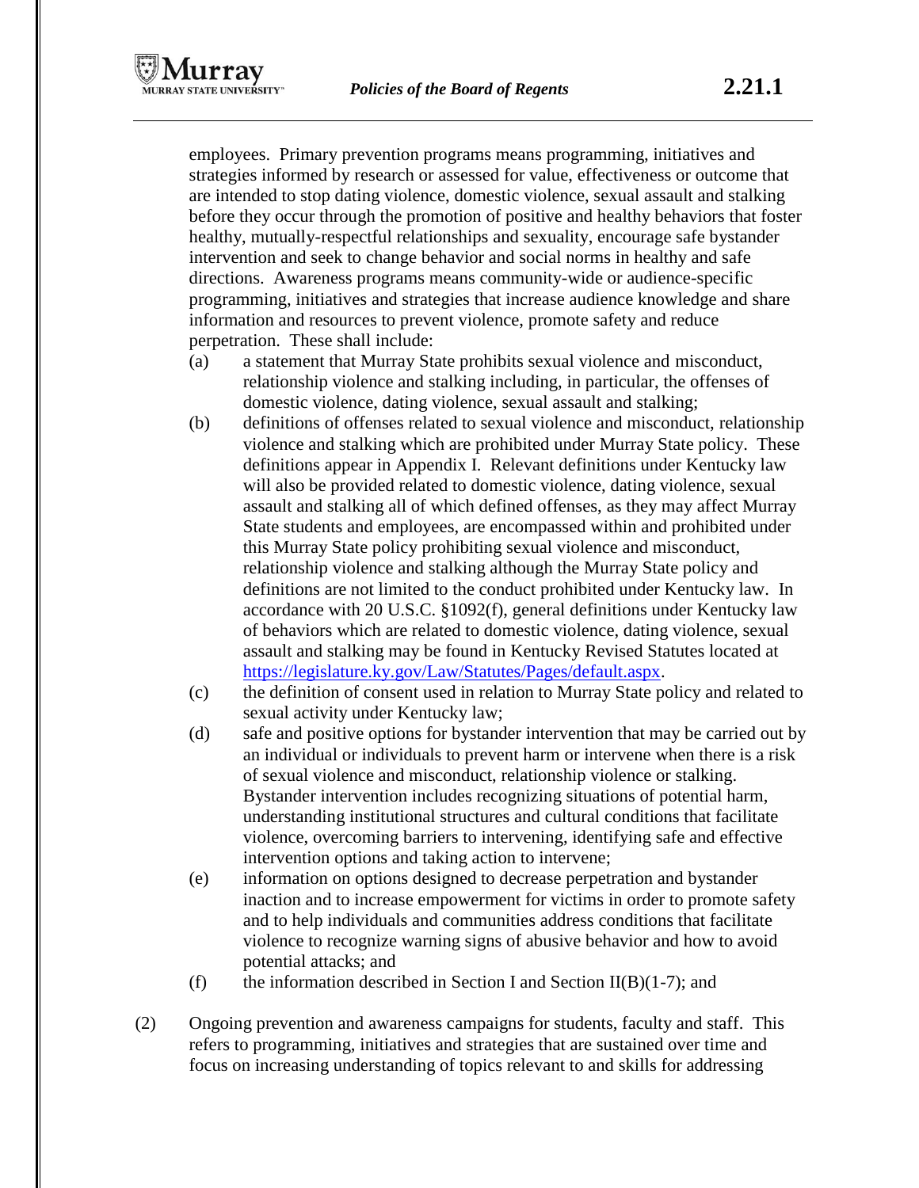employees. Primary prevention programs means programming, initiatives and strategies informed by research or assessed for value, effectiveness or outcome that are intended to stop dating violence, domestic violence, sexual assault and stalking before they occur through the promotion of positive and healthy behaviors that foster healthy, mutually-respectful relationships and sexuality, encourage safe bystander intervention and seek to change behavior and social norms in healthy and safe directions. Awareness programs means community-wide or audience-specific programming, initiatives and strategies that increase audience knowledge and share information and resources to prevent violence, promote safety and reduce perpetration. These shall include:

(a) a statement that Murray State prohibits sexual violence and misconduct, relationship violence and stalking including, in particular, the offenses of domestic violence, dating violence, sexual assault and stalking;

(b) definitions of offenses related to sexual violence and misconduct, relationship violence and stalking which are prohibited under Murray State policy. These definitions appear in Appendix I. Relevant definitions under Kentucky law will also be provided related to domestic violence, dating violence, sexual assault and stalking all of which defined offenses, as they may affect Murray State students and employees, are encompassed within and prohibited under this Murray State policy prohibiting sexual violence and misconduct, relationship violence and stalking although the Murray State policy and definitions are not limited to the conduct prohibited under Kentucky law. In accordance with 20 U.S.C. §1092(f), general definitions under Kentucky law of behaviors which are related to domestic violence, dating violence, sexual assault and stalking may be found in Kentucky Revised Statutes located at https://legislature.ky.gov/Law/Statutes/Pages/default.aspx.

(c) the definition of consent used in relation to Murray State policy and related to sexual activity under Kentucky law;

(d) safe and positive options for bystander intervention that may be carried out by an individual or individuals to prevent harm or intervene when there is a risk of sexual violence and misconduct, relationship violence or stalking. Bystander intervention includes recognizing situations of potential harm, understanding institutional structures and cultural conditions that facilitate violence, overcoming barriers to intervening, identifying safe and effective intervention options and taking action to intervene;

(e) information on options designed to decrease perpetration and bystander inaction and to increase empowerment for victims in order to promote safety and to help individuals and communities address conditions that facilitate violence to recognize warning signs of abusive behavior and how to avoid potential attacks; and

(f) the information described in Section I and Section II(B)(1-7); and

(2) Ongoing prevention and awareness campaigns for students, faculty and staff. This refers to programming, initiatives and strategies that are sustained over time and focus on increasing understanding of topics relevant to and skills for addressing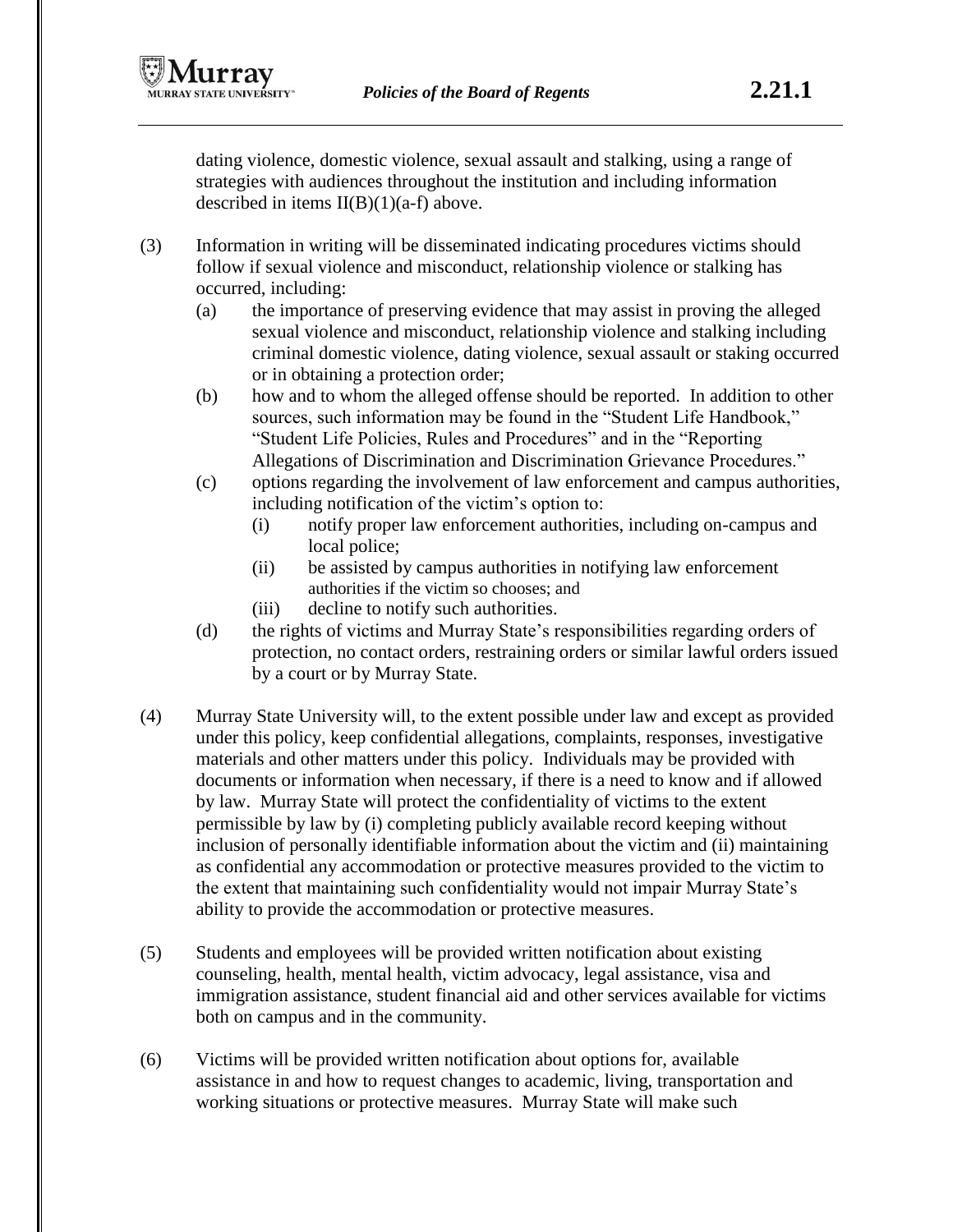dating violence, domestic violence, sexual assault and stalking, using a range of strategies with audiences throughout the institution and including information described in items II(B)(1)(a-f) above.

(3) Information in writing will be disseminated indicating procedures victims should follow if sexual violence and misconduct, relationship violence or stalking has occurred, including:

   (a) the importance of preserving evidence that may assist in proving the alleged sexual violence and misconduct, relationship violence and stalking including criminal domestic violence, dating violence, sexual assault or staking occurred or in obtaining a protection order;

   (b) how and to whom the alleged offense should be reported. In addition to other sources, such information may be found in the "Student Life Handbook," "Student Life Policies, Rules and Procedures" and in the "Reporting Allegations of Discrimination and Discrimination Grievance Procedures."

   (c) options regarding the involvement of law enforcement and campus authorities, including notification of the victim's option to:

      (i) notify proper law enforcement authorities, including on-campus and local police;

      (ii) be assisted by campus authorities in notifying law enforcement authorities if the victim so chooses; and

      (iii) decline to notify such authorities.

   (d) the rights of victims and Murray State's responsibilities regarding orders of protection, no contact orders, restraining orders or similar lawful orders issued by a court or by Murray State.

(4) Murray State University will, to the extent possible under law and except as provided under this policy, keep confidential allegations, complaints, responses, investigative materials and other matters under this policy. Individuals may be provided with documents or information when necessary, if there is a need to know and if allowed by law. Murray State will protect the confidentiality of victims to the extent permissible by law by (i) completing publicly available record keeping without inclusion of personally identifiable information about the victim and (ii) maintaining as confidential any accommodation or protective measures provided to the victim to the extent that maintaining such confidentiality would not impair Murray State's ability to provide the accommodation or protective measures.

(5) Students and employees will be provided written notification about existing counseling, health, mental health, victim advocacy, legal assistance, visa and immigration assistance, student financial aid and other services available for victims both on campus and in the community.

(6) Victims will be provided written notification about options for, available assistance in and how to request changes to academic, living, transportation and working situations or protective measures. Murray State will make such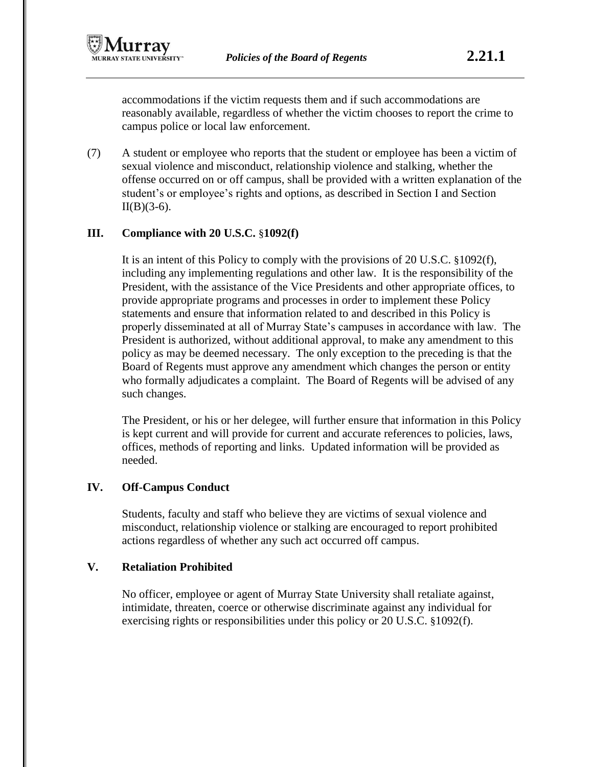accommodations if the victim requests them and if such accommodations are reasonably available, regardless of whether the victim chooses to report the crime to campus police or local law enforcement.

(7) A student or employee who reports that the student or employee has been a victim of sexual violence and misconduct, relationship violence and stalking, whether the offense occurred on or off campus, shall be provided with a written explanation of the student's or employee's rights and options, as described in Section I and Section II(B)(3-6).

## III. Compliance with 20 U.S.C. §1092(f)

It is an intent of this Policy to comply with the provisions of 20 U.S.C. §1092(f), including any implementing regulations and other law. It is the responsibility of the President, with the assistance of the Vice Presidents and other appropriate offices, to provide appropriate programs and processes in order to implement these Policy statements and ensure that information related to and described in this Policy is properly disseminated at all of Murray State's campuses in accordance with law. The President is authorized, without additional approval, to make any amendment to this policy as may be deemed necessary. The only exception to the preceding is that the Board of Regents must approve any amendment which changes the person or entity who formally adjudicates a complaint. The Board of Regents will be advised of any such changes.

The President, or his or her delegee, will further ensure that information in this Policy is kept current and will provide for current and accurate references to policies, laws, offices, methods of reporting and links. Updated information will be provided as needed.

## IV. Off-Campus Conduct

Students, faculty and staff who believe they are victims of sexual violence and misconduct, relationship violence or stalking are encouraged to report prohibited actions regardless of whether any such act occurred off campus.

## V. Retaliation Prohibited

No officer, employee or agent of Murray State University shall retaliate against, intimidate, threaten, coerce or otherwise discriminate against any individual for exercising rights or responsibilities under this policy or 20 U.S.C. §1092(f).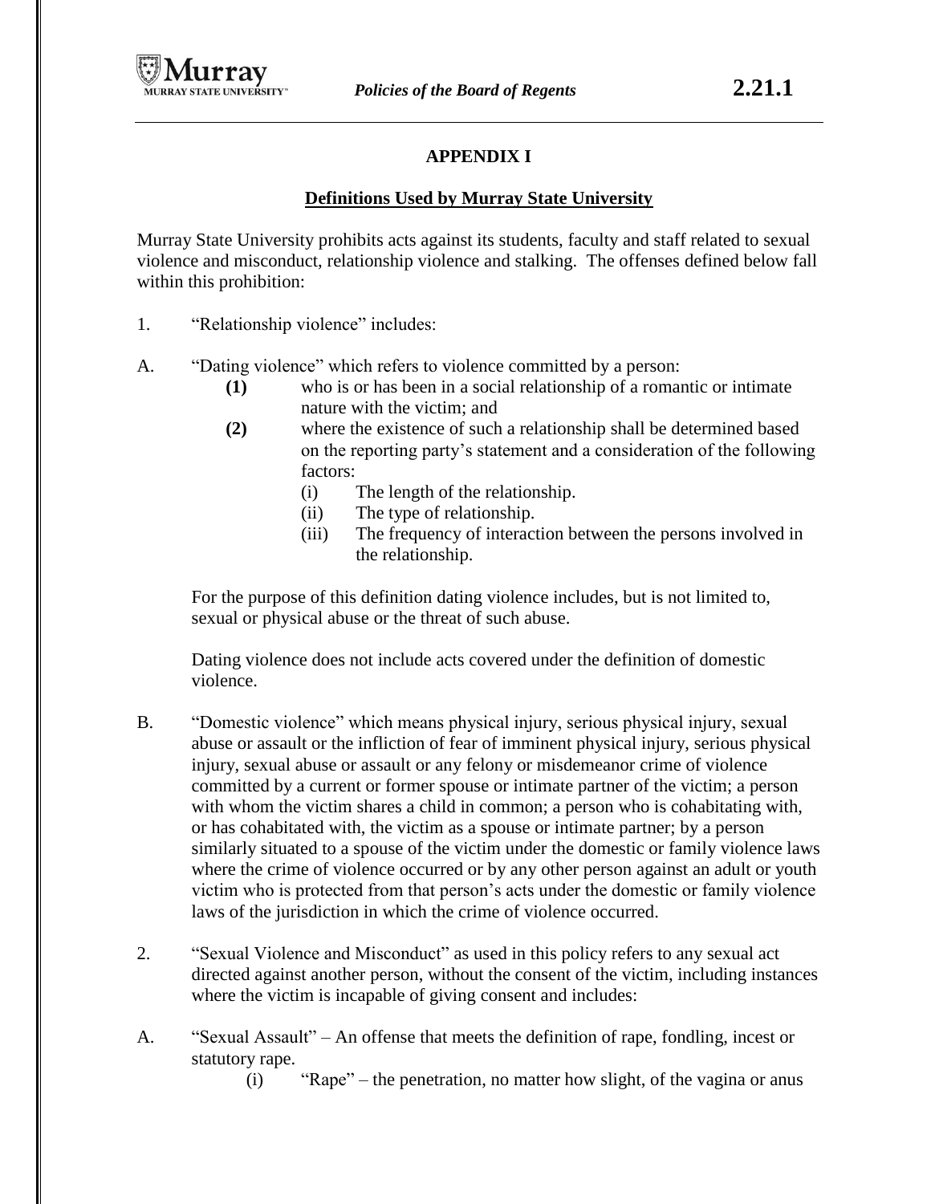## APPENDIX I

### Definitions Used by Murray State University

Murray State University prohibits acts against its students, faculty and staff related to sexual violence and misconduct, relationship violence and stalking. The offenses defined below fall within this prohibition:

1. "Relationship violence" includes:

A. "Dating violence" which refers to violence committed by a person:

   **(1)** who is or has been in a social relationship of a romantic or intimate nature with the victim; and

   **(2)** where the existence of such a relationship shall be determined based on the reporting party's statement and a consideration of the following factors:

      (i) The length of the relationship.

      (ii) The type of relationship.

      (iii) The frequency of interaction between the persons involved in the relationship.

   For the purpose of this definition dating violence includes, but is not limited to, sexual or physical abuse or the threat of such abuse.

   Dating violence does not include acts covered under the definition of domestic violence.

B. "Domestic violence" which means physical injury, serious physical injury, sexual abuse or assault or the infliction of fear of imminent physical injury, serious physical injury, sexual abuse or assault or any felony or misdemeanor crime of violence committed by a current or former spouse or intimate partner of the victim; a person with whom the victim shares a child in common; a person who is cohabitating with, or has cohabitated with, the victim as a spouse or intimate partner; by a person similarly situated to a spouse of the victim under the domestic or family violence laws where the crime of violence occurred or by any other person against an adult or youth victim who is protected from that person's acts under the domestic or family violence laws of the jurisdiction in which the crime of violence occurred.

2. "Sexual Violence and Misconduct" as used in this policy refers to any sexual act directed against another person, without the consent of the victim, including instances where the victim is incapable of giving consent and includes:

A. "Sexual Assault" – An offense that meets the definition of rape, fondling, incest or statutory rape.

   (i) "Rape" – the penetration, no matter how slight, of the vagina or anus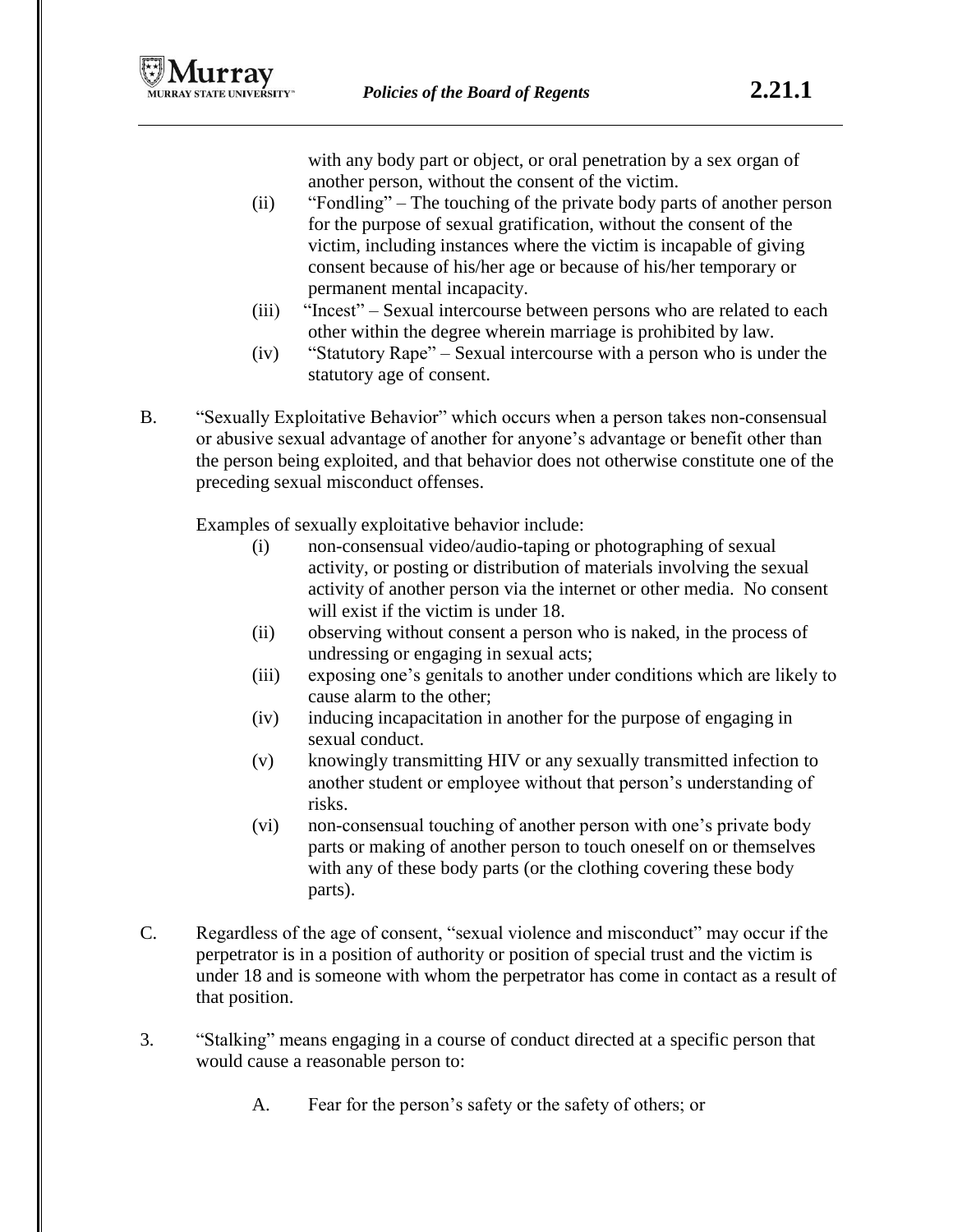with any body part or object, or oral penetration by a sex organ of another person, without the consent of the victim.

(ii) "Fondling" – The touching of the private body parts of another person for the purpose of sexual gratification, without the consent of the victim, including instances where the victim is incapable of giving consent because of his/her age or because of his/her temporary or permanent mental incapacity.

(iii) "Incest" – Sexual intercourse between persons who are related to each other within the degree wherein marriage is prohibited by law.

(iv) "Statutory Rape" – Sexual intercourse with a person who is under the statutory age of consent.

B. "Sexually Exploitative Behavior" which occurs when a person takes non-consensual or abusive sexual advantage of another for anyone's advantage or benefit other than the person being exploited, and that behavior does not otherwise constitute one of the preceding sexual misconduct offenses.

Examples of sexually exploitative behavior include:

(i) non-consensual video/audio-taping or photographing of sexual activity, or posting or distribution of materials involving the sexual activity of another person via the internet or other media. No consent will exist if the victim is under 18.

(ii) observing without consent a person who is naked, in the process of undressing or engaging in sexual acts;

(iii) exposing one's genitals to another under conditions which are likely to cause alarm to the other;

(iv) inducing incapacitation in another for the purpose of engaging in sexual conduct.

(v) knowingly transmitting HIV or any sexually transmitted infection to another student or employee without that person's understanding of risks.

(vi) non-consensual touching of another person with one's private body parts or making of another person to touch oneself on or themselves with any of these body parts (or the clothing covering these body parts).

C. Regardless of the age of consent, "sexual violence and misconduct" may occur if the perpetrator is in a position of authority or position of special trust and the victim is under 18 and is someone with whom the perpetrator has come in contact as a result of that position.

3. "Stalking" means engaging in a course of conduct directed at a specific person that would cause a reasonable person to:

A. Fear for the person's safety or the safety of others; or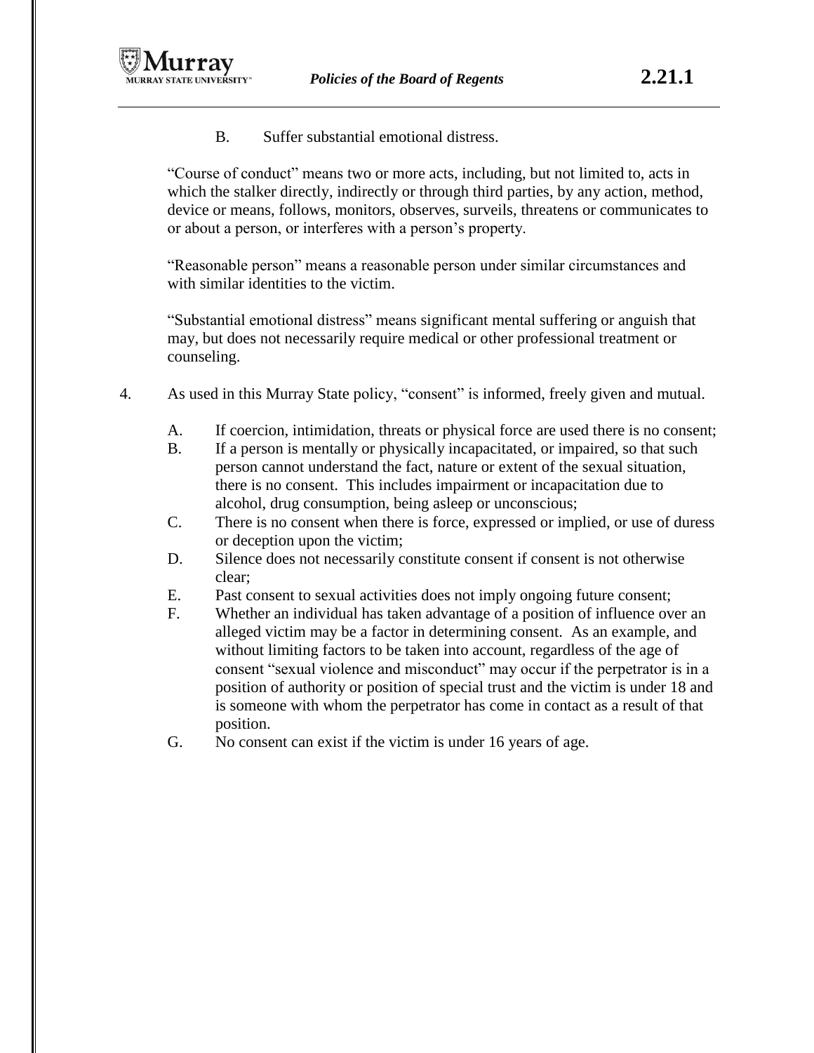B. Suffer substantial emotional distress.

"Course of conduct" means two or more acts, including, but not limited to, acts in which the stalker directly, indirectly or through third parties, by any action, method, device or means, follows, monitors, observes, surveils, threatens or communicates to or about a person, or interferes with a person's property.

"Reasonable person" means a reasonable person under similar circumstances and with similar identities to the victim.

"Substantial emotional distress" means significant mental suffering or anguish that may, but does not necessarily require medical or other professional treatment or counseling.

4. As used in this Murray State policy, "consent" is informed, freely given and mutual.

   A. If coercion, intimidation, threats or physical force are used there is no consent;
   B. If a person is mentally or physically incapacitated, or impaired, so that such person cannot understand the fact, nature or extent of the sexual situation, there is no consent. This includes impairment or incapacitation due to alcohol, drug consumption, being asleep or unconscious;
   C. There is no consent when there is force, expressed or implied, or use of duress or deception upon the victim;
   D. Silence does not necessarily constitute consent if consent is not otherwise clear;
   E. Past consent to sexual activities does not imply ongoing future consent;
   F. Whether an individual has taken advantage of a position of influence over an alleged victim may be a factor in determining consent. As an example, and without limiting factors to be taken into account, regardless of the age of consent "sexual violence and misconduct" may occur if the perpetrator is in a position of authority or position of special trust and the victim is under 18 and is someone with whom the perpetrator has come in contact as a result of that position.
   G. No consent can exist if the victim is under 16 years of age.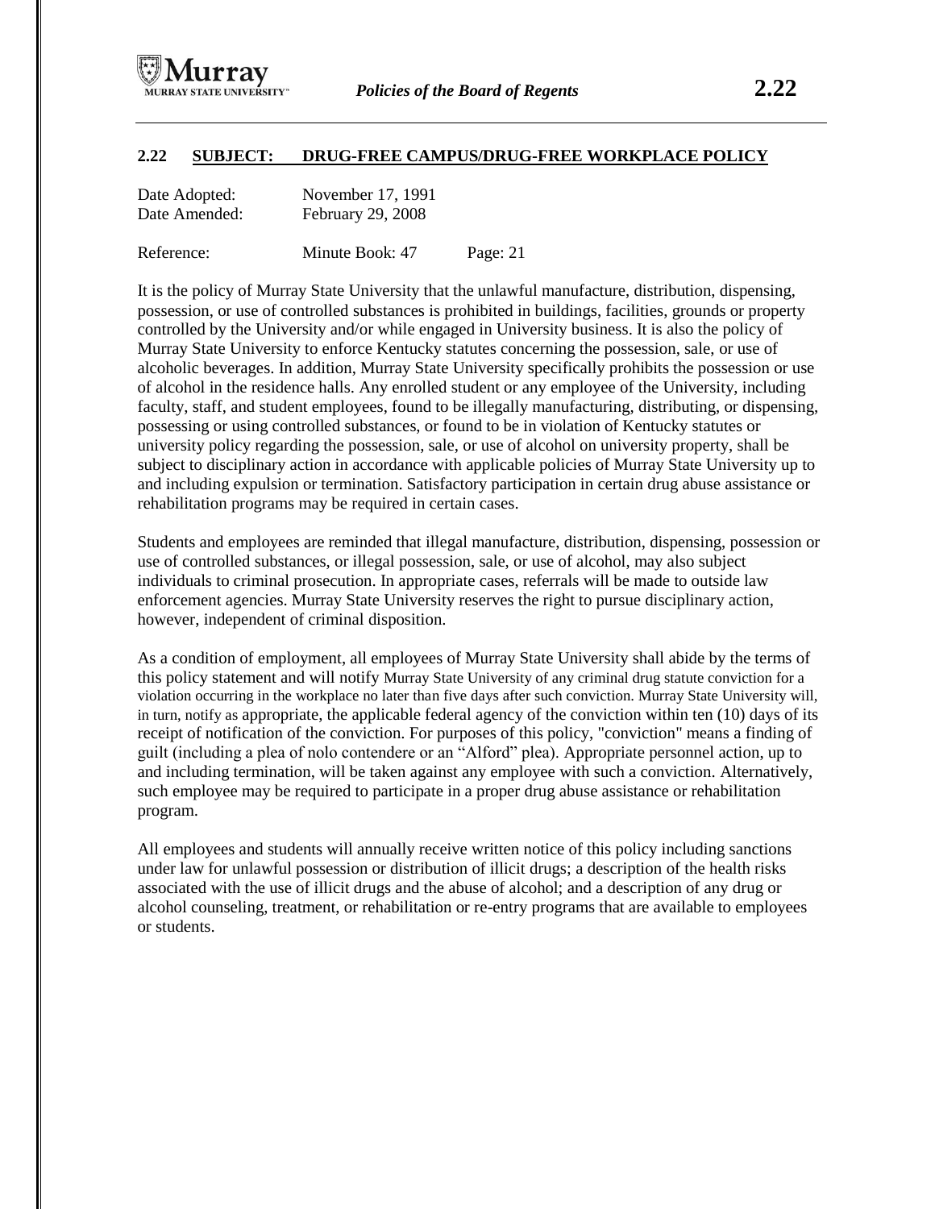## 2.22 SUBJECT: DRUG-FREE CAMPUS/DRUG-FREE WORKPLACE POLICY

Date Adopted: November 17, 1991
Date Amended: February 29, 2008

Reference: Minute Book: 47 Page: 21

It is the policy of Murray State University that the unlawful manufacture, distribution, dispensing, possession, or use of controlled substances is prohibited in buildings, facilities, grounds or property controlled by the University and/or while engaged in University business. It is also the policy of Murray State University to enforce Kentucky statutes concerning the possession, sale, or use of alcoholic beverages. In addition, Murray State University specifically prohibits the possession or use of alcohol in the residence halls. Any enrolled student or any employee of the University, including faculty, staff, and student employees, found to be illegally manufacturing, distributing, or dispensing, possessing or using controlled substances, or found to be in violation of Kentucky statutes or university policy regarding the possession, sale, or use of alcohol on university property, shall be subject to disciplinary action in accordance with applicable policies of Murray State University up to and including expulsion or termination. Satisfactory participation in certain drug abuse assistance or rehabilitation programs may be required in certain cases.

Students and employees are reminded that illegal manufacture, distribution, dispensing, possession or use of controlled substances, or illegal possession, sale, or use of alcohol, may also subject individuals to criminal prosecution. In appropriate cases, referrals will be made to outside law enforcement agencies. Murray State University reserves the right to pursue disciplinary action, however, independent of criminal disposition.

As a condition of employment, all employees of Murray State University shall abide by the terms of this policy statement and will notify Murray State University of any criminal drug statute conviction for a violation occurring in the workplace no later than five days after such conviction. Murray State University will, in turn, notify as appropriate, the applicable federal agency of the conviction within ten (10) days of its receipt of notification of the conviction. For purposes of this policy, "conviction" means a finding of guilt (including a plea of nolo contendere or an "Alford" plea). Appropriate personnel action, up to and including termination, will be taken against any employee with such a conviction. Alternatively, such employee may be required to participate in a proper drug abuse assistance or rehabilitation program.

All employees and students will annually receive written notice of this policy including sanctions under law for unlawful possession or distribution of illicit drugs; a description of the health risks associated with the use of illicit drugs and the abuse of alcohol; and a description of any drug or alcohol counseling, treatment, or rehabilitation or re-entry programs that are available to employees or students.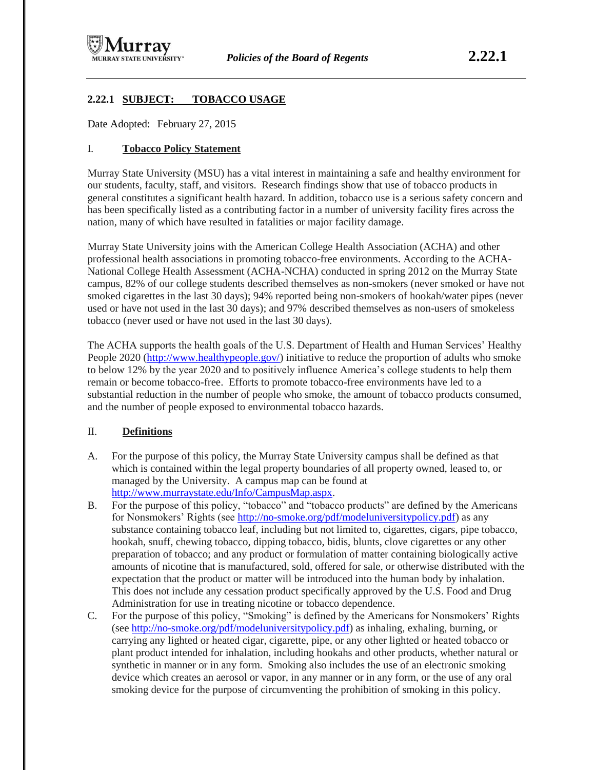## 2.22.1 SUBJECT: TOBACCO USAGE

Date Adopted: February 27, 2015

### I. Tobacco Policy Statement

Murray State University (MSU) has a vital interest in maintaining a safe and healthy environment for our students, faculty, staff, and visitors. Research findings show that use of tobacco products in general constitutes a significant health hazard. In addition, tobacco use is a serious safety concern and has been specifically listed as a contributing factor in a number of university facility fires across the nation, many of which have resulted in fatalities or major facility damage.

Murray State University joins with the American College Health Association (ACHA) and other professional health associations in promoting tobacco-free environments. According to the ACHA-National College Health Assessment (ACHA-NCHA) conducted in spring 2012 on the Murray State campus, 82% of our college students described themselves as non-smokers (never smoked or have not smoked cigarettes in the last 30 days); 94% reported being non-smokers of hookah/water pipes (never used or have not used in the last 30 days); and 97% described themselves as non-users of smokeless tobacco (never used or have not used in the last 30 days).

The ACHA supports the health goals of the U.S. Department of Health and Human Services' Healthy People 2020 (http://www.healthypeople.gov/) initiative to reduce the proportion of adults who smoke to below 12% by the year 2020 and to positively influence America's college students to help them remain or become tobacco-free. Efforts to promote tobacco-free environments have led to a substantial reduction in the number of people who smoke, the amount of tobacco products consumed, and the number of people exposed to environmental tobacco hazards.

### II. Definitions

A. For the purpose of this policy, the Murray State University campus shall be defined as that which is contained within the legal property boundaries of all property owned, leased to, or managed by the University. A campus map can be found at http://www.murraystate.edu/Info/CampusMap.aspx.

B. For the purpose of this policy, "tobacco" and "tobacco products" are defined by the Americans for Nonsmokers' Rights (see http://no-smoke.org/pdf/modeluniversitypolicy.pdf) as any substance containing tobacco leaf, including but not limited to, cigarettes, cigars, pipe tobacco, hookah, snuff, chewing tobacco, dipping tobacco, bidis, blunts, clove cigarettes or any other preparation of tobacco; and any product or formulation of matter containing biologically active amounts of nicotine that is manufactured, sold, offered for sale, or otherwise distributed with the expectation that the product or matter will be introduced into the human body by inhalation. This does not include any cessation product specifically approved by the U.S. Food and Drug Administration for use in treating nicotine or tobacco dependence.

C. For the purpose of this policy, "Smoking" is defined by the Americans for Nonsmokers' Rights (see http://no-smoke.org/pdf/modeluniversitypolicy.pdf) as inhaling, exhaling, burning, or carrying any lighted or heated cigar, cigarette, pipe, or any other lighted or heated tobacco or plant product intended for inhalation, including hookahs and other products, whether natural or synthetic in manner or in any form. Smoking also includes the use of an electronic smoking device which creates an aerosol or vapor, in any manner or in any form, or the use of any oral smoking device for the purpose of circumventing the prohibition of smoking in this policy.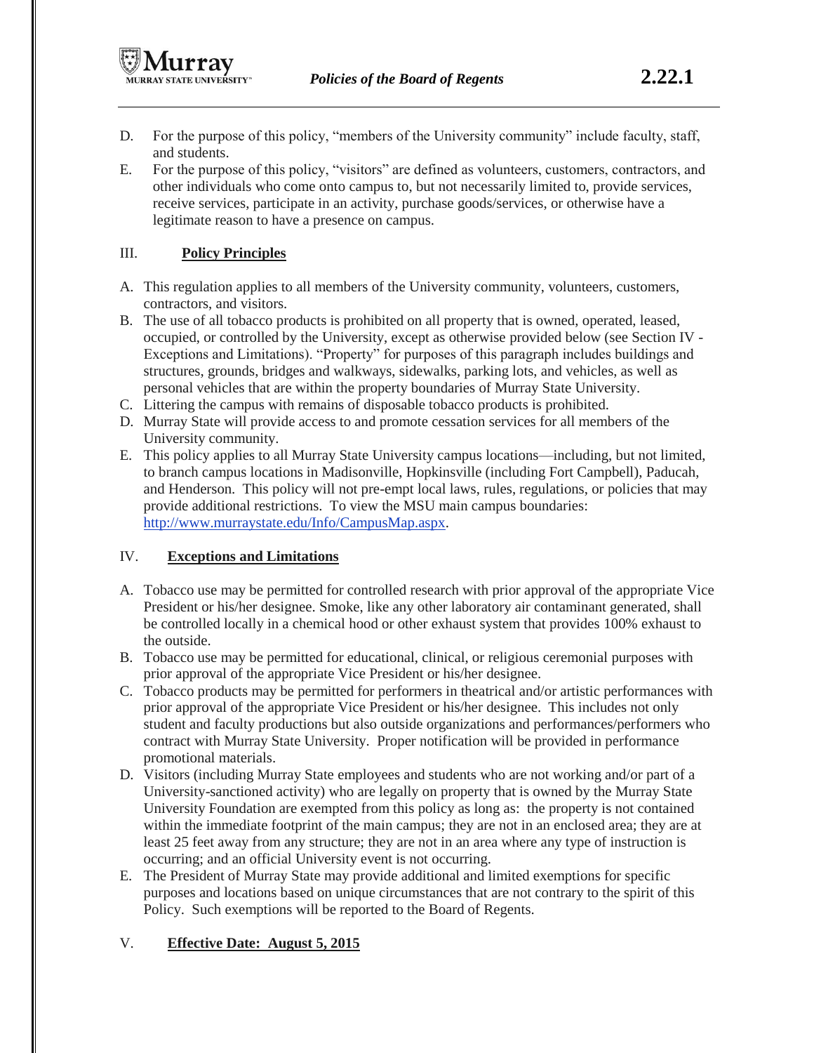D. For the purpose of this policy, "members of the University community" include faculty, staff, and students.

E. For the purpose of this policy, "visitors" are defined as volunteers, customers, contractors, and other individuals who come onto campus to, but not necessarily limited to, provide services, receive services, participate in an activity, purchase goods/services, or otherwise have a legitimate reason to have a presence on campus.

## III. **Policy Principles**

A. This regulation applies to all members of the University community, volunteers, customers, contractors, and visitors.

B. The use of all tobacco products is prohibited on all property that is owned, operated, leased, occupied, or controlled by the University, except as otherwise provided below (see Section IV - Exceptions and Limitations). "Property" for purposes of this paragraph includes buildings and structures, grounds, bridges and walkways, sidewalks, parking lots, and vehicles, as well as personal vehicles that are within the property boundaries of Murray State University.

C. Littering the campus with remains of disposable tobacco products is prohibited.

D. Murray State will provide access to and promote cessation services for all members of the University community.

E. This policy applies to all Murray State University campus locations—including, but not limited, to branch campus locations in Madisonville, Hopkinsville (including Fort Campbell), Paducah, and Henderson. This policy will not pre-empt local laws, rules, regulations, or policies that may provide additional restrictions. To view the MSU main campus boundaries: http://www.murraystate.edu/Info/CampusMap.aspx.

## IV. **Exceptions and Limitations**

A. Tobacco use may be permitted for controlled research with prior approval of the appropriate Vice President or his/her designee. Smoke, like any other laboratory air contaminant generated, shall be controlled locally in a chemical hood or other exhaust system that provides 100% exhaust to the outside.

B. Tobacco use may be permitted for educational, clinical, or religious ceremonial purposes with prior approval of the appropriate Vice President or his/her designee.

C. Tobacco products may be permitted for performers in theatrical and/or artistic performances with prior approval of the appropriate Vice President or his/her designee. This includes not only student and faculty productions but also outside organizations and performances/performers who contract with Murray State University. Proper notification will be provided in performance promotional materials.

D. Visitors (including Murray State employees and students who are not working and/or part of a University-sanctioned activity) who are legally on property that is owned by the Murray State University Foundation are exempted from this policy as long as: the property is not contained within the immediate footprint of the main campus; they are not in an enclosed area; they are at least 25 feet away from any structure; they are not in an area where any type of instruction is occurring; and an official University event is not occurring.

E. The President of Murray State may provide additional and limited exemptions for specific purposes and locations based on unique circumstances that are not contrary to the spirit of this Policy. Such exemptions will be reported to the Board of Regents.

## V. **Effective Date: August 5, 2015**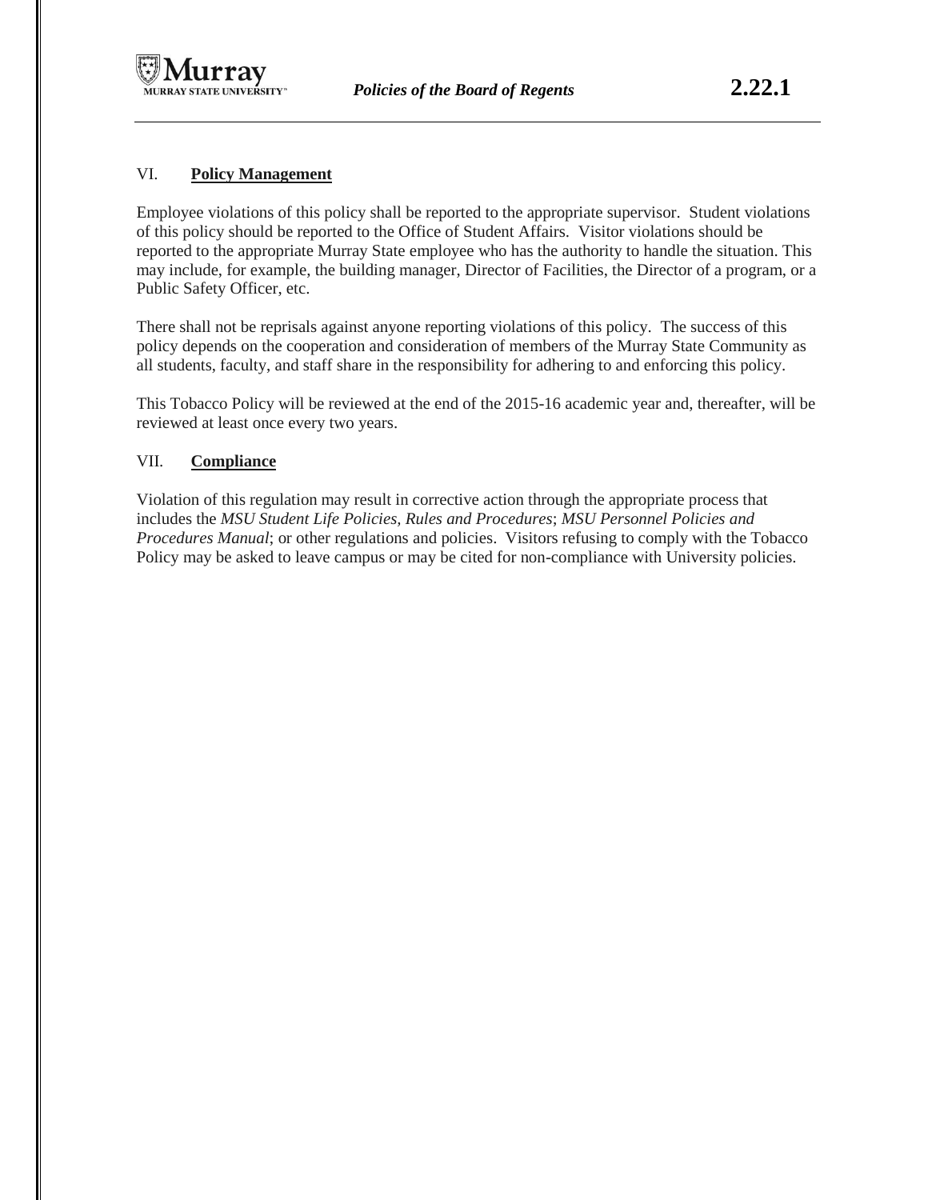## VI. **Policy Management**

Employee violations of this policy shall be reported to the appropriate supervisor. Student violations of this policy should be reported to the Office of Student Affairs. Visitor violations should be reported to the appropriate Murray State employee who has the authority to handle the situation. This may include, for example, the building manager, Director of Facilities, the Director of a program, or a Public Safety Officer, etc.

There shall not be reprisals against anyone reporting violations of this policy. The success of this policy depends on the cooperation and consideration of members of the Murray State Community as all students, faculty, and staff share in the responsibility for adhering to and enforcing this policy.

This Tobacco Policy will be reviewed at the end of the 2015-16 academic year and, thereafter, will be reviewed at least once every two years.

## VII. **Compliance**

Violation of this regulation may result in corrective action through the appropriate process that includes the *MSU Student Life Policies, Rules and Procedures*; *MSU Personnel Policies and Procedures Manual*; or other regulations and policies. Visitors refusing to comply with the Tobacco Policy may be asked to leave campus or may be cited for non-compliance with University policies.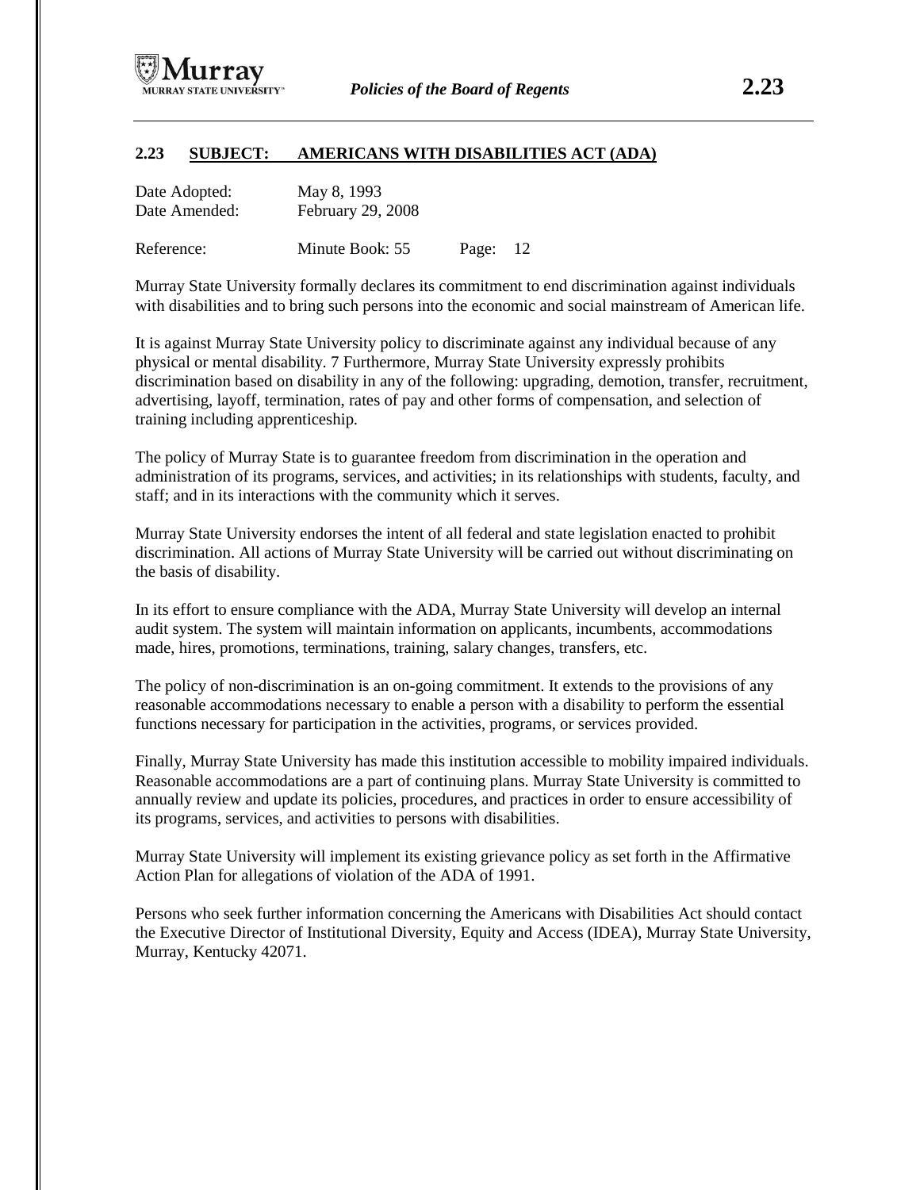## 2.23 SUBJECT: AMERICANS WITH DISABILITIES ACT (ADA)

Date Adopted: May 8, 1993
Date Amended: February 29, 2008

Reference: Minute Book: 55 Page: 12

Murray State University formally declares its commitment to end discrimination against individuals with disabilities and to bring such persons into the economic and social mainstream of American life.

It is against Murray State University policy to discriminate against any individual because of any physical or mental disability. 7 Furthermore, Murray State University expressly prohibits discrimination based on disability in any of the following: upgrading, demotion, transfer, recruitment, advertising, layoff, termination, rates of pay and other forms of compensation, and selection of training including apprenticeship.

The policy of Murray State is to guarantee freedom from discrimination in the operation and administration of its programs, services, and activities; in its relationships with students, faculty, and staff; and in its interactions with the community which it serves.

Murray State University endorses the intent of all federal and state legislation enacted to prohibit discrimination. All actions of Murray State University will be carried out without discriminating on the basis of disability.

In its effort to ensure compliance with the ADA, Murray State University will develop an internal audit system. The system will maintain information on applicants, incumbents, accommodations made, hires, promotions, terminations, training, salary changes, transfers, etc.

The policy of non-discrimination is an on-going commitment. It extends to the provisions of any reasonable accommodations necessary to enable a person with a disability to perform the essential functions necessary for participation in the activities, programs, or services provided.

Finally, Murray State University has made this institution accessible to mobility impaired individuals. Reasonable accommodations are a part of continuing plans. Murray State University is committed to annually review and update its policies, procedures, and practices in order to ensure accessibility of its programs, services, and activities to persons with disabilities.

Murray State University will implement its existing grievance policy as set forth in the Affirmative Action Plan for allegations of violation of the ADA of 1991.

Persons who seek further information concerning the Americans with Disabilities Act should contact the Executive Director of Institutional Diversity, Equity and Access (IDEA), Murray State University, Murray, Kentucky 42071.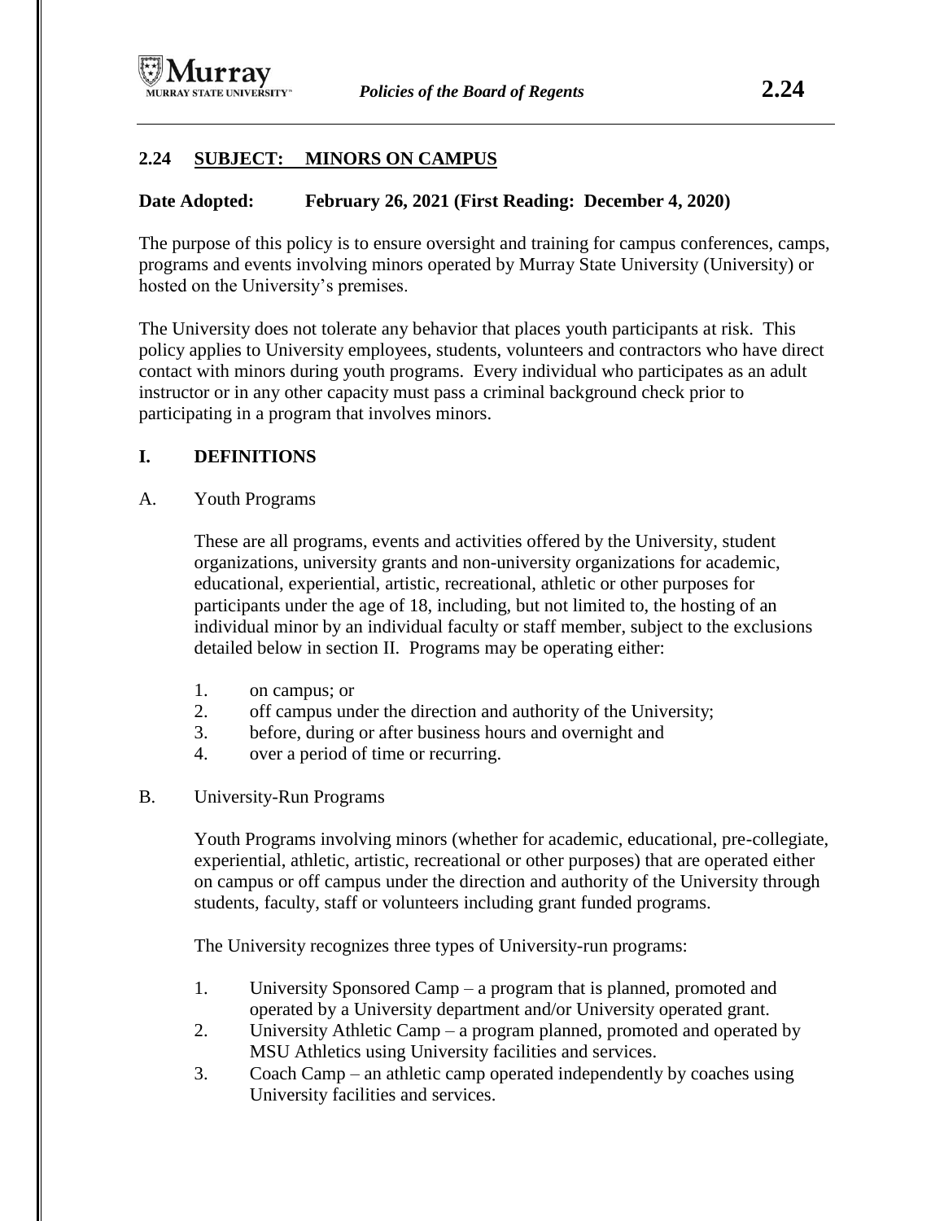## 2.24 SUBJECT: MINORS ON CAMPUS

**Date Adopted: February 26, 2021 (First Reading: December 4, 2020)**

The purpose of this policy is to ensure oversight and training for campus conferences, camps, programs and events involving minors operated by Murray State University (University) or hosted on the University's premises.

The University does not tolerate any behavior that places youth participants at risk. This policy applies to University employees, students, volunteers and contractors who have direct contact with minors during youth programs. Every individual who participates as an adult instructor or in any other capacity must pass a criminal background check prior to participating in a program that involves minors.

### I. DEFINITIONS

A. Youth Programs

These are all programs, events and activities offered by the University, student organizations, university grants and non-university organizations for academic, educational, experiential, artistic, recreational, athletic or other purposes for participants under the age of 18, including, but not limited to, the hosting of an individual minor by an individual faculty or staff member, subject to the exclusions detailed below in section II. Programs may be operating either:

1. on campus; or
2. off campus under the direction and authority of the University;
3. before, during or after business hours and overnight and
4. over a period of time or recurring.

B. University-Run Programs

Youth Programs involving minors (whether for academic, educational, pre-collegiate, experiential, athletic, artistic, recreational or other purposes) that are operated either on campus or off campus under the direction and authority of the University through students, faculty, staff or volunteers including grant funded programs.

The University recognizes three types of University-run programs:

1. University Sponsored Camp – a program that is planned, promoted and operated by a University department and/or University operated grant.
2. University Athletic Camp – a program planned, promoted and operated by MSU Athletics using University facilities and services.
3. Coach Camp – an athletic camp operated independently by coaches using University facilities and services.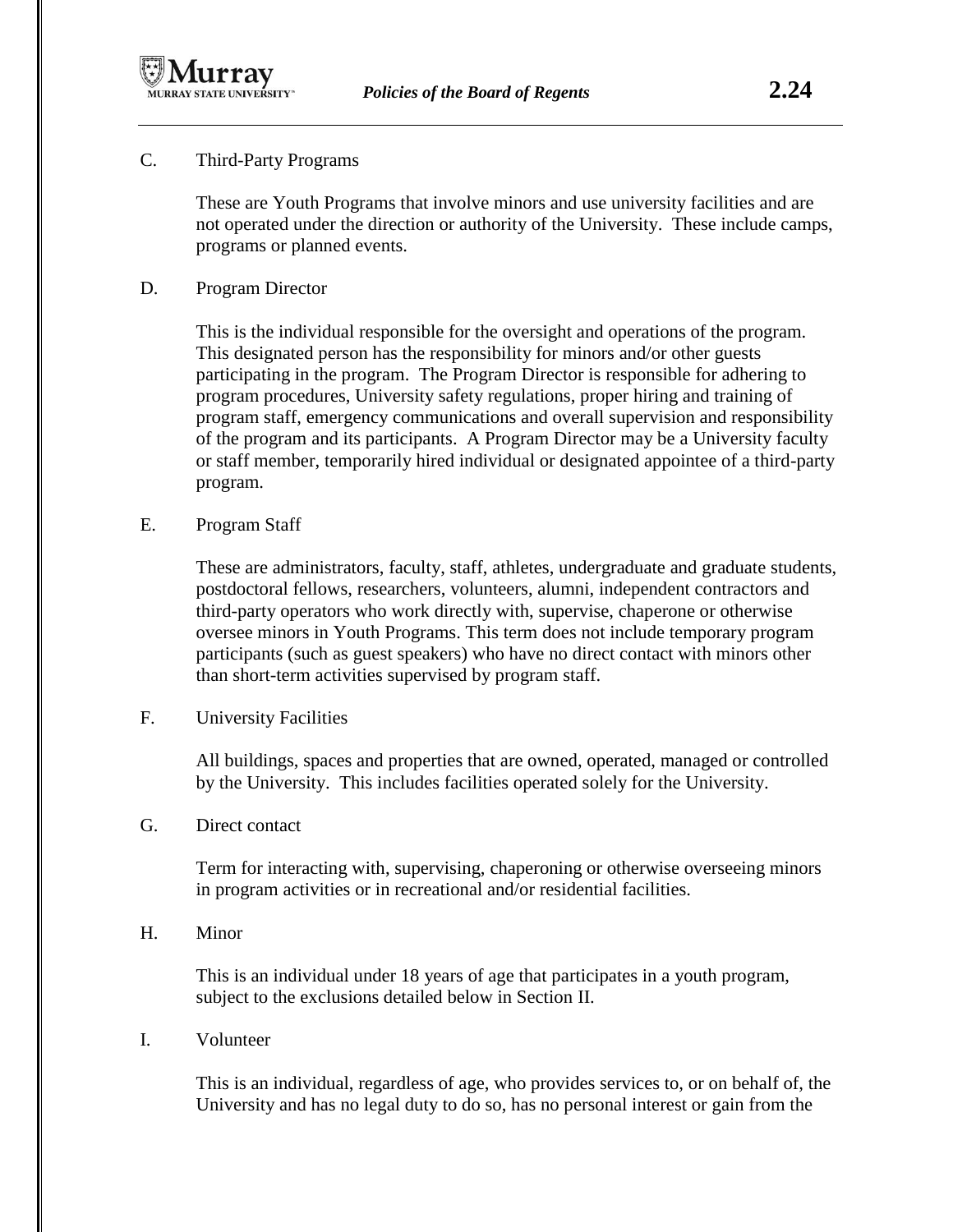C. Third-Party Programs

These are Youth Programs that involve minors and use university facilities and are not operated under the direction or authority of the University. These include camps, programs or planned events.

D. Program Director

This is the individual responsible for the oversight and operations of the program. This designated person has the responsibility for minors and/or other guests participating in the program. The Program Director is responsible for adhering to program procedures, University safety regulations, proper hiring and training of program staff, emergency communications and overall supervision and responsibility of the program and its participants. A Program Director may be a University faculty or staff member, temporarily hired individual or designated appointee of a third-party program.

E. Program Staff

These are administrators, faculty, staff, athletes, undergraduate and graduate students, postdoctoral fellows, researchers, volunteers, alumni, independent contractors and third-party operators who work directly with, supervise, chaperone or otherwise oversee minors in Youth Programs. This term does not include temporary program participants (such as guest speakers) who have no direct contact with minors other than short-term activities supervised by program staff.

F. University Facilities

All buildings, spaces and properties that are owned, operated, managed or controlled by the University. This includes facilities operated solely for the University.

G. Direct contact

Term for interacting with, supervising, chaperoning or otherwise overseeing minors in program activities or in recreational and/or residential facilities.

H. Minor

This is an individual under 18 years of age that participates in a youth program, subject to the exclusions detailed below in Section II.

I. Volunteer

This is an individual, regardless of age, who provides services to, or on behalf of, the University and has no legal duty to do so, has no personal interest or gain from the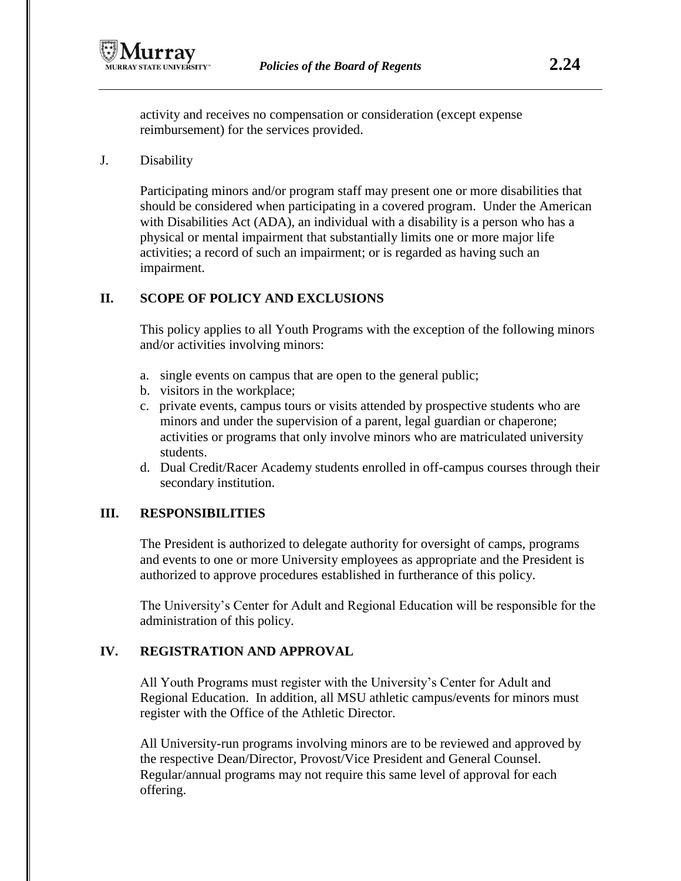activity and receives no compensation or consideration (except expense reimbursement) for the services provided.

J. Disability

Participating minors and/or program staff may present one or more disabilities that should be considered when participating in a covered program. Under the American with Disabilities Act (ADA), an individual with a disability is a person who has a physical or mental impairment that substantially limits one or more major life activities; a record of such an impairment; or is regarded as having such an impairment.

## II. SCOPE OF POLICY AND EXCLUSIONS

This policy applies to all Youth Programs with the exception of the following minors and/or activities involving minors:

a. single events on campus that are open to the general public;
b. visitors in the workplace;
c. private events, campus tours or visits attended by prospective students who are minors and under the supervision of a parent, legal guardian or chaperone; activities or programs that only involve minors who are matriculated university students.
d. Dual Credit/Racer Academy students enrolled in off-campus courses through their secondary institution.

## III. RESPONSIBILITIES

The President is authorized to delegate authority for oversight of camps, programs and events to one or more University employees as appropriate and the President is authorized to approve procedures established in furtherance of this policy.

The University's Center for Adult and Regional Education will be responsible for the administration of this policy.

## IV. REGISTRATION AND APPROVAL

All Youth Programs must register with the University's Center for Adult and Regional Education. In addition, all MSU athletic campus/events for minors must register with the Office of the Athletic Director.

All University-run programs involving minors are to be reviewed and approved by the respective Dean/Director, Provost/Vice President and General Counsel. Regular/annual programs may not require this same level of approval for each offering.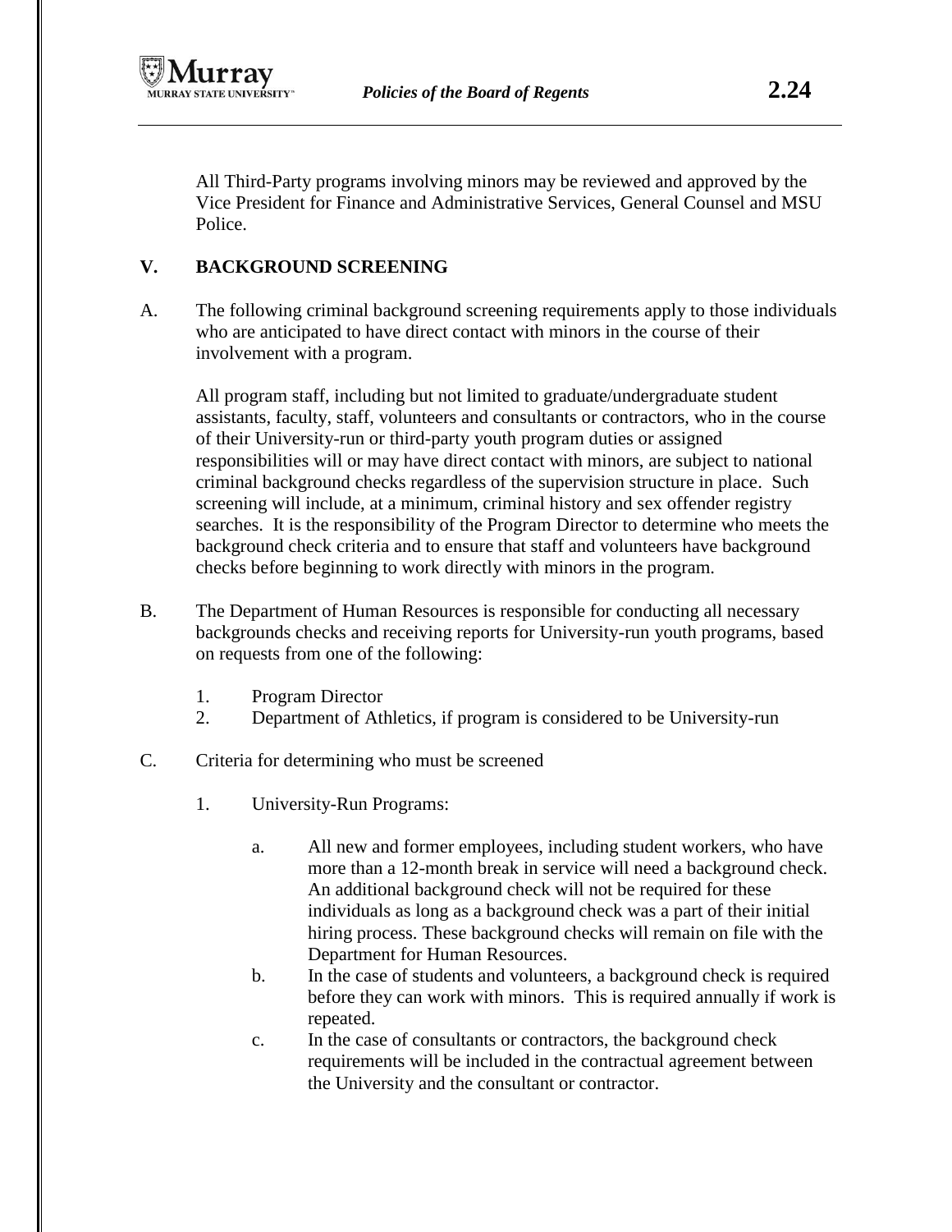All Third-Party programs involving minors may be reviewed and approved by the Vice President for Finance and Administrative Services, General Counsel and MSU Police.

## V. BACKGROUND SCREENING

A. The following criminal background screening requirements apply to those individuals who are anticipated to have direct contact with minors in the course of their involvement with a program.

All program staff, including but not limited to graduate/undergraduate student assistants, faculty, staff, volunteers and consultants or contractors, who in the course of their University-run or third-party youth program duties or assigned responsibilities will or may have direct contact with minors, are subject to national criminal background checks regardless of the supervision structure in place. Such screening will include, at a minimum, criminal history and sex offender registry searches. It is the responsibility of the Program Director to determine who meets the background check criteria and to ensure that staff and volunteers have background checks before beginning to work directly with minors in the program.

B. The Department of Human Resources is responsible for conducting all necessary backgrounds checks and receiving reports for University-run youth programs, based on requests from one of the following:

1. Program Director
2. Department of Athletics, if program is considered to be University-run

C. Criteria for determining who must be screened

1. University-Run Programs:

   a. All new and former employees, including student workers, who have more than a 12-month break in service will need a background check. An additional background check will not be required for these individuals as long as a background check was a part of their initial hiring process. These background checks will remain on file with the Department for Human Resources.

   b. In the case of students and volunteers, a background check is required before they can work with minors. This is required annually if work is repeated.

   c. In the case of consultants or contractors, the background check requirements will be included in the contractual agreement between the University and the consultant or contractor.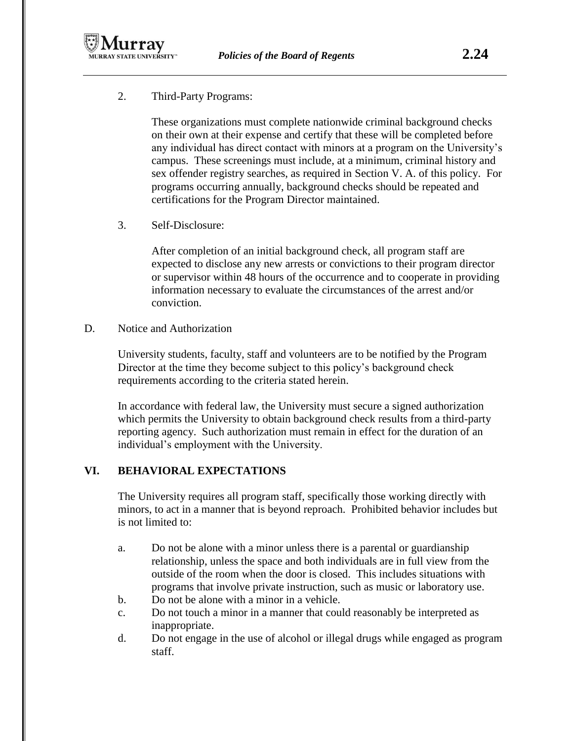2. Third-Party Programs:

   These organizations must complete nationwide criminal background checks on their own at their expense and certify that these will be completed before any individual has direct contact with minors at a program on the University's campus. These screenings must include, at a minimum, criminal history and sex offender registry searches, as required in Section V. A. of this policy. For programs occurring annually, background checks should be repeated and certifications for the Program Director maintained.

3. Self-Disclosure:

   After completion of an initial background check, all program staff are expected to disclose any new arrests or convictions to their program director or supervisor within 48 hours of the occurrence and to cooperate in providing information necessary to evaluate the circumstances of the arrest and/or conviction.

D. Notice and Authorization

University students, faculty, staff and volunteers are to be notified by the Program Director at the time they become subject to this policy's background check requirements according to the criteria stated herein.

In accordance with federal law, the University must secure a signed authorization which permits the University to obtain background check results from a third-party reporting agency. Such authorization must remain in effect for the duration of an individual's employment with the University.

## VI. BEHAVIORAL EXPECTATIONS

The University requires all program staff, specifically those working directly with minors, to act in a manner that is beyond reproach. Prohibited behavior includes but is not limited to:

a. Do not be alone with a minor unless there is a parental or guardianship relationship, unless the space and both individuals are in full view from the outside of the room when the door is closed. This includes situations with programs that involve private instruction, such as music or laboratory use.
b. Do not be alone with a minor in a vehicle.
c. Do not touch a minor in a manner that could reasonably be interpreted as inappropriate.
d. Do not engage in the use of alcohol or illegal drugs while engaged as program staff.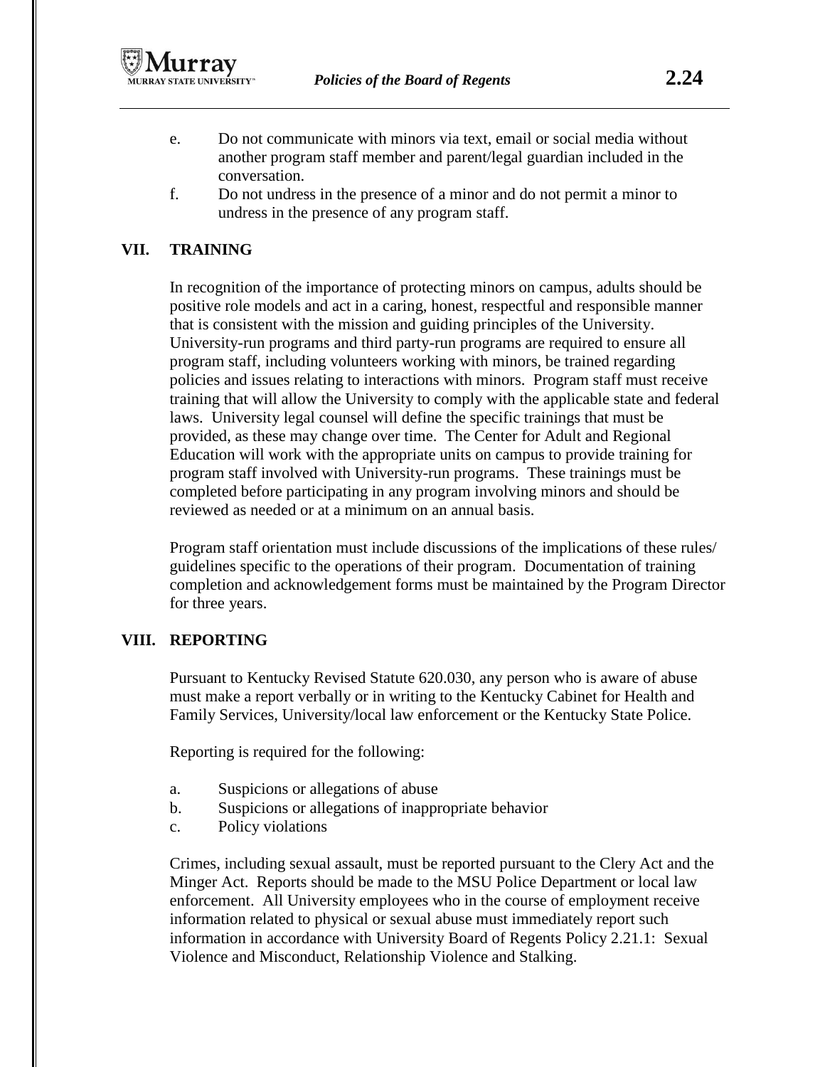e. Do not communicate with minors via text, email or social media without another program staff member and parent/legal guardian included in the conversation.

f. Do not undress in the presence of a minor and do not permit a minor to undress in the presence of any program staff.

## VII. TRAINING

In recognition of the importance of protecting minors on campus, adults should be positive role models and act in a caring, honest, respectful and responsible manner that is consistent with the mission and guiding principles of the University. University-run programs and third party-run programs are required to ensure all program staff, including volunteers working with minors, be trained regarding policies and issues relating to interactions with minors. Program staff must receive training that will allow the University to comply with the applicable state and federal laws. University legal counsel will define the specific trainings that must be provided, as these may change over time. The Center for Adult and Regional Education will work with the appropriate units on campus to provide training for program staff involved with University-run programs. These trainings must be completed before participating in any program involving minors and should be reviewed as needed or at a minimum on an annual basis.

Program staff orientation must include discussions of the implications of these rules/ guidelines specific to the operations of their program. Documentation of training completion and acknowledgement forms must be maintained by the Program Director for three years.

## VIII. REPORTING

Pursuant to Kentucky Revised Statute 620.030, any person who is aware of abuse must make a report verbally or in writing to the Kentucky Cabinet for Health and Family Services, University/local law enforcement or the Kentucky State Police.

Reporting is required for the following:

a. Suspicions or allegations of abuse
b. Suspicions or allegations of inappropriate behavior
c. Policy violations

Crimes, including sexual assault, must be reported pursuant to the Clery Act and the Minger Act. Reports should be made to the MSU Police Department or local law enforcement. All University employees who in the course of employment receive information related to physical or sexual abuse must immediately report such information in accordance with University Board of Regents Policy 2.21.1: Sexual Violence and Misconduct, Relationship Violence and Stalking.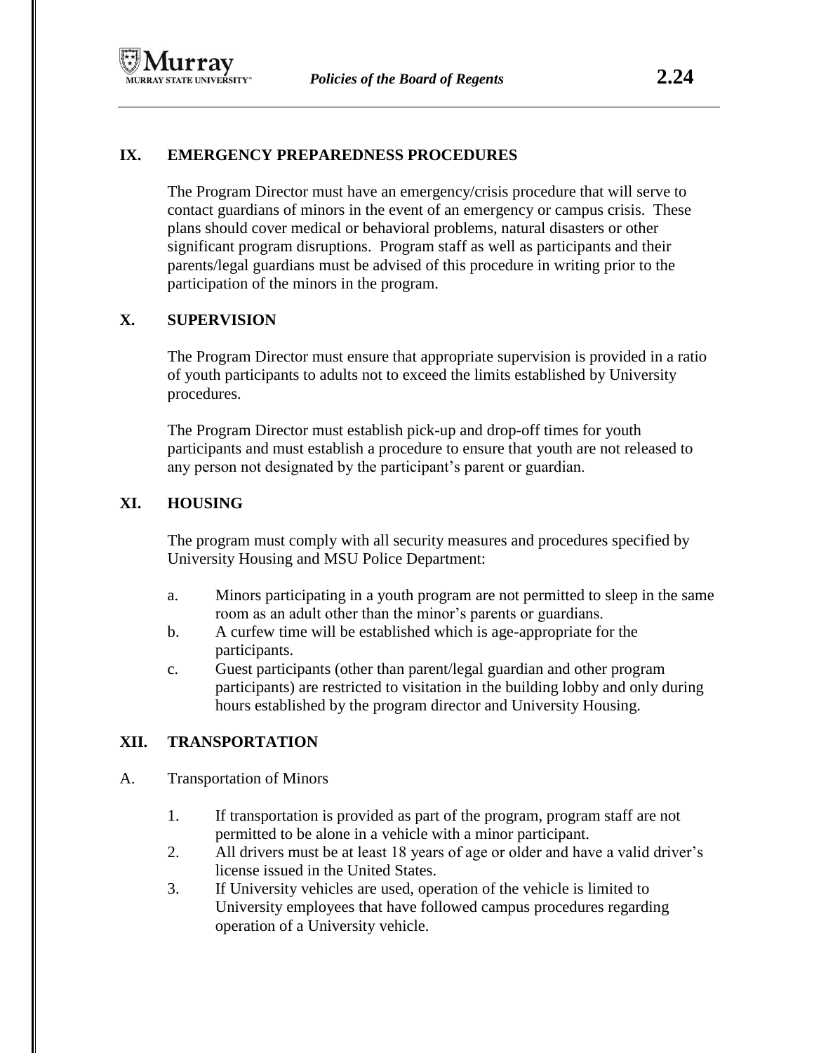## IX. EMERGENCY PREPAREDNESS PROCEDURES

The Program Director must have an emergency/crisis procedure that will serve to contact guardians of minors in the event of an emergency or campus crisis. These plans should cover medical or behavioral problems, natural disasters or other significant program disruptions. Program staff as well as participants and their parents/legal guardians must be advised of this procedure in writing prior to the participation of the minors in the program.

## X. SUPERVISION

The Program Director must ensure that appropriate supervision is provided in a ratio of youth participants to adults not to exceed the limits established by University procedures.

The Program Director must establish pick-up and drop-off times for youth participants and must establish a procedure to ensure that youth are not released to any person not designated by the participant's parent or guardian.

## XI. HOUSING

The program must comply with all security measures and procedures specified by University Housing and MSU Police Department:

a. Minors participating in a youth program are not permitted to sleep in the same room as an adult other than the minor's parents or guardians.
b. A curfew time will be established which is age-appropriate for the participants.
c. Guest participants (other than parent/legal guardian and other program participants) are restricted to visitation in the building lobby and only during hours established by the program director and University Housing.

## XII. TRANSPORTATION

A. Transportation of Minors

1. If transportation is provided as part of the program, program staff are not permitted to be alone in a vehicle with a minor participant.
2. All drivers must be at least 18 years of age or older and have a valid driver's license issued in the United States.
3. If University vehicles are used, operation of the vehicle is limited to University employees that have followed campus procedures regarding operation of a University vehicle.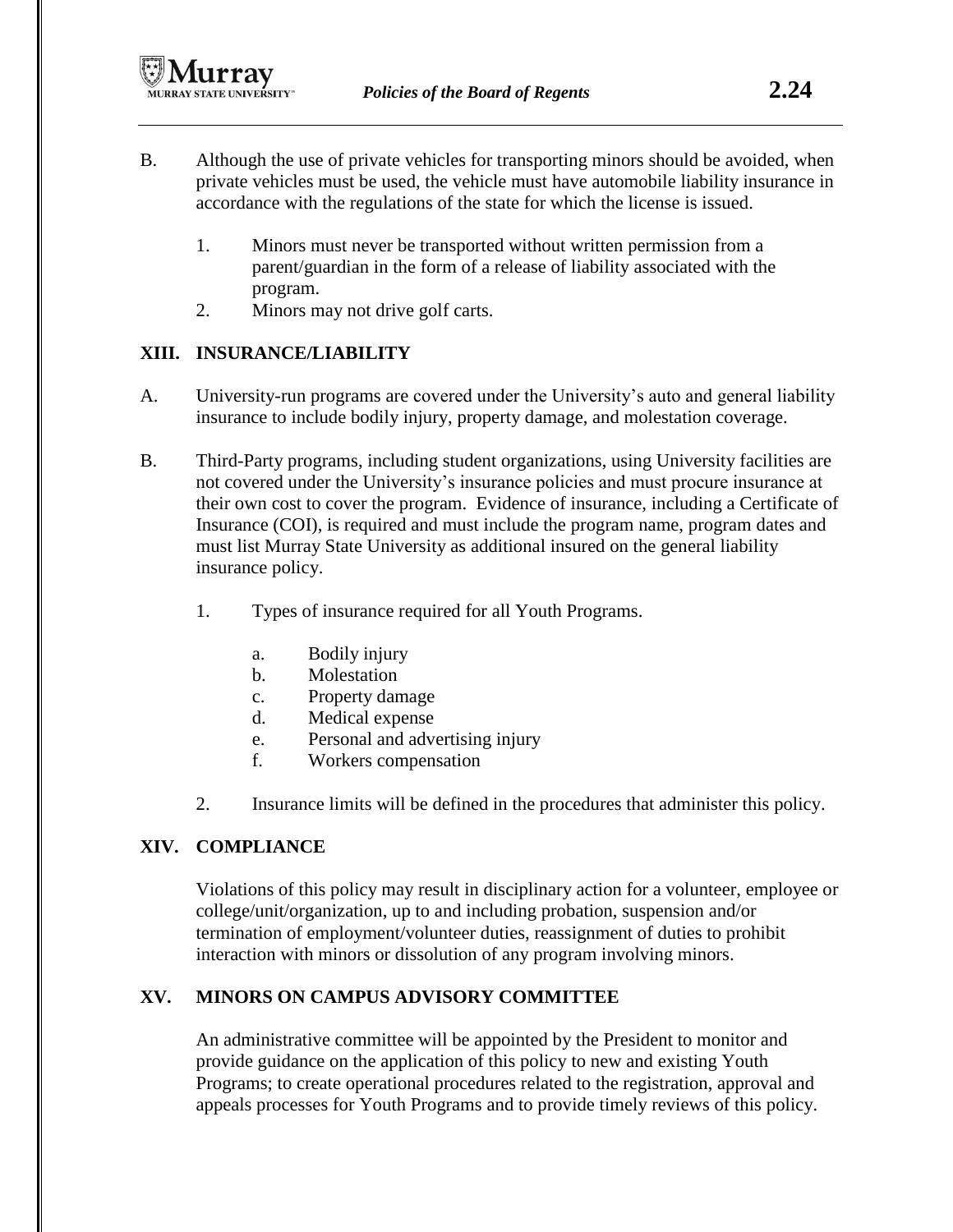B. Although the use of private vehicles for transporting minors should be avoided, when private vehicles must be used, the vehicle must have automobile liability insurance in accordance with the regulations of the state for which the license is issued.

   1. Minors must never be transported without written permission from a parent/guardian in the form of a release of liability associated with the program.
   2. Minors may not drive golf carts.

## XIII. INSURANCE/LIABILITY

A. University-run programs are covered under the University's auto and general liability insurance to include bodily injury, property damage, and molestation coverage.

B. Third-Party programs, including student organizations, using University facilities are not covered under the University's insurance policies and must procure insurance at their own cost to cover the program. Evidence of insurance, including a Certificate of Insurance (COI), is required and must include the program name, program dates and must list Murray State University as additional insured on the general liability insurance policy.

   1. Types of insurance required for all Youth Programs.

      a. Bodily injury
      b. Molestation
      c. Property damage
      d. Medical expense
      e. Personal and advertising injury
      f. Workers compensation

   2. Insurance limits will be defined in the procedures that administer this policy.

## XIV. COMPLIANCE

Violations of this policy may result in disciplinary action for a volunteer, employee or college/unit/organization, up to and including probation, suspension and/or termination of employment/volunteer duties, reassignment of duties to prohibit interaction with minors or dissolution of any program involving minors.

## XV. MINORS ON CAMPUS ADVISORY COMMITTEE

An administrative committee will be appointed by the President to monitor and provide guidance on the application of this policy to new and existing Youth Programs; to create operational procedures related to the registration, approval and appeals processes for Youth Programs and to provide timely reviews of this policy.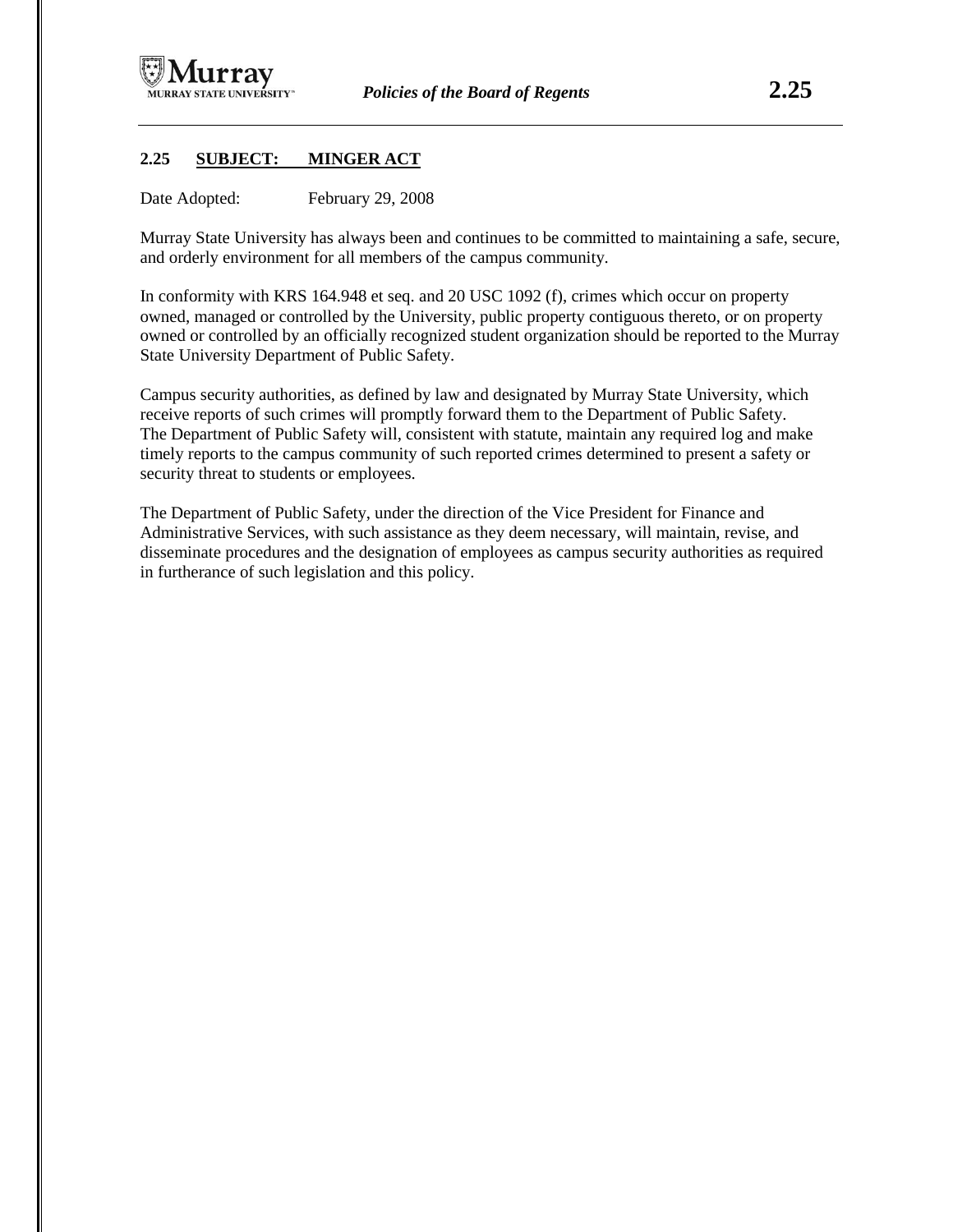## 2.25 SUBJECT: MINGER ACT

Date Adopted: February 29, 2008

Murray State University has always been and continues to be committed to maintaining a safe, secure, and orderly environment for all members of the campus community.

In conformity with KRS 164.948 et seq. and 20 USC 1092 (f), crimes which occur on property owned, managed or controlled by the University, public property contiguous thereto, or on property owned or controlled by an officially recognized student organization should be reported to the Murray State University Department of Public Safety.

Campus security authorities, as defined by law and designated by Murray State University, which receive reports of such crimes will promptly forward them to the Department of Public Safety. The Department of Public Safety will, consistent with statute, maintain any required log and make timely reports to the campus community of such reported crimes determined to present a safety or security threat to students or employees.

The Department of Public Safety, under the direction of the Vice President for Finance and Administrative Services, with such assistance as they deem necessary, will maintain, revise, and disseminate procedures and the designation of employees as campus security authorities as required in furtherance of such legislation and this policy.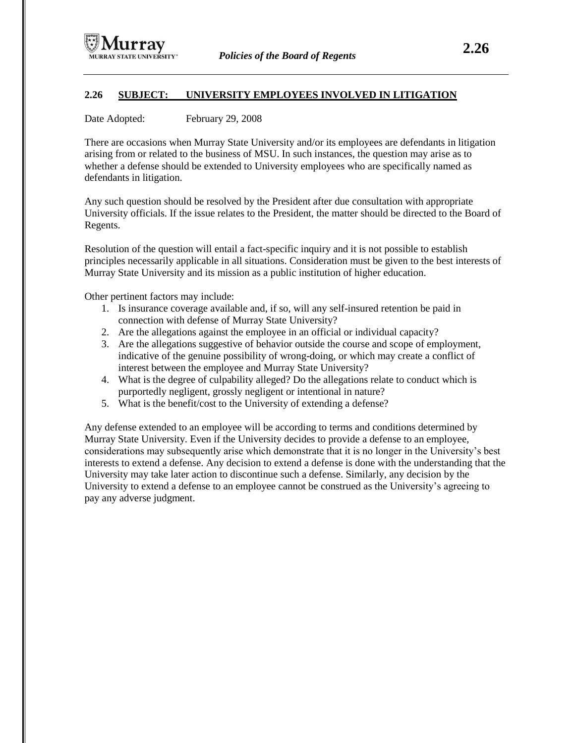## 2.26 SUBJECT: UNIVERSITY EMPLOYEES INVOLVED IN LITIGATION

Date Adopted: February 29, 2008

There are occasions when Murray State University and/or its employees are defendants in litigation arising from or related to the business of MSU. In such instances, the question may arise as to whether a defense should be extended to University employees who are specifically named as defendants in litigation.

Any such question should be resolved by the President after due consultation with appropriate University officials. If the issue relates to the President, the matter should be directed to the Board of Regents.

Resolution of the question will entail a fact-specific inquiry and it is not possible to establish principles necessarily applicable in all situations. Consideration must be given to the best interests of Murray State University and its mission as a public institution of higher education.

Other pertinent factors may include:

1. Is insurance coverage available and, if so, will any self-insured retention be paid in connection with defense of Murray State University?
2. Are the allegations against the employee in an official or individual capacity?
3. Are the allegations suggestive of behavior outside the course and scope of employment, indicative of the genuine possibility of wrong-doing, or which may create a conflict of interest between the employee and Murray State University?
4. What is the degree of culpability alleged? Do the allegations relate to conduct which is purportedly negligent, grossly negligent or intentional in nature?
5. What is the benefit/cost to the University of extending a defense?

Any defense extended to an employee will be according to terms and conditions determined by Murray State University. Even if the University decides to provide a defense to an employee, considerations may subsequently arise which demonstrate that it is no longer in the University's best interests to extend a defense. Any decision to extend a defense is done with the understanding that the University may take later action to discontinue such a defense. Similarly, any decision by the University to extend a defense to an employee cannot be construed as the University's agreeing to pay any adverse judgment.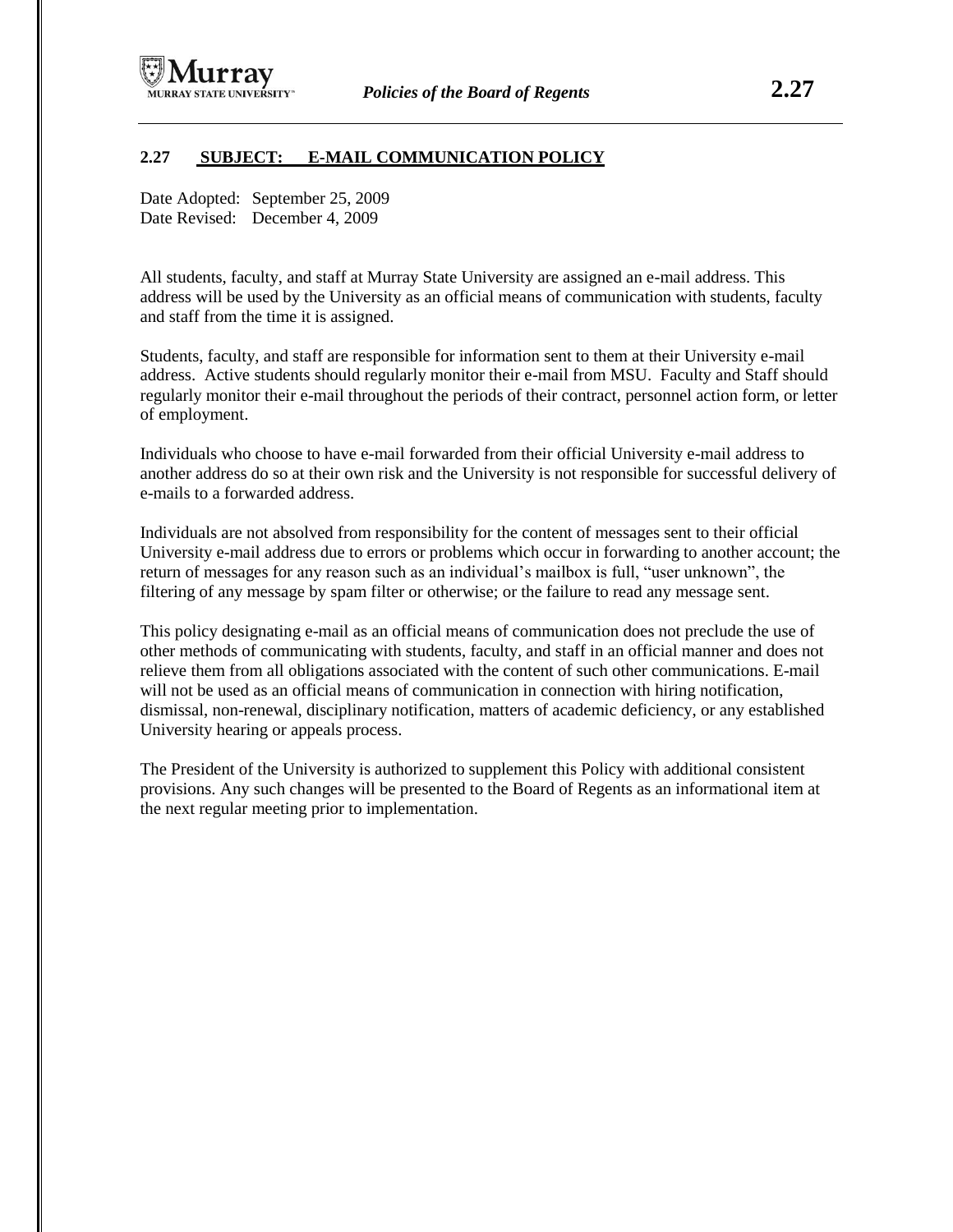## 2.27 SUBJECT: E-MAIL COMMUNICATION POLICY

Date Adopted: September 25, 2009
Date Revised: December 4, 2009

All students, faculty, and staff at Murray State University are assigned an e-mail address. This address will be used by the University as an official means of communication with students, faculty and staff from the time it is assigned.

Students, faculty, and staff are responsible for information sent to them at their University e-mail address. Active students should regularly monitor their e-mail from MSU. Faculty and Staff should regularly monitor their e-mail throughout the periods of their contract, personnel action form, or letter of employment.

Individuals who choose to have e-mail forwarded from their official University e-mail address to another address do so at their own risk and the University is not responsible for successful delivery of e-mails to a forwarded address.

Individuals are not absolved from responsibility for the content of messages sent to their official University e-mail address due to errors or problems which occur in forwarding to another account; the return of messages for any reason such as an individual's mailbox is full, "user unknown", the filtering of any message by spam filter or otherwise; or the failure to read any message sent.

This policy designating e-mail as an official means of communication does not preclude the use of other methods of communicating with students, faculty, and staff in an official manner and does not relieve them from all obligations associated with the content of such other communications. E-mail will not be used as an official means of communication in connection with hiring notification, dismissal, non-renewal, disciplinary notification, matters of academic deficiency, or any established University hearing or appeals process.

The President of the University is authorized to supplement this Policy with additional consistent provisions. Any such changes will be presented to the Board of Regents as an informational item at the next regular meeting prior to implementation.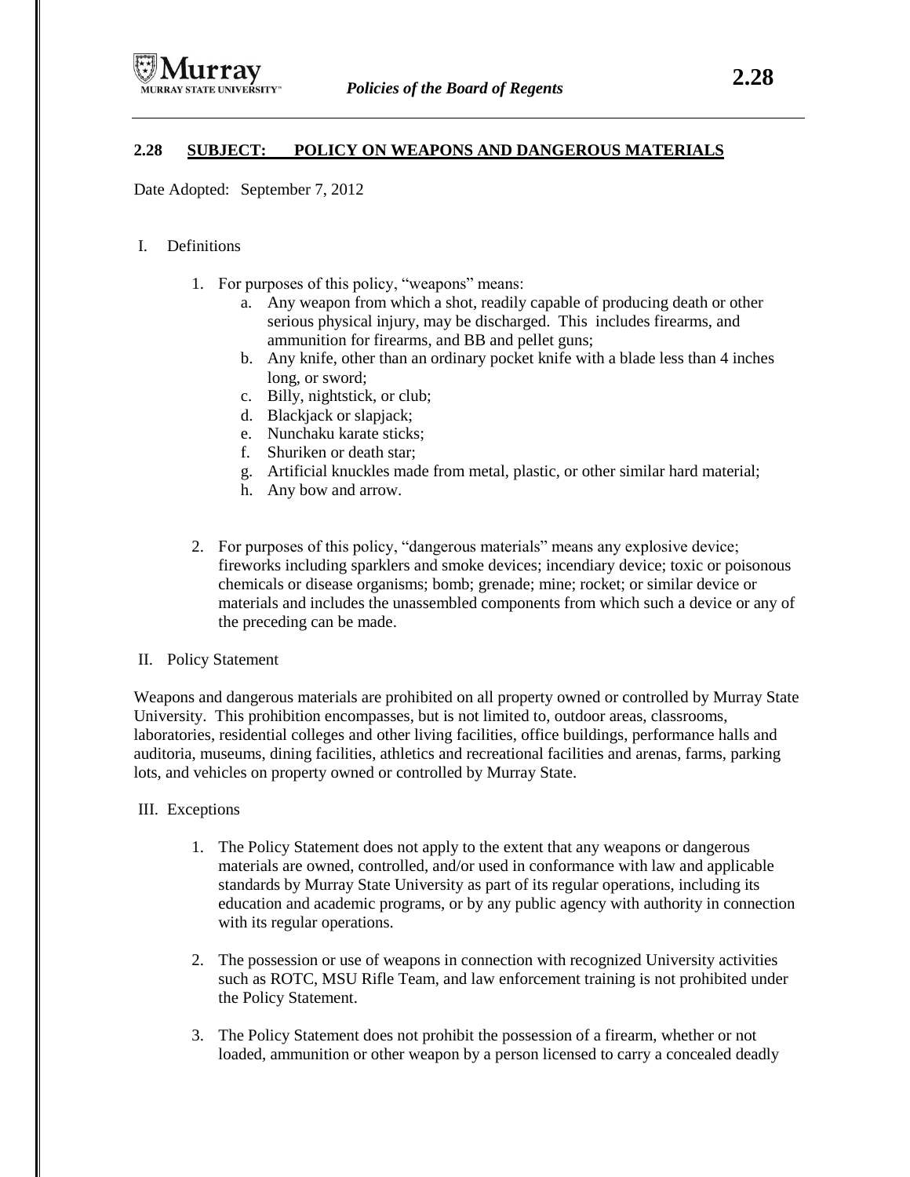## 2.28 SUBJECT: POLICY ON WEAPONS AND DANGEROUS MATERIALS

Date Adopted: September 7, 2012

I. Definitions

1. For purposes of this policy, "weapons" means:
   a. Any weapon from which a shot, readily capable of producing death or other serious physical injury, may be discharged. This includes firearms, and ammunition for firearms, and BB and pellet guns;
   b. Any knife, other than an ordinary pocket knife with a blade less than 4 inches long, or sword;
   c. Billy, nightstick, or club;
   d. Blackjack or slapjack;
   e. Nunchaku karate sticks;
   f. Shuriken or death star;
   g. Artificial knuckles made from metal, plastic, or other similar hard material;
   h. Any bow and arrow.

2. For purposes of this policy, "dangerous materials" means any explosive device; fireworks including sparklers and smoke devices; incendiary device; toxic or poisonous chemicals or disease organisms; bomb; grenade; mine; rocket; or similar device or materials and includes the unassembled components from which such a device or any of the preceding can be made.

II. Policy Statement

Weapons and dangerous materials are prohibited on all property owned or controlled by Murray State University. This prohibition encompasses, but is not limited to, outdoor areas, classrooms, laboratories, residential colleges and other living facilities, office buildings, performance halls and auditoria, museums, dining facilities, athletics and recreational facilities and arenas, farms, parking lots, and vehicles on property owned or controlled by Murray State.

III. Exceptions

1. The Policy Statement does not apply to the extent that any weapons or dangerous materials are owned, controlled, and/or used in conformance with law and applicable standards by Murray State University as part of its regular operations, including its education and academic programs, or by any public agency with authority in connection with its regular operations.

2. The possession or use of weapons in connection with recognized University activities such as ROTC, MSU Rifle Team, and law enforcement training is not prohibited under the Policy Statement.

3. The Policy Statement does not prohibit the possession of a firearm, whether or not loaded, ammunition or other weapon by a person licensed to carry a concealed deadly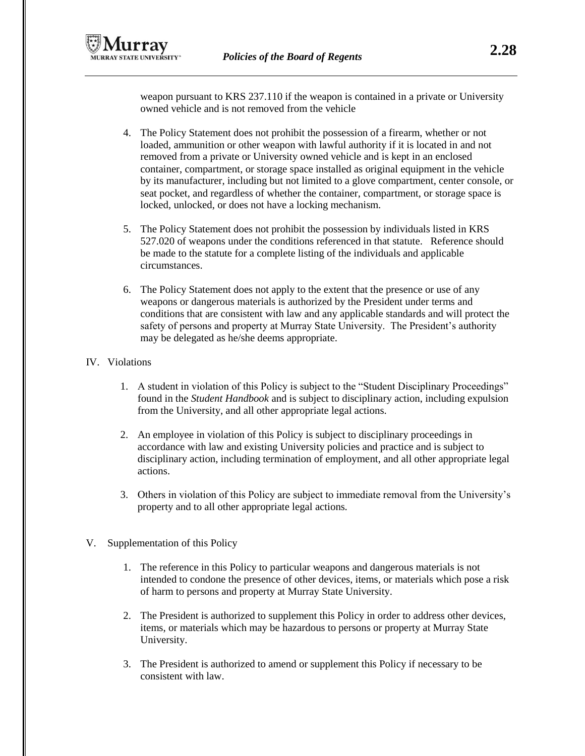weapon pursuant to KRS 237.110 if the weapon is contained in a private or University owned vehicle and is not removed from the vehicle

4. The Policy Statement does not prohibit the possession of a firearm, whether or not loaded, ammunition or other weapon with lawful authority if it is located in and not removed from a private or University owned vehicle and is kept in an enclosed container, compartment, or storage space installed as original equipment in the vehicle by its manufacturer, including but not limited to a glove compartment, center console, or seat pocket, and regardless of whether the container, compartment, or storage space is locked, unlocked, or does not have a locking mechanism.

5. The Policy Statement does not prohibit the possession by individuals listed in KRS 527.020 of weapons under the conditions referenced in that statute. Reference should be made to the statute for a complete listing of the individuals and applicable circumstances.

6. The Policy Statement does not apply to the extent that the presence or use of any weapons or dangerous materials is authorized by the President under terms and conditions that are consistent with law and any applicable standards and will protect the safety of persons and property at Murray State University. The President's authority may be delegated as he/she deems appropriate.

IV. Violations

1. A student in violation of this Policy is subject to the "Student Disciplinary Proceedings" found in the *Student Handbook* and is subject to disciplinary action, including expulsion from the University, and all other appropriate legal actions.

2. An employee in violation of this Policy is subject to disciplinary proceedings in accordance with law and existing University policies and practice and is subject to disciplinary action, including termination of employment, and all other appropriate legal actions.

3. Others in violation of this Policy are subject to immediate removal from the University's property and to all other appropriate legal actions.

V. Supplementation of this Policy

1. The reference in this Policy to particular weapons and dangerous materials is not intended to condone the presence of other devices, items, or materials which pose a risk of harm to persons and property at Murray State University.

2. The President is authorized to supplement this Policy in order to address other devices, items, or materials which may be hazardous to persons or property at Murray State University.

3. The President is authorized to amend or supplement this Policy if necessary to be consistent with law.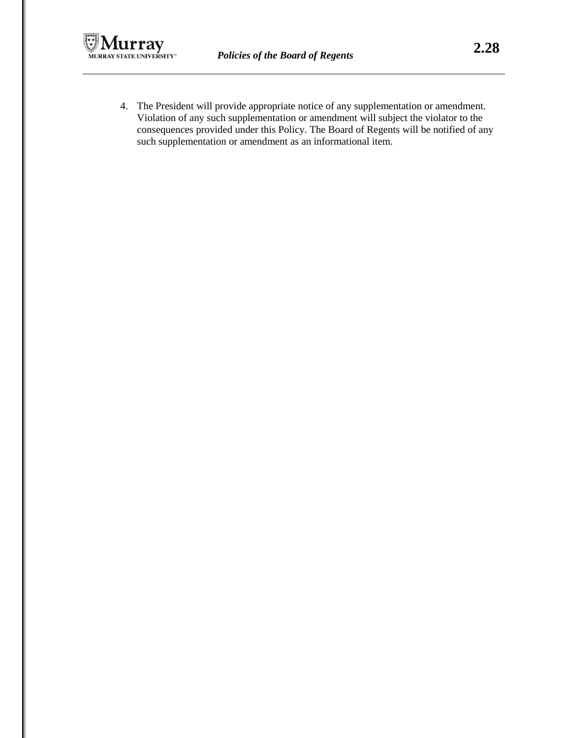4. The President will provide appropriate notice of any supplementation or amendment. Violation of any such supplementation or amendment will subject the violator to the consequences provided under this Policy. The Board of Regents will be notified of any such supplementation or amendment as an informational item.